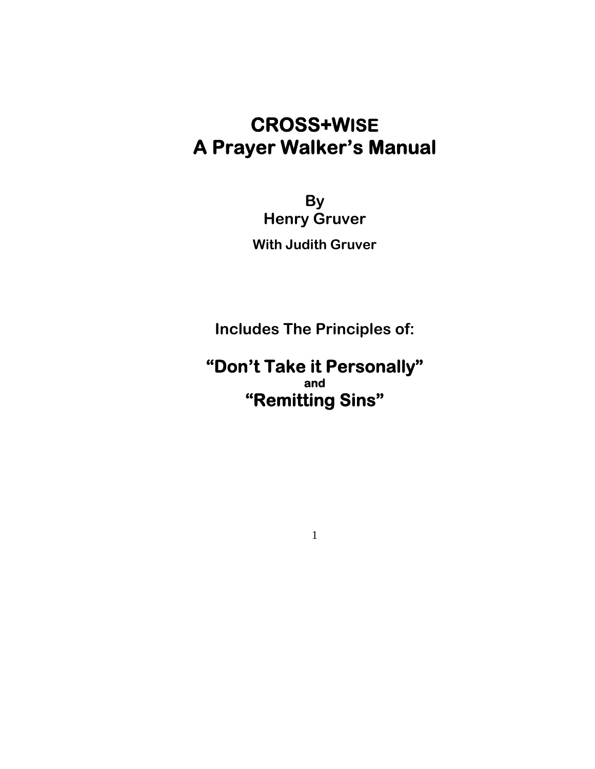# CROSS+WISE
# A Prayer Walker's Manual

**By**
**Henry Gruver**
**With Judith Gruver**

**Includes The Principles of:**

## "Don't Take it Personally"
**and**
## "Remitting Sins"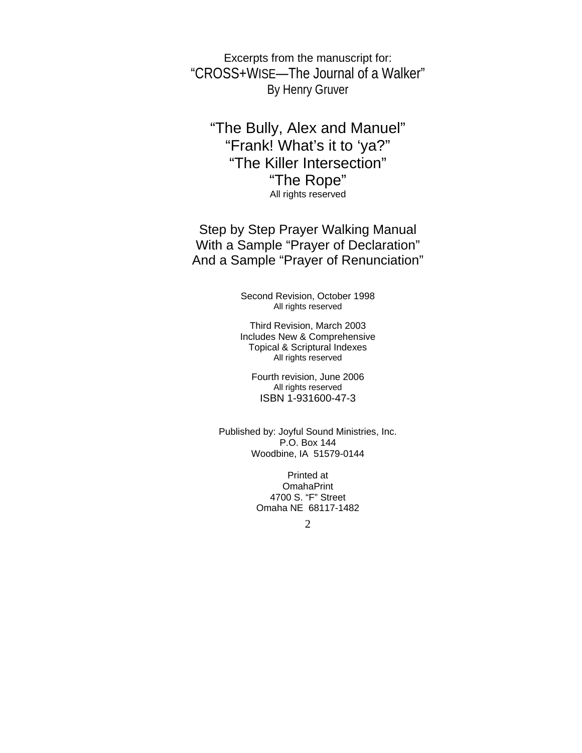Excerpts from the manuscript for:

# "CROSS+WISE—The Journal of a Walker"

By Henry Gruver

## "The Bully, Alex and Manuel"
## "Frank! What's it to 'ya?"
## "The Killer Intersection"
## "The Rope"

All rights reserved

## Step by Step Prayer Walking Manual
## With a Sample "Prayer of Declaration"
## And a Sample "Prayer of Renunciation"

Second Revision, October 1998
All rights reserved

Third Revision, March 2003
Includes New & Comprehensive
Topical & Scriptural Indexes
All rights reserved

Fourth revision, June 2006
All rights reserved
ISBN 1-931600-47-3

Published by: Joyful Sound Ministries, Inc.
P.O. Box 144
Woodbine, IA 51579-0144

Printed at
OmahaPrint
4700 S. "F" Street
Omaha NE 68117-1482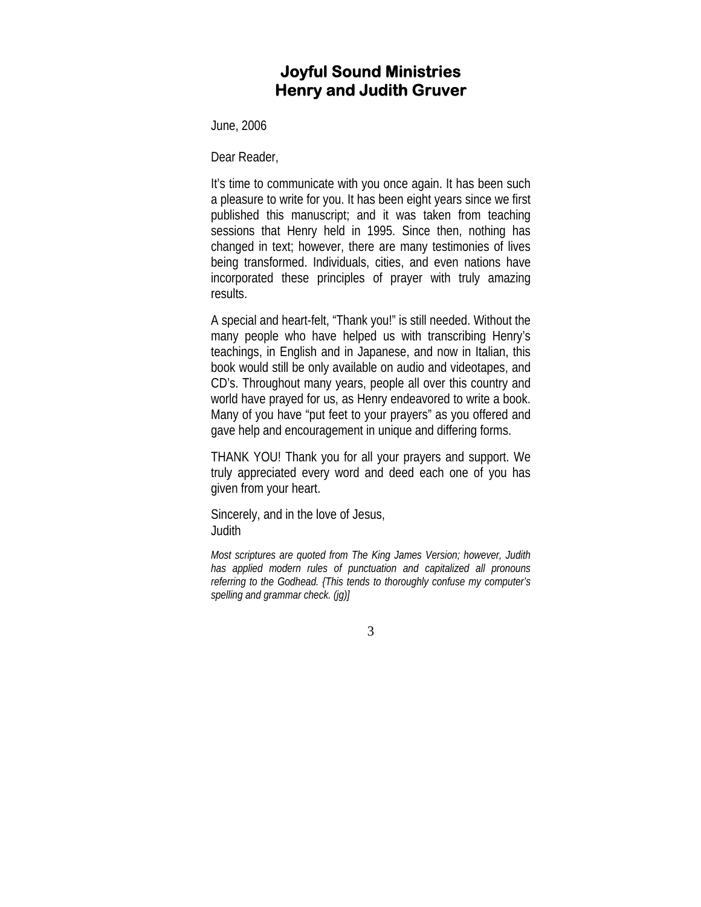# Joyful Sound Ministries
# Henry and Judith Gruver

June, 2006

Dear Reader,

It's time to communicate with you once again. It has been such a pleasure to write for you. It has been eight years since we first published this manuscript; and it was taken from teaching sessions that Henry held in 1995. Since then, nothing has changed in text; however, there are many testimonies of lives being transformed. Individuals, cities, and even nations have incorporated these principles of prayer with truly amazing results.

A special and heart-felt, "Thank you!" is still needed. Without the many people who have helped us with transcribing Henry's teachings, in English and in Japanese, and now in Italian, this book would still be only available on audio and videotapes, and CD's. Throughout many years, people all over this country and world have prayed for us, as Henry endeavored to write a book. Many of you have "put feet to your prayers" as you offered and gave help and encouragement in unique and differing forms.

THANK YOU! Thank you for all your prayers and support. We truly appreciated every word and deed each one of you has given from your heart.

Sincerely, and in the love of Jesus,
Judith

*Most scriptures are quoted from The King James Version; however, Judith has applied modern rules of punctuation and capitalized all pronouns referring to the Godhead. {This tends to thoroughly confuse my computer's spelling and grammar check. (jg)]*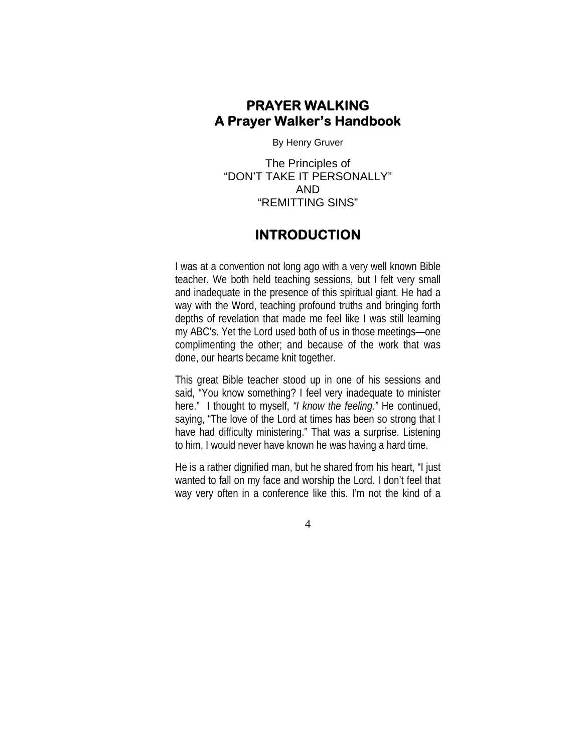# PRAYER WALKING
## A Prayer Walker's Handbook

By Henry Gruver

The Principles of
"DON'T TAKE IT PERSONALLY"
AND
"REMITTING SINS"

## INTRODUCTION

I was at a convention not long ago with a very well known Bible teacher. We both held teaching sessions, but I felt very small and inadequate in the presence of this spiritual giant. He had a way with the Word, teaching profound truths and bringing forth depths of revelation that made me feel like I was still learning my ABC's. Yet the Lord used both of us in those meetings—one complimenting the other; and because of the work that was done, our hearts became knit together.

This great Bible teacher stood up in one of his sessions and said, "You know something? I feel very inadequate to minister here." I thought to myself, *"I know the feeling."* He continued, saying, "The love of the Lord at times has been so strong that I have had difficulty ministering." That was a surprise. Listening to him, I would never have known he was having a hard time.

He is a rather dignified man, but he shared from his heart, "I just wanted to fall on my face and worship the Lord. I don't feel that way very often in a conference like this. I'm not the kind of a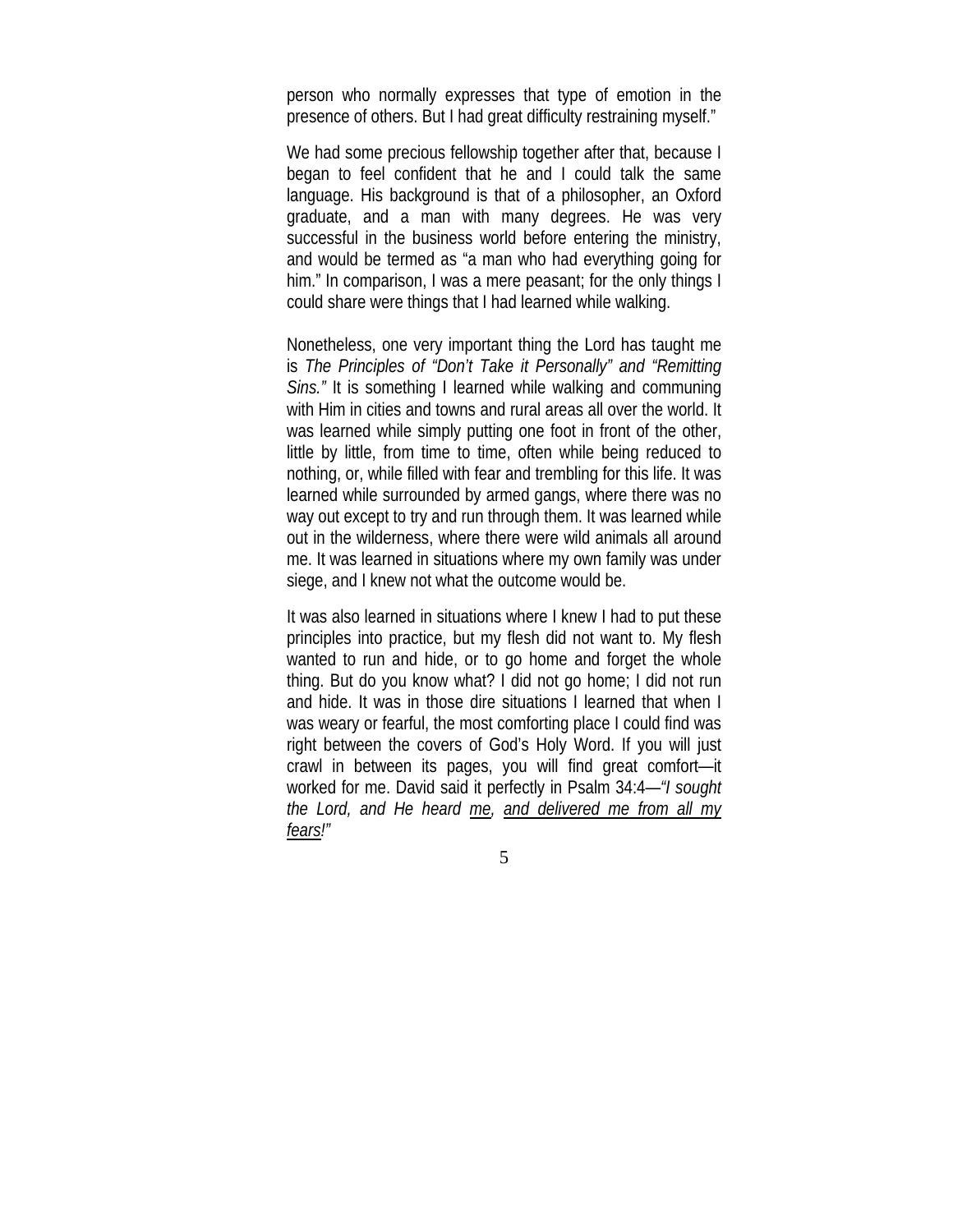person who normally expresses that type of emotion in the presence of others. But I had great difficulty restraining myself."

We had some precious fellowship together after that, because I began to feel confident that he and I could talk the same language. His background is that of a philosopher, an Oxford graduate, and a man with many degrees. He was very successful in the business world before entering the ministry, and would be termed as "a man who had everything going for him." In comparison, I was a mere peasant; for the only things I could share were things that I had learned while walking.

Nonetheless, one very important thing the Lord has taught me is *The Principles of "Don't Take it Personally" and "Remitting Sins."* It is something I learned while walking and communing with Him in cities and towns and rural areas all over the world. It was learned while simply putting one foot in front of the other, little by little, from time to time, often while being reduced to nothing, or, while filled with fear and trembling for this life. It was learned while surrounded by armed gangs, where there was no way out except to try and run through them. It was learned while out in the wilderness, where there were wild animals all around me. It was learned in situations where my own family was under siege, and I knew not what the outcome would be.

It was also learned in situations where I knew I had to put these principles into practice, but my flesh did not want to. My flesh wanted to run and hide, or to go home and forget the whole thing. But do you know what? I did not go home; I did not run and hide. It was in those dire situations I learned that when I was weary or fearful, the most comforting place I could find was right between the covers of God's Holy Word. If you will just crawl in between its pages, you will find great comfort—it worked for me. David said it perfectly in Psalm 34:4—*"I sought the Lord, and He heard <u>me,</u> <u>and delivered me from all my fears</u>!"*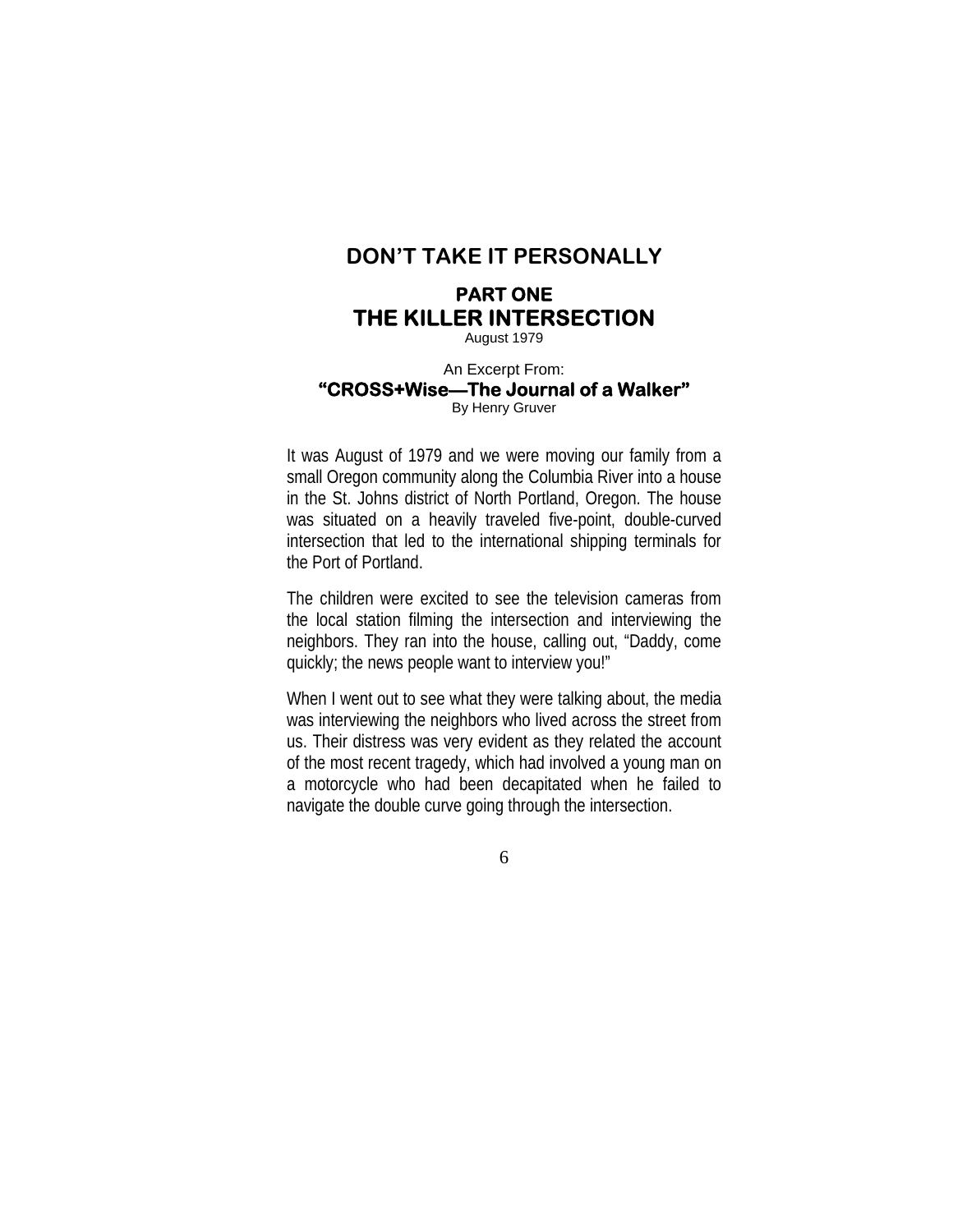# DON'T TAKE IT PERSONALLY

## PART ONE
## THE KILLER INTERSECTION

August 1979

An Excerpt From:

**"CROSS+Wise—The Journal of a Walker"**

By Henry Gruver

It was August of 1979 and we were moving our family from a small Oregon community along the Columbia River into a house in the St. Johns district of North Portland, Oregon. The house was situated on a heavily traveled five-point, double-curved intersection that led to the international shipping terminals for the Port of Portland.

The children were excited to see the television cameras from the local station filming the intersection and interviewing the neighbors. They ran into the house, calling out, "Daddy, come quickly; the news people want to interview you!"

When I went out to see what they were talking about, the media was interviewing the neighbors who lived across the street from us. Their distress was very evident as they related the account of the most recent tragedy, which had involved a young man on a motorcycle who had been decapitated when he failed to navigate the double curve going through the intersection.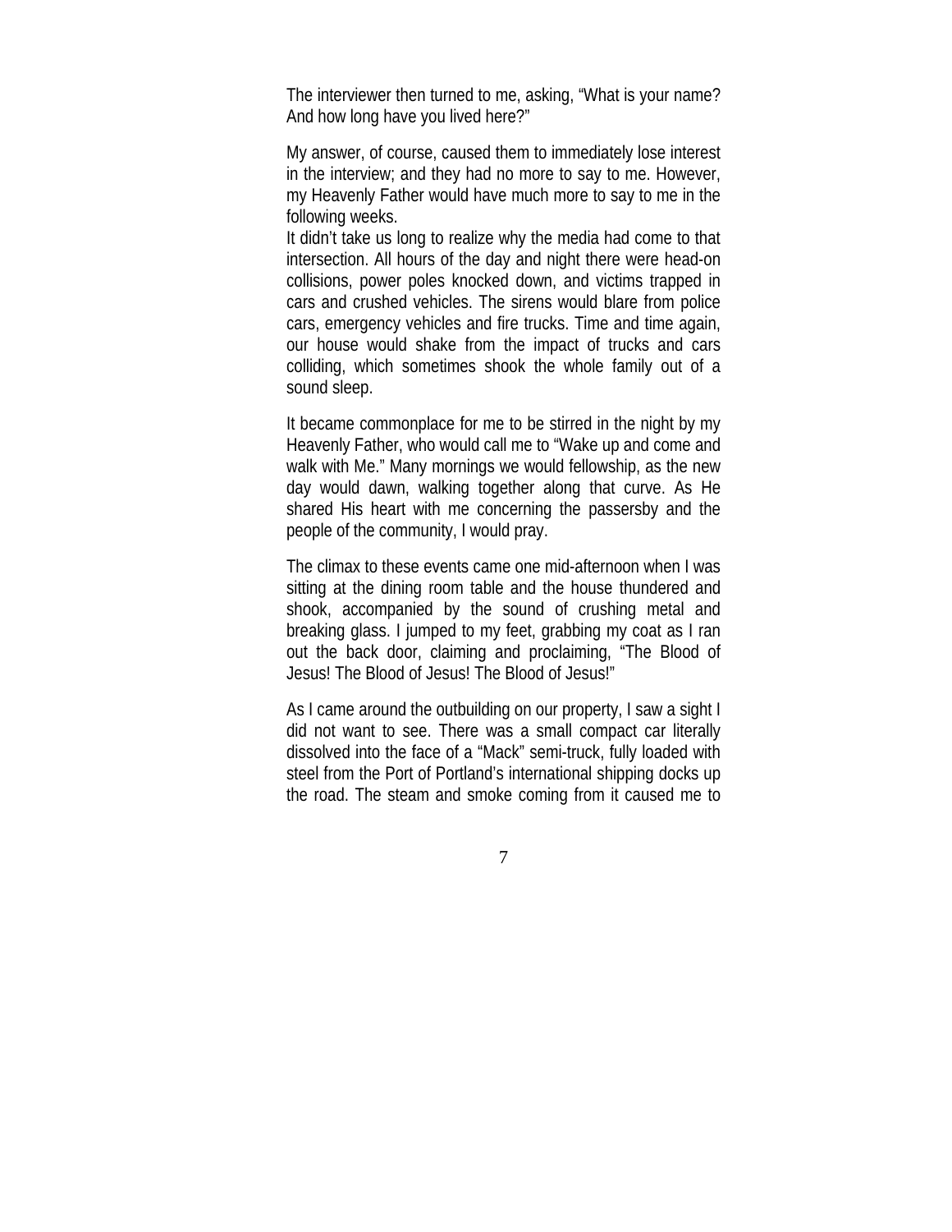The interviewer then turned to me, asking, “What is your name? And how long have you lived here?”

My answer, of course, caused them to immediately lose interest in the interview; and they had no more to say to me. However, my Heavenly Father would have much more to say to me in the following weeks.

It didn’t take us long to realize why the media had come to that intersection. All hours of the day and night there were head-on collisions, power poles knocked down, and victims trapped in cars and crushed vehicles. The sirens would blare from police cars, emergency vehicles and fire trucks. Time and time again, our house would shake from the impact of trucks and cars colliding, which sometimes shook the whole family out of a sound sleep.

It became commonplace for me to be stirred in the night by my Heavenly Father, who would call me to “Wake up and come and walk with Me.” Many mornings we would fellowship, as the new day would dawn, walking together along that curve. As He shared His heart with me concerning the passersby and the people of the community, I would pray.

The climax to these events came one mid-afternoon when I was sitting at the dining room table and the house thundered and shook, accompanied by the sound of crushing metal and breaking glass. I jumped to my feet, grabbing my coat as I ran out the back door, claiming and proclaiming, “The Blood of Jesus! The Blood of Jesus! The Blood of Jesus!”

As I came around the outbuilding on our property, I saw a sight I did not want to see. There was a small compact car literally dissolved into the face of a “Mack” semi-truck, fully loaded with steel from the Port of Portland’s international shipping docks up the road. The steam and smoke coming from it caused me to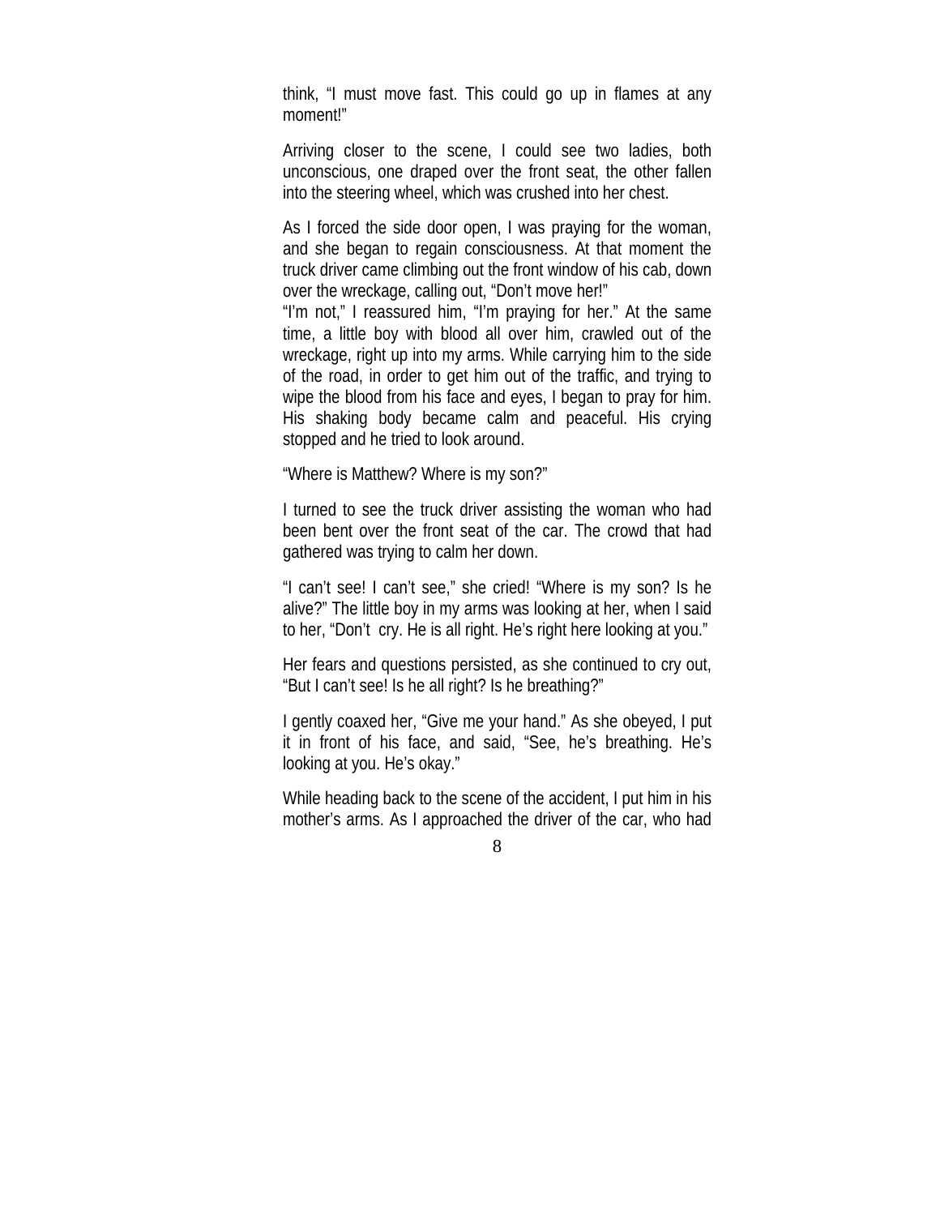think, “I must move fast. This could go up in flames at any moment!”

Arriving closer to the scene, I could see two ladies, both unconscious, one draped over the front seat, the other fallen into the steering wheel, which was crushed into her chest.

As I forced the side door open, I was praying for the woman, and she began to regain consciousness. At that moment the truck driver came climbing out the front window of his cab, down over the wreckage, calling out, “Don’t move her!”
“I’m not,” I reassured him, “I’m praying for her.” At the same time, a little boy with blood all over him, crawled out of the wreckage, right up into my arms. While carrying him to the side of the road, in order to get him out of the traffic, and trying to wipe the blood from his face and eyes, I began to pray for him. His shaking body became calm and peaceful. His crying stopped and he tried to look around.

“Where is Matthew? Where is my son?”

I turned to see the truck driver assisting the woman who had been bent over the front seat of the car. The crowd that had gathered was trying to calm her down.

“I can’t see! I can’t see,” she cried! “Where is my son? Is he alive?” The little boy in my arms was looking at her, when I said to her, “Don’t cry. He is all right. He’s right here looking at you.”

Her fears and questions persisted, as she continued to cry out, “But I can’t see! Is he all right? Is he breathing?”

I gently coaxed her, “Give me your hand.” As she obeyed, I put it in front of his face, and said, “See, he’s breathing. He’s looking at you. He’s okay.”

While heading back to the scene of the accident, I put him in his mother’s arms. As I approached the driver of the car, who had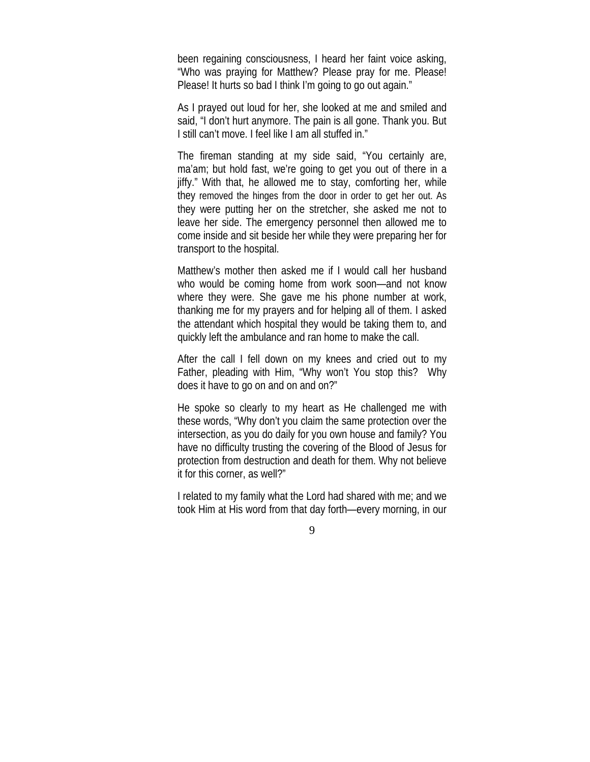been regaining consciousness, I heard her faint voice asking, "Who was praying for Matthew? Please pray for me. Please! Please! It hurts so bad I think I'm going to go out again."

As I prayed out loud for her, she looked at me and smiled and said, "I don't hurt anymore. The pain is all gone. Thank you. But I still can't move. I feel like I am all stuffed in."

The fireman standing at my side said, "You certainly are, ma'am; but hold fast, we're going to get you out of there in a jiffy." With that, he allowed me to stay, comforting her, while they removed the hinges from the door in order to get her out. As they were putting her on the stretcher, she asked me not to leave her side. The emergency personnel then allowed me to come inside and sit beside her while they were preparing her for transport to the hospital.

Matthew's mother then asked me if I would call her husband who would be coming home from work soon—and not know where they were. She gave me his phone number at work, thanking me for my prayers and for helping all of them. I asked the attendant which hospital they would be taking them to, and quickly left the ambulance and ran home to make the call.

After the call I fell down on my knees and cried out to my Father, pleading with Him, "Why won't You stop this? Why does it have to go on and on and on?"

He spoke so clearly to my heart as He challenged me with these words, "Why don't you claim the same protection over the intersection, as you do daily for you own house and family? You have no difficulty trusting the covering of the Blood of Jesus for protection from destruction and death for them. Why not believe it for this corner, as well?"

I related to my family what the Lord had shared with me; and we took Him at His word from that day forth—every morning, in our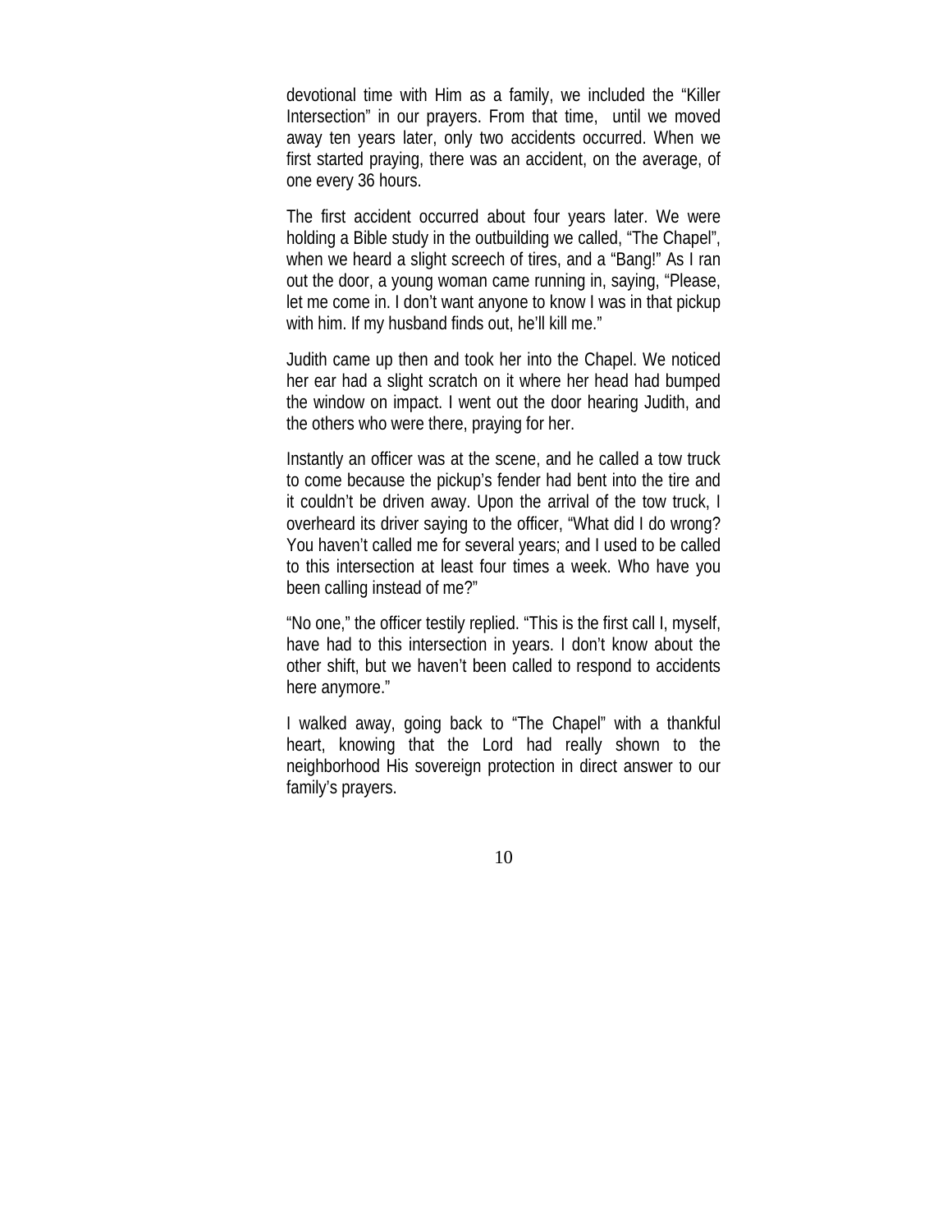devotional time with Him as a family, we included the "Killer Intersection" in our prayers. From that time, until we moved away ten years later, only two accidents occurred. When we first started praying, there was an accident, on the average, of one every 36 hours.

The first accident occurred about four years later. We were holding a Bible study in the outbuilding we called, "The Chapel", when we heard a slight screech of tires, and a "Bang!" As I ran out the door, a young woman came running in, saying, "Please, let me come in. I don't want anyone to know I was in that pickup with him. If my husband finds out, he'll kill me."

Judith came up then and took her into the Chapel. We noticed her ear had a slight scratch on it where her head had bumped the window on impact. I went out the door hearing Judith, and the others who were there, praying for her.

Instantly an officer was at the scene, and he called a tow truck to come because the pickup's fender had bent into the tire and it couldn't be driven away. Upon the arrival of the tow truck, I overheard its driver saying to the officer, "What did I do wrong? You haven't called me for several years; and I used to be called to this intersection at least four times a week. Who have you been calling instead of me?"

"No one," the officer testily replied. "This is the first call I, myself, have had to this intersection in years. I don't know about the other shift, but we haven't been called to respond to accidents here anymore."

I walked away, going back to "The Chapel" with a thankful heart, knowing that the Lord had really shown to the neighborhood His sovereign protection in direct answer to our family's prayers.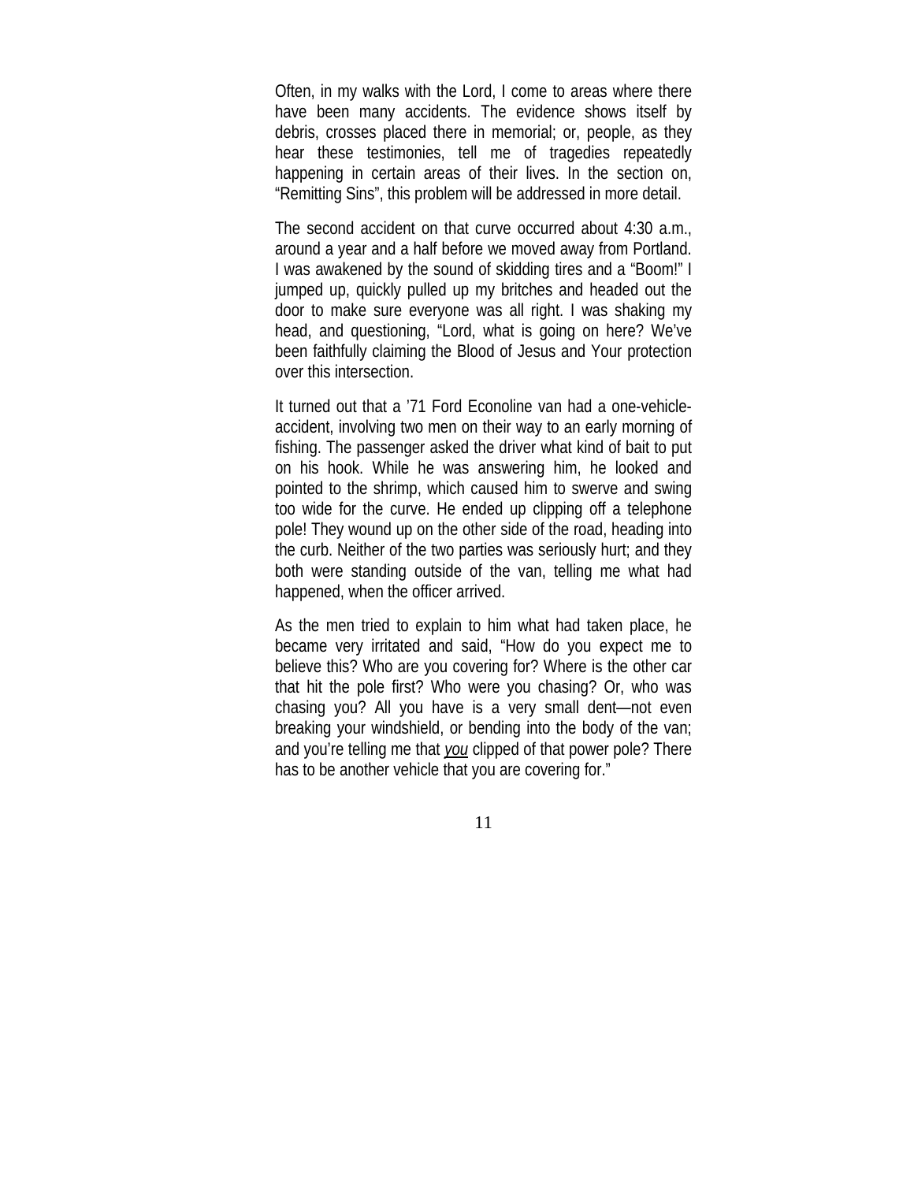Often, in my walks with the Lord, I come to areas where there have been many accidents. The evidence shows itself by debris, crosses placed there in memorial; or, people, as they hear these testimonies, tell me of tragedies repeatedly happening in certain areas of their lives. In the section on, "Remitting Sins", this problem will be addressed in more detail.

The second accident on that curve occurred about 4:30 a.m., around a year and a half before we moved away from Portland. I was awakened by the sound of skidding tires and a "Boom!" I jumped up, quickly pulled up my britches and headed out the door to make sure everyone was all right. I was shaking my head, and questioning, "Lord, what is going on here? We've been faithfully claiming the Blood of Jesus and Your protection over this intersection.

It turned out that a '71 Ford Econoline van had a one-vehicle-accident, involving two men on their way to an early morning of fishing. The passenger asked the driver what kind of bait to put on his hook. While he was answering him, he looked and pointed to the shrimp, which caused him to swerve and swing too wide for the curve. He ended up clipping off a telephone pole! They wound up on the other side of the road, heading into the curb. Neither of the two parties was seriously hurt; and they both were standing outside of the van, telling me what had happened, when the officer arrived.

As the men tried to explain to him what had taken place, he became very irritated and said, "How do you expect me to believe this? Who are you covering for? Where is the other car that hit the pole first? Who were you chasing? Or, who was chasing you? All you have is a very small dent—not even breaking your windshield, or bending into the body of the van; and you're telling me that ***you*** clipped of that power pole? There has to be another vehicle that you are covering for."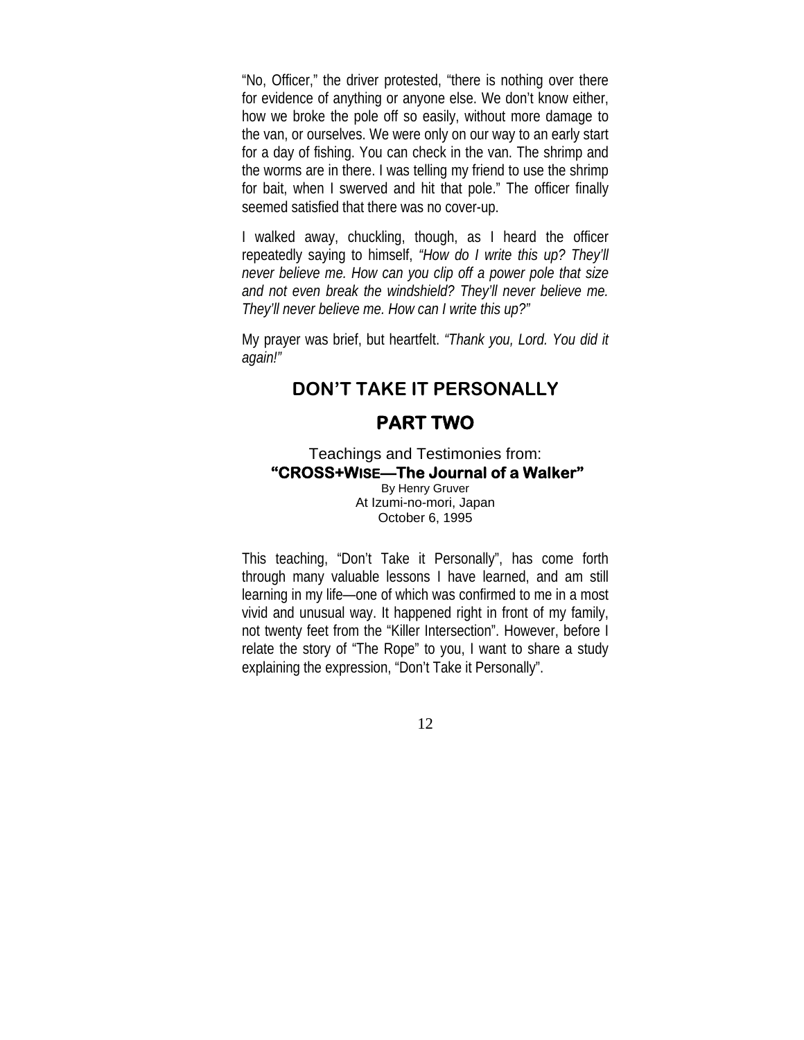"No, Officer," the driver protested, "there is nothing over there for evidence of anything or anyone else. We don't know either, how we broke the pole off so easily, without more damage to the van, or ourselves. We were only on our way to an early start for a day of fishing. You can check in the van. The shrimp and the worms are in there. I was telling my friend to use the shrimp for bait, when I swerved and hit that pole." The officer finally seemed satisfied that there was no cover-up.

I walked away, chuckling, though, as I heard the officer repeatedly saying to himself, *"How do I write this up? They'll never believe me. How can you clip off a power pole that size and not even break the windshield? They'll never believe me. They'll never believe me. How can I write this up?"*

My prayer was brief, but heartfelt. *"Thank you, Lord. You did it again!"*

## DON'T TAKE IT PERSONALLY

## PART TWO

Teachings and Testimonies from:
**"CROSS+WISE—The Journal of a Walker"**
By Henry Gruver
At Izumi-no-mori, Japan
October 6, 1995

This teaching, "Don't Take it Personally", has come forth through many valuable lessons I have learned, and am still learning in my life—one of which was confirmed to me in a most vivid and unusual way. It happened right in front of my family, not twenty feet from the "Killer Intersection". However, before I relate the story of "The Rope" to you, I want to share a study explaining the expression, "Don't Take it Personally".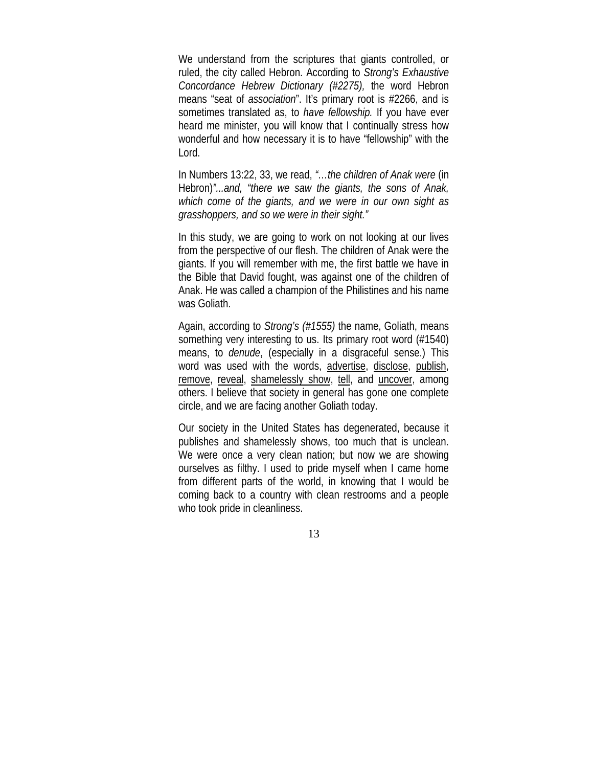We understand from the scriptures that giants controlled, or ruled, the city called Hebron. According to *Strong's Exhaustive Concordance Hebrew Dictionary (#2275),* the word Hebron means "seat of *association*". It's primary root is #2266, and is sometimes translated as, to *have fellowship.* If you have ever heard me minister, you will know that I continually stress how wonderful and how necessary it is to have "fellowship" with the Lord.

In Numbers 13:22, 33, we read, *"…the children of Anak were* (in Hebron)*"...and, "there we saw the giants, the sons of Anak, which come of the giants, and we were in our own sight as grasshoppers, and so we were in their sight."*

In this study, we are going to work on not looking at our lives from the perspective of our flesh. The children of Anak were the giants. If you will remember with me, the first battle we have in the Bible that David fought, was against one of the children of Anak. He was called a champion of the Philistines and his name was Goliath.

Again, according to *Strong's (#1555)* the name, Goliath, means something very interesting to us. Its primary root word (#1540) means, to *denude*, (especially in a disgraceful sense.) This word was used with the words, <u>advertise</u>, <u>disclose</u>, <u>publish</u>, <u>remove</u>, <u>reveal</u>, <u>shamelessly show</u>, <u>tell</u>, and <u>uncover</u>, among others. I believe that society in general has gone one complete circle, and we are facing another Goliath today.

Our society in the United States has degenerated, because it publishes and shamelessly shows, too much that is unclean. We were once a very clean nation; but now we are showing ourselves as filthy. I used to pride myself when I came home from different parts of the world, in knowing that I would be coming back to a country with clean restrooms and a people who took pride in cleanliness.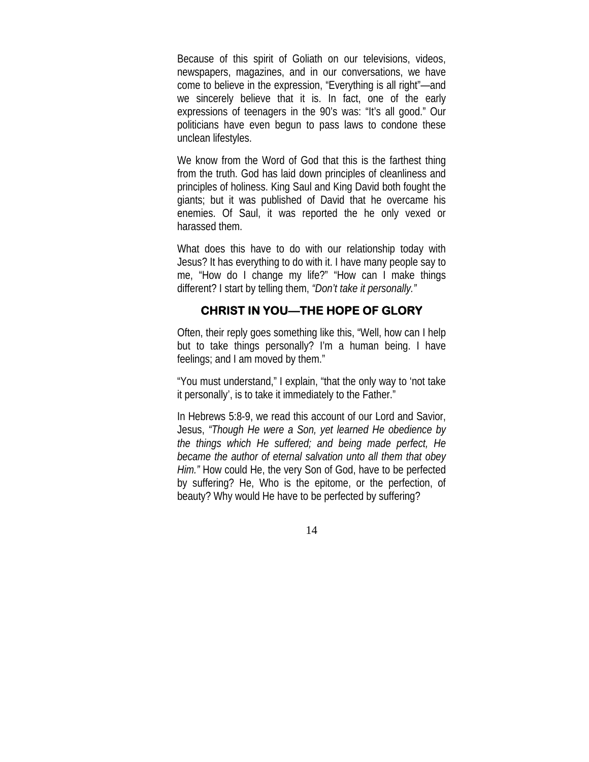Because of this spirit of Goliath on our televisions, videos, newspapers, magazines, and in our conversations, we have come to believe in the expression, "Everything is all right"—and we sincerely believe that it is. In fact, one of the early expressions of teenagers in the 90's was: "It's all good." Our politicians have even begun to pass laws to condone these unclean lifestyles.

We know from the Word of God that this is the farthest thing from the truth. God has laid down principles of cleanliness and principles of holiness. King Saul and King David both fought the giants; but it was published of David that he overcame his enemies. Of Saul, it was reported the he only vexed or harassed them.

What does this have to do with our relationship today with Jesus? It has everything to do with it. I have many people say to me, "How do I change my life?" "How can I make things different? I start by telling them, *"Don't take it personally."*

## CHRIST IN YOU—THE HOPE OF GLORY

Often, their reply goes something like this, "Well, how can I help but to take things personally? I'm a human being. I have feelings; and I am moved by them."

"You must understand," I explain, "that the only way to 'not take it personally', is to take it immediately to the Father."

In Hebrews 5:8-9, we read this account of our Lord and Savior, Jesus, *"Though He were a Son, yet learned He obedience by the things which He suffered; and being made perfect, He became the author of eternal salvation unto all them that obey Him."* How could He, the very Son of God, have to be perfected by suffering? He, Who is the epitome, or the perfection, of beauty? Why would He have to be perfected by suffering?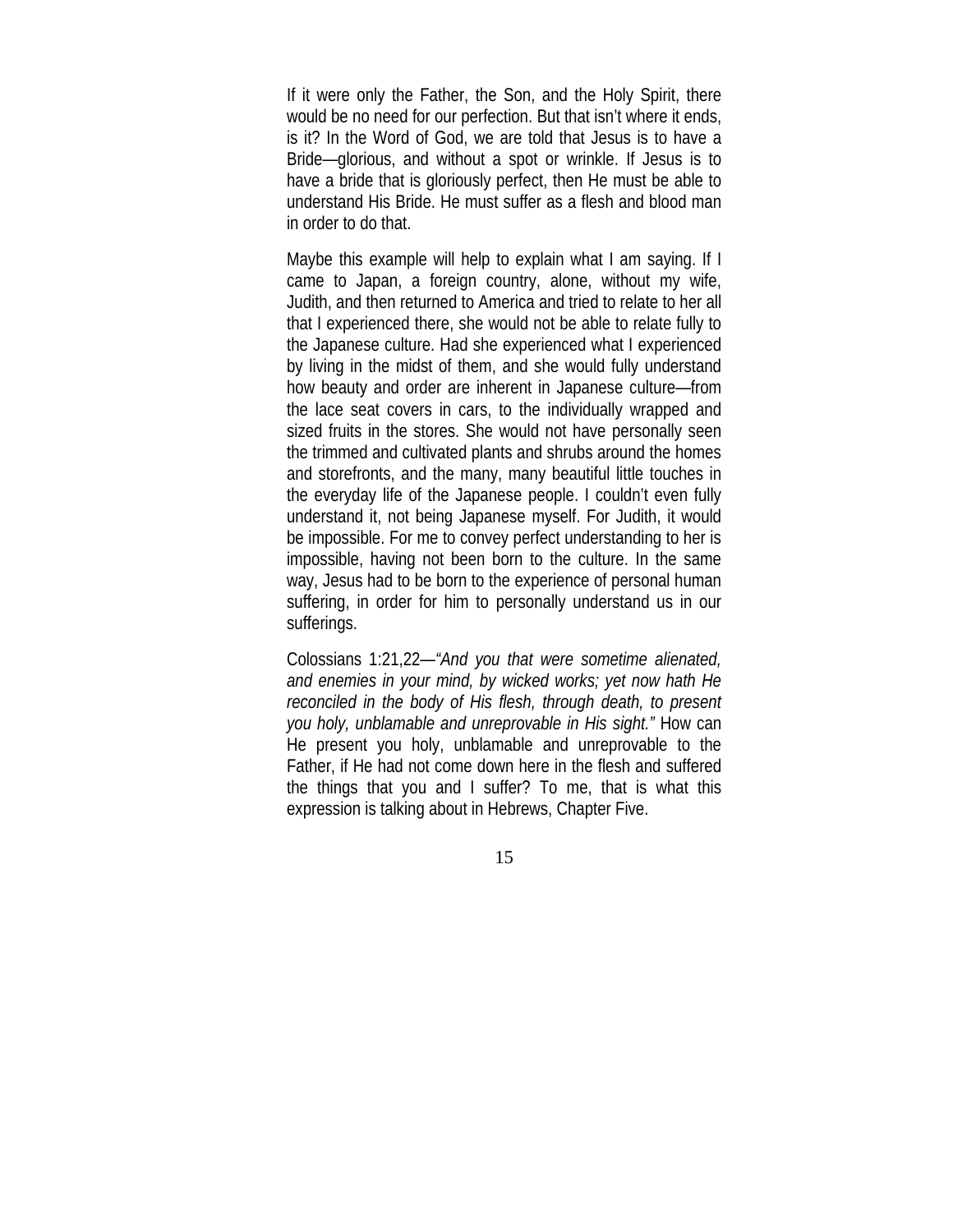If it were only the Father, the Son, and the Holy Spirit, there would be no need for our perfection. But that isn't where it ends, is it? In the Word of God, we are told that Jesus is to have a Bride—glorious, and without a spot or wrinkle. If Jesus is to have a bride that is gloriously perfect, then He must be able to understand His Bride. He must suffer as a flesh and blood man in order to do that.

Maybe this example will help to explain what I am saying. If I came to Japan, a foreign country, alone, without my wife, Judith, and then returned to America and tried to relate to her all that I experienced there, she would not be able to relate fully to the Japanese culture. Had she experienced what I experienced by living in the midst of them, and she would fully understand how beauty and order are inherent in Japanese culture—from the lace seat covers in cars, to the individually wrapped and sized fruits in the stores. She would not have personally seen the trimmed and cultivated plants and shrubs around the homes and storefronts, and the many, many beautiful little touches in the everyday life of the Japanese people. I couldn't even fully understand it, not being Japanese myself. For Judith, it would be impossible. For me to convey perfect understanding to her is impossible, having not been born to the culture. In the same way, Jesus had to be born to the experience of personal human suffering, in order for him to personally understand us in our sufferings.

Colossians 1:21,22—*"And you that were sometime alienated, and enemies in your mind, by wicked works; yet now hath He reconciled in the body of His flesh, through death, to present you holy, unblamable and unreprovable in His sight."* How can He present you holy, unblamable and unreprovable to the Father, if He had not come down here in the flesh and suffered the things that you and I suffer? To me, that is what this expression is talking about in Hebrews, Chapter Five.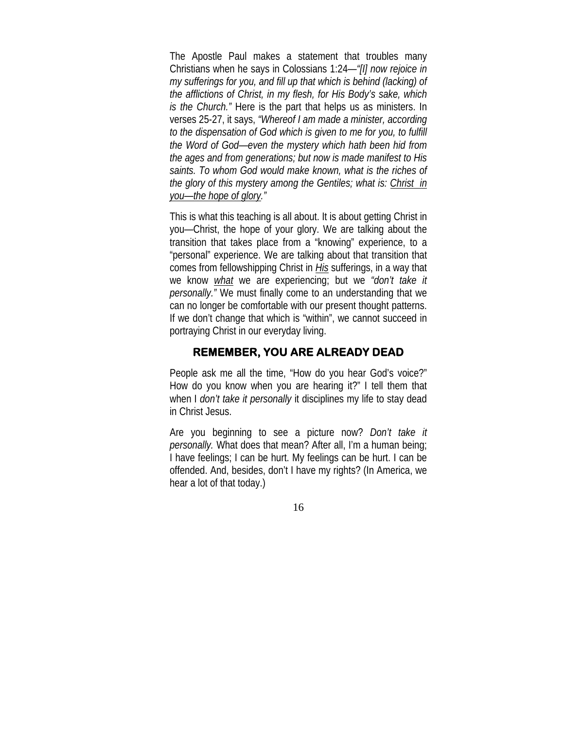The Apostle Paul makes a statement that troubles many Christians when he says in Colossians 1:24—*"[I] now rejoice in my sufferings for you, and fill up that which is behind (lacking) of the afflictions of Christ, in my flesh, for His Body's sake, which is the Church."* Here is the part that helps us as ministers. In verses 25-27, it says, *"Whereof I am made a minister, according to the dispensation of God which is given to me for you, to fulfill the Word of God—even the mystery which hath been hid from the ages and from generations; but now is made manifest to His saints. To whom God would make known, what is the riches of the glory of this mystery among the Gentiles; what is: <u>Christ in you—the hope of glory</u>."*

This is what this teaching is all about. It is about getting Christ in you—Christ, the hope of your glory. We are talking about the transition that takes place from a "knowing" experience, to a "personal" experience. We are talking about that transition that comes from fellowshipping Christ in ***<u>His</u>*** sufferings, in a way that we know *<u>what</u>* we are experiencing; but we *"don't take it personally."* We must finally come to an understanding that we can no longer be comfortable with our present thought patterns. If we don't change that which is "within", we cannot succeed in portraying Christ in our everyday living.

## REMEMBER, YOU ARE ALREADY DEAD

People ask me all the time, "How do you hear God's voice?" How do you know when you are hearing it?" I tell them that when I *don't take it personally* it disciplines my life to stay dead in Christ Jesus.

Are you beginning to see a picture now? *Don't take it personally.* What does that mean? After all, I'm a human being; I have feelings; I can be hurt. My feelings can be hurt. I can be offended. And, besides, don't I have my rights? (In America, we hear a lot of that today.)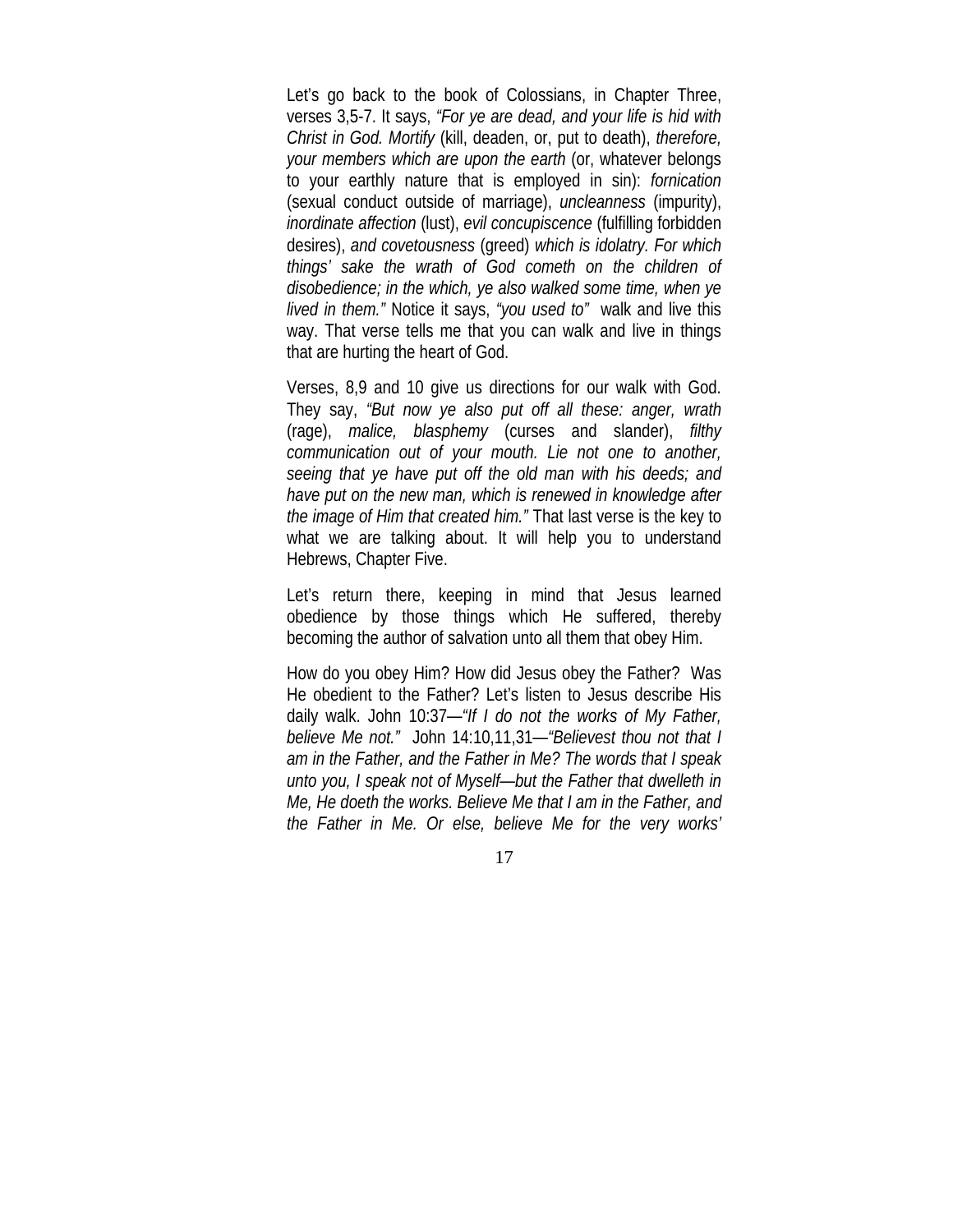Let's go back to the book of Colossians, in Chapter Three, verses 3,5-7. It says, *"For ye are dead, and your life is hid with Christ in God. Mortify* (kill, deaden, or, put to death), *therefore, your members which are upon the earth* (or, whatever belongs to your earthly nature that is employed in sin): *fornication* (sexual conduct outside of marriage), *uncleanness* (impurity), *inordinate affection* (lust), *evil concupiscence* (fulfilling forbidden desires), *and covetousness* (greed) *which is idolatry. For which things' sake the wrath of God cometh on the children of disobedience; in the which, ye also walked some time, when ye lived in them."* Notice it says, *"you used to"* walk and live this way. That verse tells me that you can walk and live in things that are hurting the heart of God.

Verses, 8,9 and 10 give us directions for our walk with God. They say, *"But now ye also put off all these: anger, wrath* (rage), *malice, blasphemy* (curses and slander), *filthy communication out of your mouth. Lie not one to another, seeing that ye have put off the old man with his deeds; and have put on the new man, which is renewed in knowledge after the image of Him that created him."* That last verse is the key to what we are talking about. It will help you to understand Hebrews, Chapter Five.

Let's return there, keeping in mind that Jesus learned obedience by those things which He suffered, thereby becoming the author of salvation unto all them that obey Him.

How do you obey Him? How did Jesus obey the Father? Was He obedient to the Father? Let's listen to Jesus describe His daily walk. John 10:37—*"If I do not the works of My Father, believe Me not."* John 14:10,11,31—*"Believest thou not that I am in the Father, and the Father in Me? The words that I speak unto you, I speak not of Myself—but the Father that dwelleth in Me, He doeth the works. Believe Me that I am in the Father, and the Father in Me. Or else, believe Me for the very works'*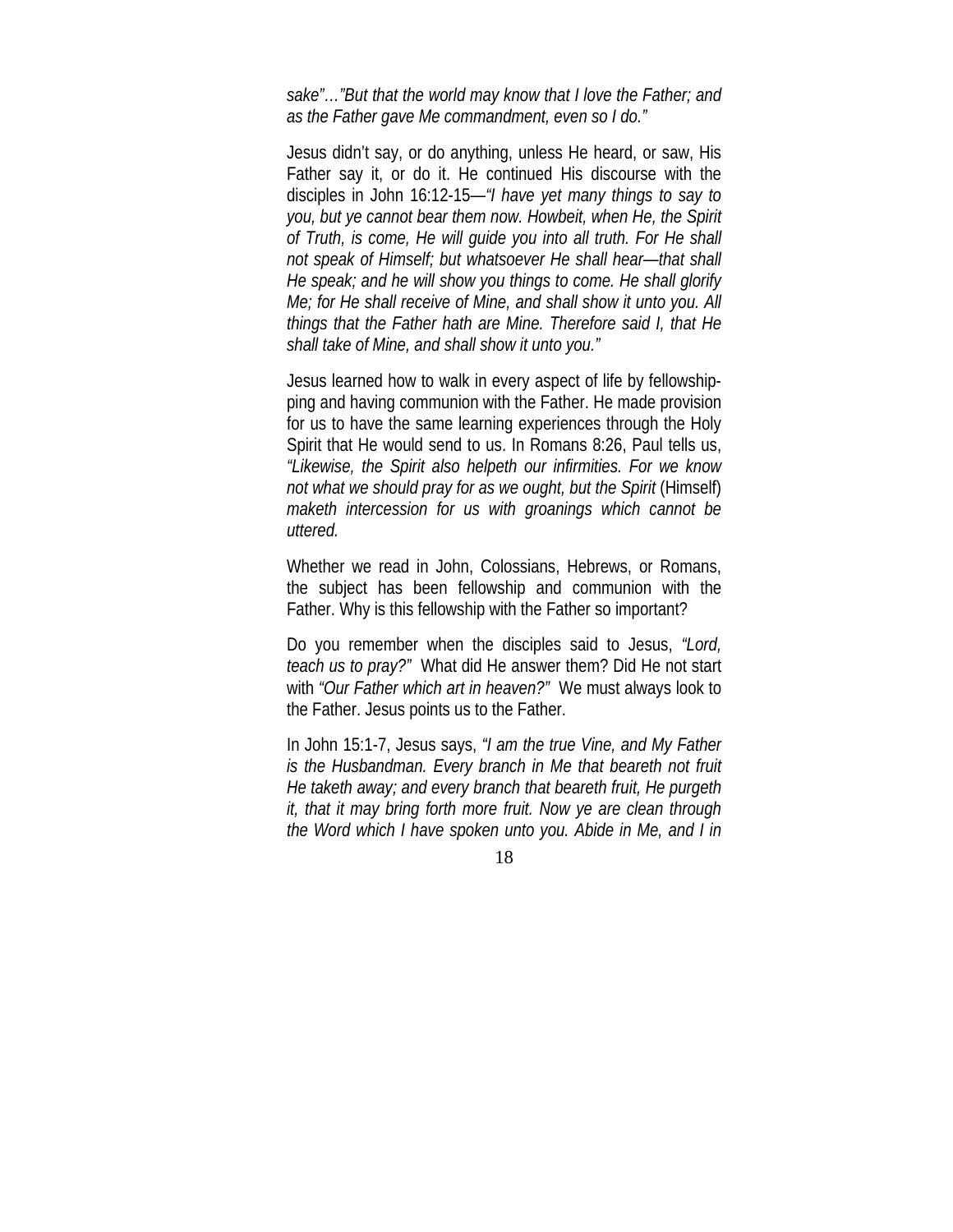*sake"…"But that the world may know that I love the Father; and as the Father gave Me commandment, even so I do."*

Jesus didn't say, or do anything, unless He heard, or saw, His Father say it, or do it. He continued His discourse with the disciples in John 16:12-15—*"I have yet many things to say to you, but ye cannot bear them now. Howbeit, when He, the Spirit of Truth, is come, He will guide you into all truth. For He shall not speak of Himself; but whatsoever He shall hear—that shall He speak; and he will show you things to come. He shall glorify Me; for He shall receive of Mine, and shall show it unto you. All things that the Father hath are Mine. Therefore said I, that He shall take of Mine, and shall show it unto you."*

Jesus learned how to walk in every aspect of life by fellowshipping and having communion with the Father. He made provision for us to have the same learning experiences through the Holy Spirit that He would send to us. In Romans 8:26, Paul tells us, *"Likewise, the Spirit also helpeth our infirmities. For we know not what we should pray for as we ought, but the Spirit* (Himself) *maketh intercession for us with groanings which cannot be uttered.*

Whether we read in John, Colossians, Hebrews, or Romans, the subject has been fellowship and communion with the Father. Why is this fellowship with the Father so important?

Do you remember when the disciples said to Jesus, *"Lord, teach us to pray?"* What did He answer them? Did He not start with *"Our Father which art in heaven?"* We must always look to the Father. Jesus points us to the Father.

In John 15:1-7, Jesus says, *"I am the true Vine, and My Father is the Husbandman. Every branch in Me that beareth not fruit He taketh away; and every branch that beareth fruit, He purgeth it, that it may bring forth more fruit. Now ye are clean through the Word which I have spoken unto you. Abide in Me, and I in*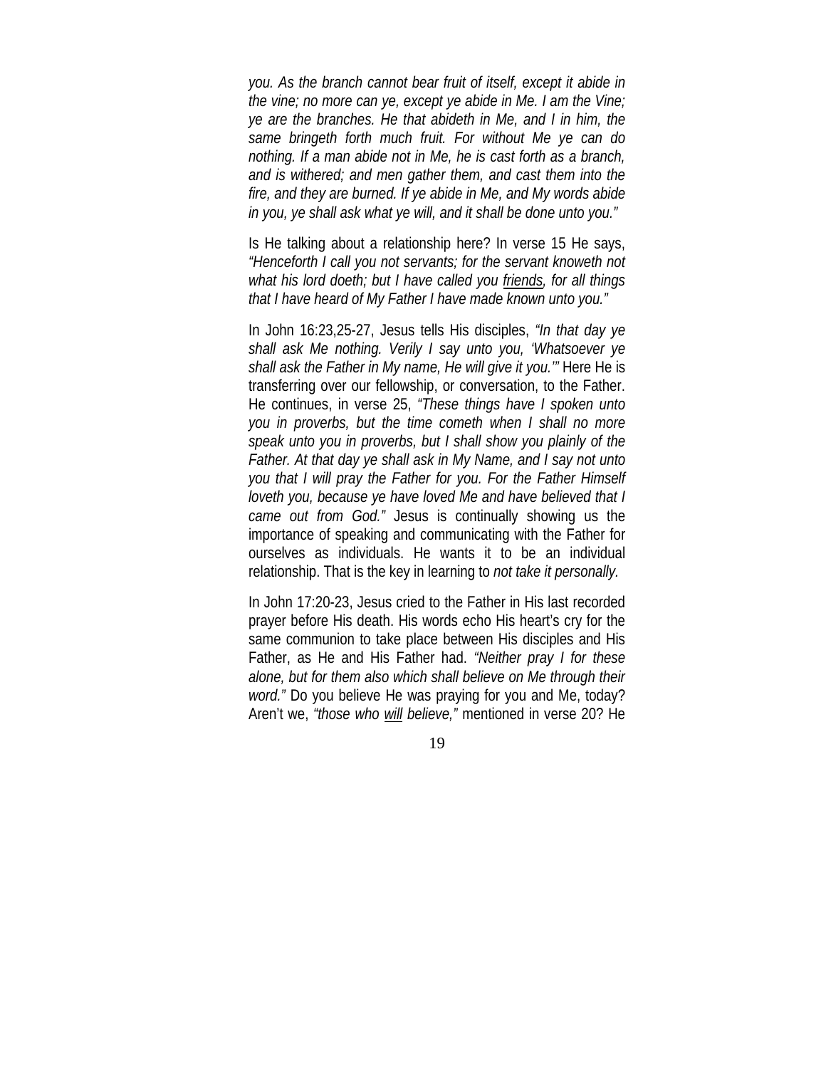*you. As the branch cannot bear fruit of itself, except it abide in the vine; no more can ye, except ye abide in Me. I am the Vine; ye are the branches. He that abideth in Me, and I in him, the same bringeth forth much fruit. For without Me ye can do nothing. If a man abide not in Me, he is cast forth as a branch, and is withered; and men gather them, and cast them into the fire, and they are burned. If ye abide in Me, and My words abide in you, ye shall ask what ye will, and it shall be done unto you."*

Is He talking about a relationship here? In verse 15 He says, *"Henceforth I call you not servants; for the servant knoweth not what his lord doeth; but I have called you <u>friends</u>, for all things that I have heard of My Father I have made known unto you."*

In John 16:23,25-27, Jesus tells His disciples, *"In that day ye shall ask Me nothing. Verily I say unto you, 'Whatsoever ye shall ask the Father in My name, He will give it you.'"* Here He is transferring over our fellowship, or conversation, to the Father. He continues, in verse 25, *"These things have I spoken unto you in proverbs, but the time cometh when I shall no more speak unto you in proverbs, but I shall show you plainly of the Father. At that day ye shall ask in My Name, and I say not unto you that I will pray the Father for you. For the Father Himself loveth you, because ye have loved Me and have believed that I came out from God."* Jesus is continually showing us the importance of speaking and communicating with the Father for ourselves as individuals. He wants it to be an individual relationship. That is the key in learning to *not take it personally.*

In John 17:20-23, Jesus cried to the Father in His last recorded prayer before His death. His words echo His heart's cry for the same communion to take place between His disciples and His Father, as He and His Father had. *"Neither pray I for these alone, but for them also which shall believe on Me through their word."* Do you believe He was praying for you and Me, today? Aren't we, *"those who <u>will</u> believe,"* mentioned in verse 20? He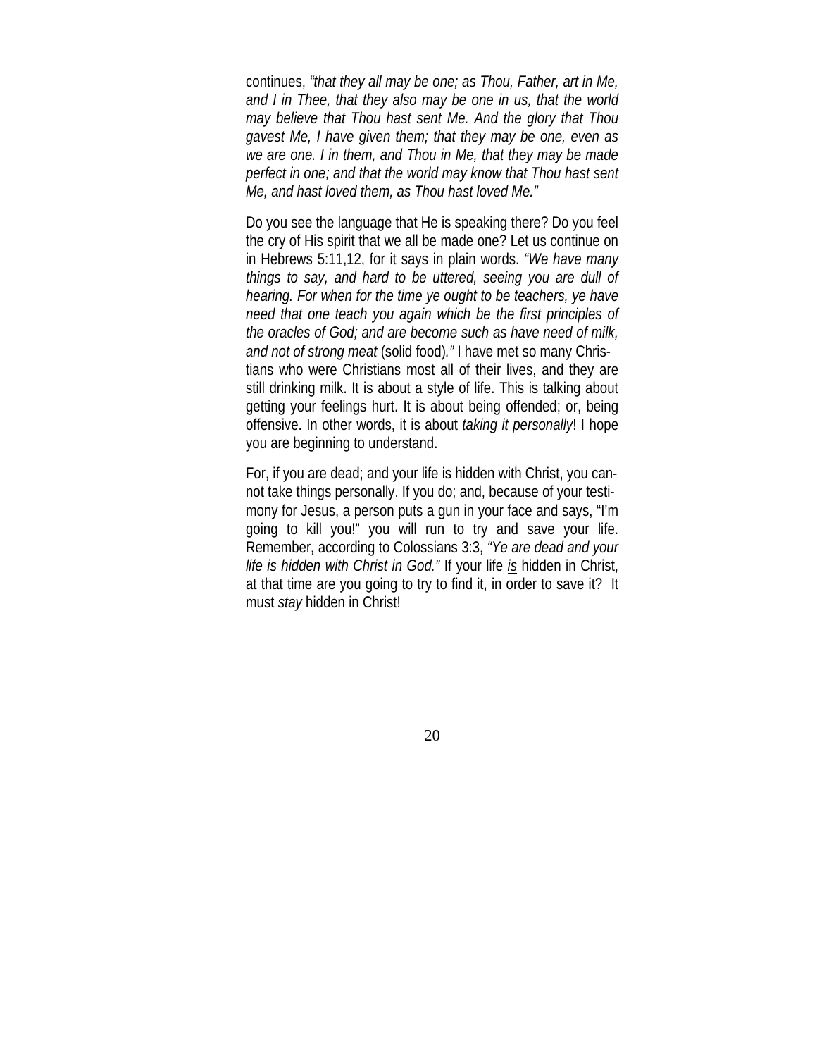continues, *"that they all may be one; as Thou, Father, art in Me, and I in Thee, that they also may be one in us, that the world may believe that Thou hast sent Me. And the glory that Thou gavest Me, I have given them; that they may be one, even as we are one. I in them, and Thou in Me, that they may be made perfect in one; and that the world may know that Thou hast sent Me, and hast loved them, as Thou hast loved Me."*

Do you see the language that He is speaking there? Do you feel the cry of His spirit that we all be made one? Let us continue on in Hebrews 5:11,12, for it says in plain words. *"We have many things to say, and hard to be uttered, seeing you are dull of hearing. For when for the time ye ought to be teachers, ye have need that one teach you again which be the first principles of the oracles of God; and are become such as have need of milk, and not of strong meat* (solid food)*."* I have met so many Christians who were Christians most all of their lives, and they are still drinking milk. It is about a style of life. This is talking about getting your feelings hurt. It is about being offended; or, being offensive. In other words, it is about *taking it personally*! I hope you are beginning to understand.

For, if you are dead; and your life is hidden with Christ, you cannot take things personally. If you do; and, because of your testimony for Jesus, a person puts a gun in your face and says, "I'm going to kill you!" you will run to try and save your life. Remember, according to Colossians 3:3, *"Ye are dead and your life is hidden with Christ in God."* If your life <u>*is*</u> hidden in Christ, at that time are you going to try to find it, in order to save it? It must <u>*stay*</u> hidden in Christ!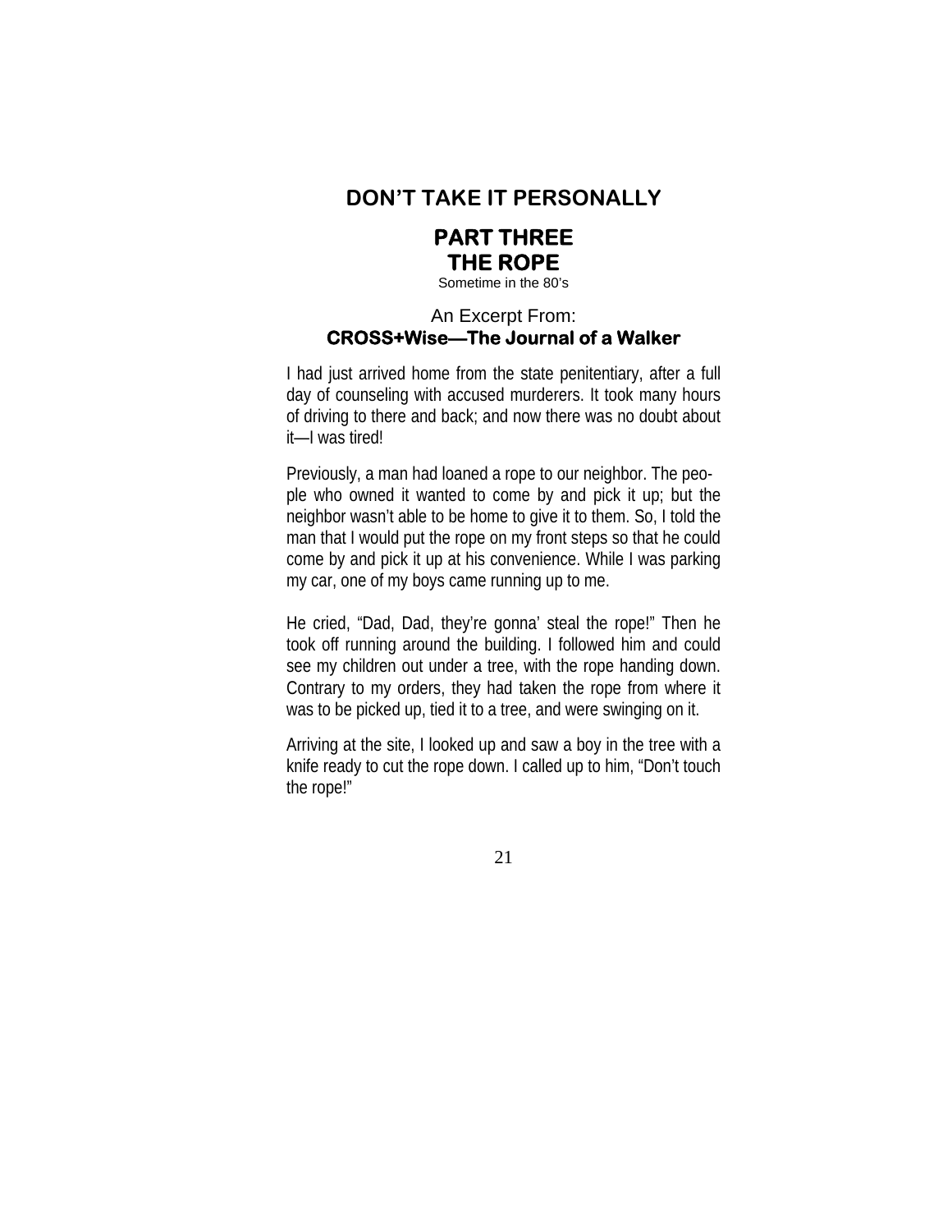# DON'T TAKE IT PERSONALLY

## PART THREE
## THE ROPE

Sometime in the 80's

An Excerpt From:
**CROSS+Wise—The Journal of a Walker**

I had just arrived home from the state penitentiary, after a full day of counseling with accused murderers. It took many hours of driving to there and back; and now there was no doubt about it—I was tired!

Previously, a man had loaned a rope to our neighbor. The people who owned it wanted to come by and pick it up; but the neighbor wasn't able to be home to give it to them. So, I told the man that I would put the rope on my front steps so that he could come by and pick it up at his convenience. While I was parking my car, one of my boys came running up to me.

He cried, "Dad, Dad, they're gonna' steal the rope!" Then he took off running around the building. I followed him and could see my children out under a tree, with the rope handing down. Contrary to my orders, they had taken the rope from where it was to be picked up, tied it to a tree, and were swinging on it.

Arriving at the site, I looked up and saw a boy in the tree with a knife ready to cut the rope down. I called up to him, "Don't touch the rope!"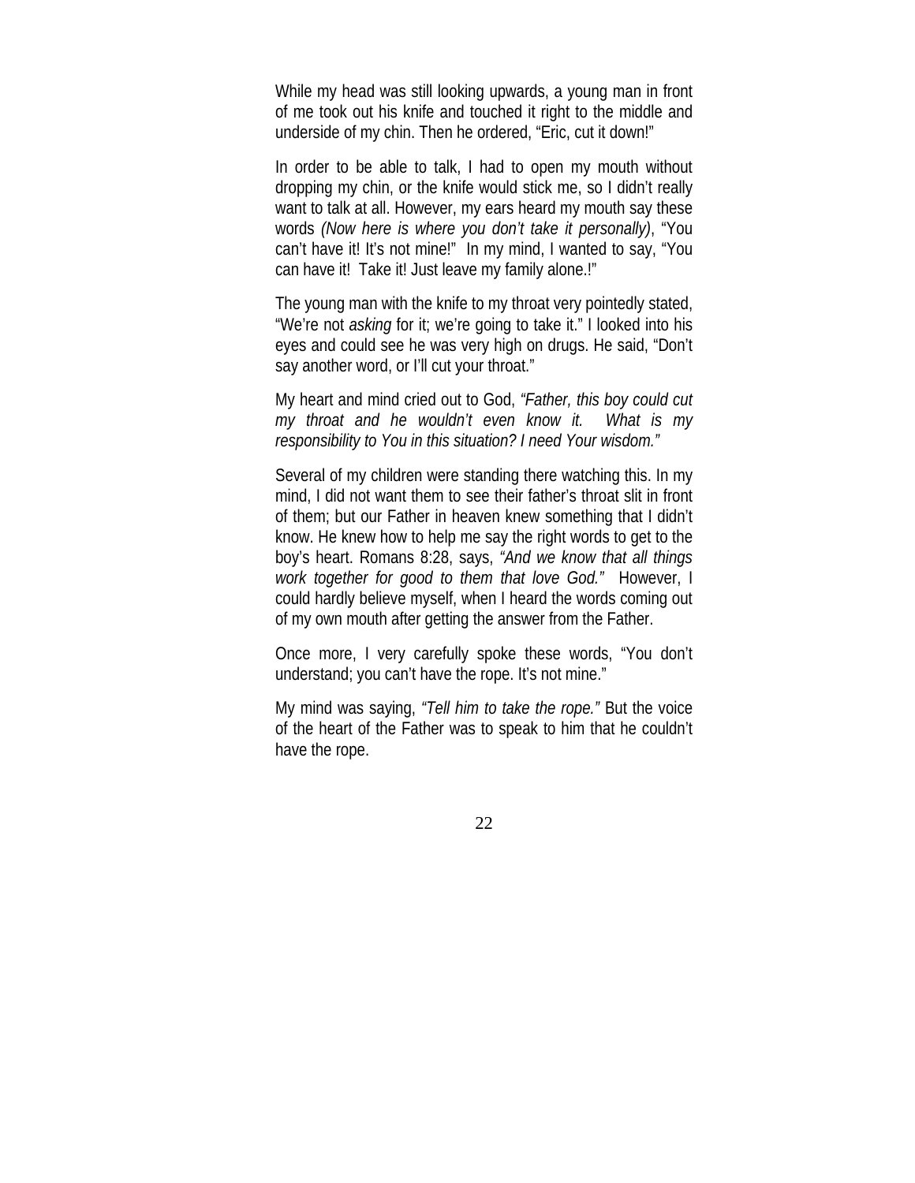While my head was still looking upwards, a young man in front of me took out his knife and touched it right to the middle and underside of my chin. Then he ordered, “Eric, cut it down!”

In order to be able to talk, I had to open my mouth without dropping my chin, or the knife would stick me, so I didn’t really want to talk at all. However, my ears heard my mouth say these words *(Now here is where you don’t take it personally)*, “You can’t have it! It’s not mine!” In my mind, I wanted to say, “You can have it! Take it! Just leave my family alone.!”

The young man with the knife to my throat very pointedly stated, “We’re not *asking* for it; we’re going to take it.” I looked into his eyes and could see he was very high on drugs. He said, “Don’t say another word, or I’ll cut your throat.”

My heart and mind cried out to God, *“Father, this boy could cut my throat and he wouldn’t even know it. What is my responsibility to You in this situation? I need Your wisdom.”*

Several of my children were standing there watching this. In my mind, I did not want them to see their father’s throat slit in front of them; but our Father in heaven knew something that I didn’t know. He knew how to help me say the right words to get to the boy’s heart. Romans 8:28, says, *“And we know that all things work together for good to them that love God.”* However, I could hardly believe myself, when I heard the words coming out of my own mouth after getting the answer from the Father.

Once more, I very carefully spoke these words, “You don’t understand; you can’t have the rope. It’s not mine.”

My mind was saying, *“Tell him to take the rope.”* But the voice of the heart of the Father was to speak to him that he couldn’t have the rope.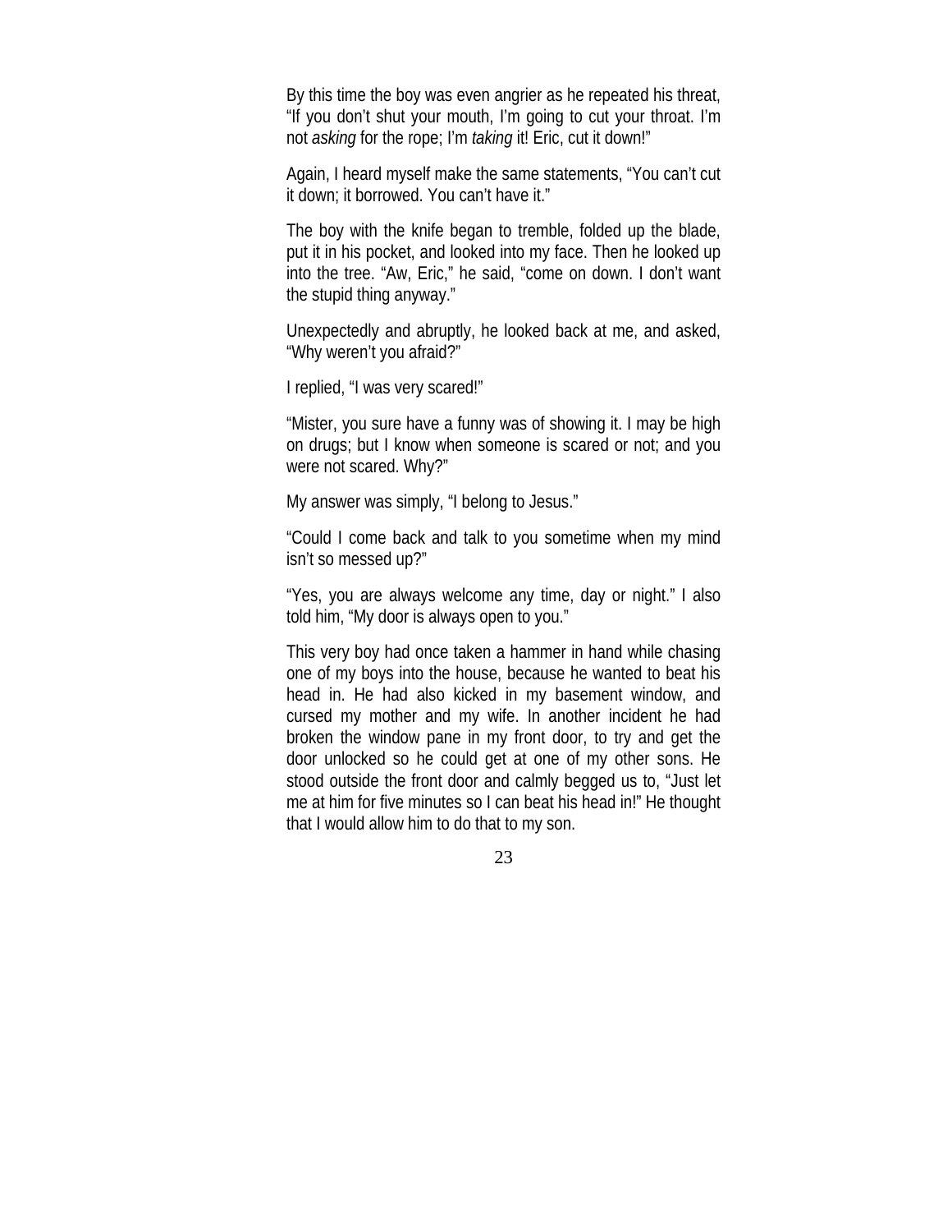By this time the boy was even angrier as he repeated his threat, “If you don’t shut your mouth, I’m going to cut your throat. I’m not *asking* for the rope; I’m *taking* it! Eric, cut it down!”

Again, I heard myself make the same statements, “You can’t cut it down; it borrowed. You can’t have it.”

The boy with the knife began to tremble, folded up the blade, put it in his pocket, and looked into my face. Then he looked up into the tree. “Aw, Eric,” he said, “come on down. I don’t want the stupid thing anyway.”

Unexpectedly and abruptly, he looked back at me, and asked, “Why weren’t you afraid?”

I replied, “I was very scared!”

“Mister, you sure have a funny was of showing it. I may be high on drugs; but I know when someone is scared or not; and you were not scared. Why?”

My answer was simply, “I belong to Jesus.”

“Could I come back and talk to you sometime when my mind isn’t so messed up?”

“Yes, you are always welcome any time, day or night.” I also told him, “My door is always open to you.”

This very boy had once taken a hammer in hand while chasing one of my boys into the house, because he wanted to beat his head in. He had also kicked in my basement window, and cursed my mother and my wife. In another incident he had broken the window pane in my front door, to try and get the door unlocked so he could get at one of my other sons. He stood outside the front door and calmly begged us to, “Just let me at him for five minutes so I can beat his head in!” He thought that I would allow him to do that to my son.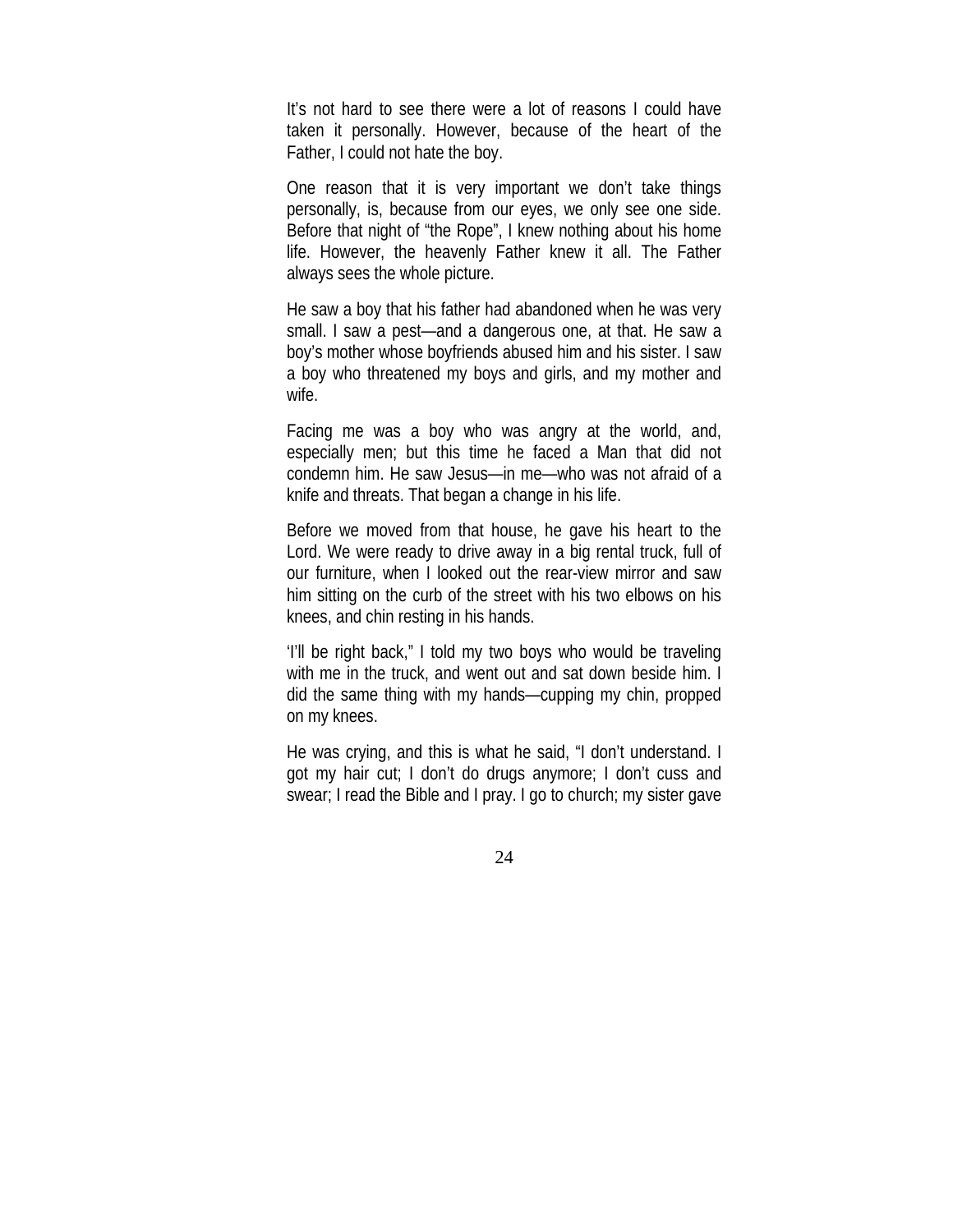It's not hard to see there were a lot of reasons I could have taken it personally. However, because of the heart of the Father, I could not hate the boy.

One reason that it is very important we don't take things personally, is, because from our eyes, we only see one side. Before that night of "the Rope", I knew nothing about his home life. However, the heavenly Father knew it all. The Father always sees the whole picture.

He saw a boy that his father had abandoned when he was very small. I saw a pest—and a dangerous one, at that. He saw a boy's mother whose boyfriends abused him and his sister. I saw a boy who threatened my boys and girls, and my mother and wife.

Facing me was a boy who was angry at the world, and, especially men; but this time he faced a Man that did not condemn him. He saw Jesus—in me—who was not afraid of a knife and threats. That began a change in his life.

Before we moved from that house, he gave his heart to the Lord. We were ready to drive away in a big rental truck, full of our furniture, when I looked out the rear-view mirror and saw him sitting on the curb of the street with his two elbows on his knees, and chin resting in his hands.

'I'll be right back," I told my two boys who would be traveling with me in the truck, and went out and sat down beside him. I did the same thing with my hands—cupping my chin, propped on my knees.

He was crying, and this is what he said, "I don't understand. I got my hair cut; I don't do drugs anymore; I don't cuss and swear; I read the Bible and I pray. I go to church; my sister gave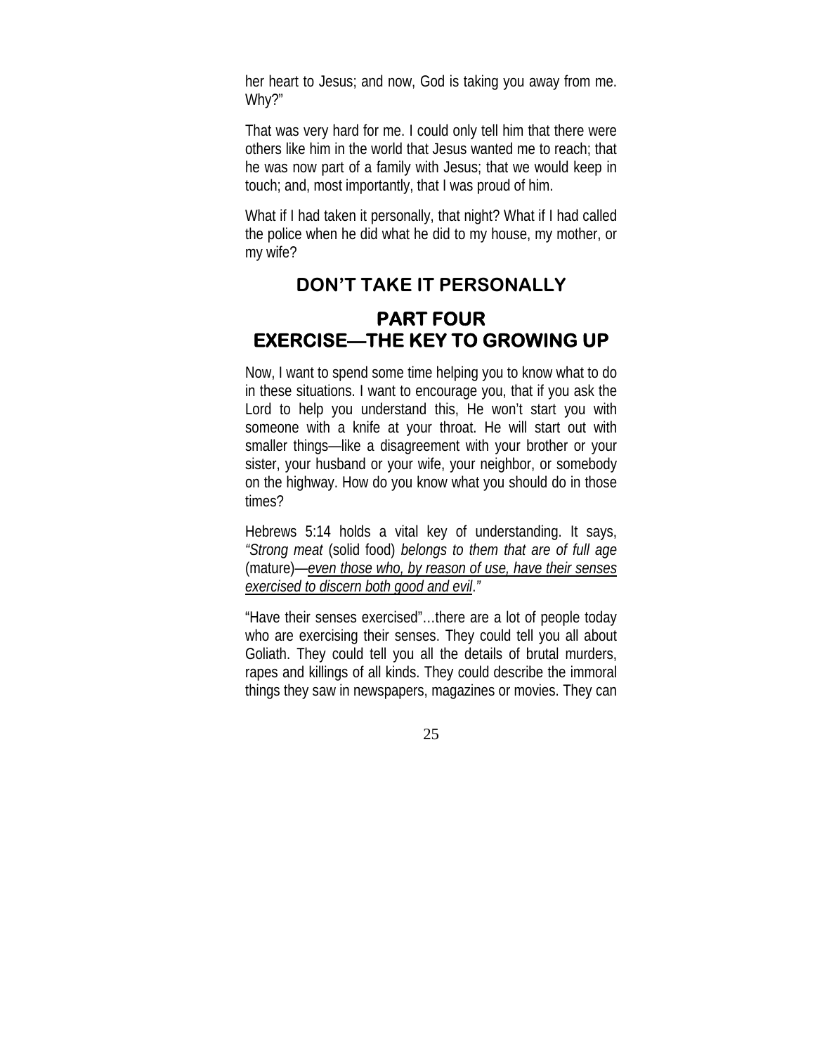her heart to Jesus; and now, God is taking you away from me. Why?"

That was very hard for me. I could only tell him that there were others like him in the world that Jesus wanted me to reach; that he was now part of a family with Jesus; that we would keep in touch; and, most importantly, that I was proud of him.

What if I had taken it personally, that night? What if I had called the police when he did what he did to my house, my mother, or my wife?

## DON'T TAKE IT PERSONALLY

## PART FOUR
## EXERCISE—THE KEY TO GROWING UP

Now, I want to spend some time helping you to know what to do in these situations. I want to encourage you, that if you ask the Lord to help you understand this, He won't start you with someone with a knife at your throat. He will start out with smaller things—like a disagreement with your brother or your sister, your husband or your wife, your neighbor, or somebody on the highway. How do you know what you should do in those times?

Hebrews 5:14 holds a vital key of understanding. It says, *"Strong meat* (solid food) *belongs to them that are of full age* (mature)—<u>*even those who, by reason of use, have their senses exercised to discern both good and evil*</u>*."*

"Have their senses exercised"…there are a lot of people today who are exercising their senses. They could tell you all about Goliath. They could tell you all the details of brutal murders, rapes and killings of all kinds. They could describe the immoral things they saw in newspapers, magazines or movies. They can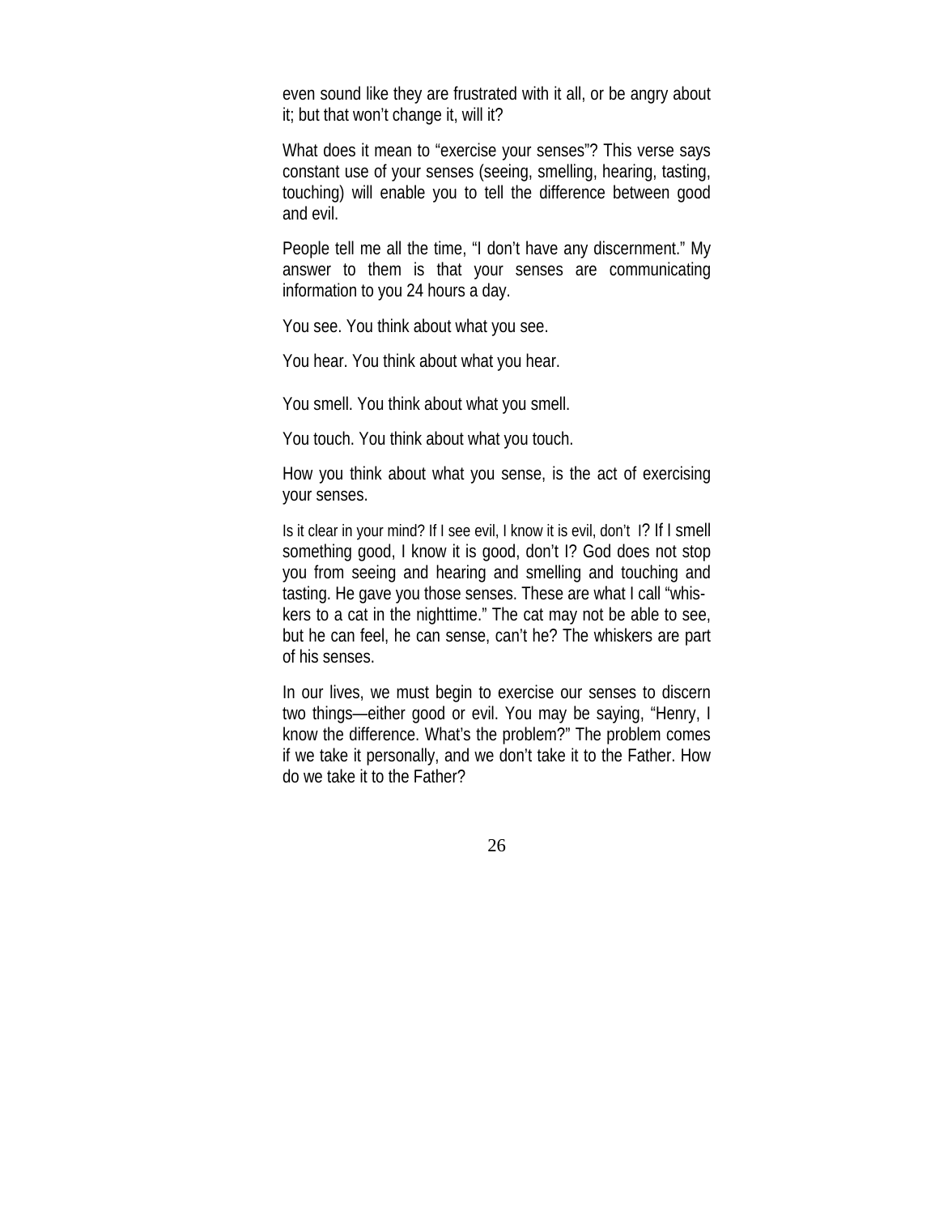even sound like they are frustrated with it all, or be angry about it; but that won't change it, will it?

What does it mean to "exercise your senses"? This verse says constant use of your senses (seeing, smelling, hearing, tasting, touching) will enable you to tell the difference between good and evil.

People tell me all the time, "I don't have any discernment." My answer to them is that your senses are communicating information to you 24 hours a day.

You see. You think about what you see.

You hear. You think about what you hear.

You smell. You think about what you smell.

You touch. You think about what you touch.

How you think about what you sense, is the act of exercising your senses.

Is it clear in your mind? If I see evil, I know it is evil, don't I? If I smell something good, I know it is good, don't I? God does not stop you from seeing and hearing and smelling and touching and tasting. He gave you those senses. These are what I call "whiskers to a cat in the nighttime." The cat may not be able to see, but he can feel, he can sense, can't he? The whiskers are part of his senses.

In our lives, we must begin to exercise our senses to discern two things—either good or evil. You may be saying, "Henry, I know the difference. What's the problem?" The problem comes if we take it personally, and we don't take it to the Father. How do we take it to the Father?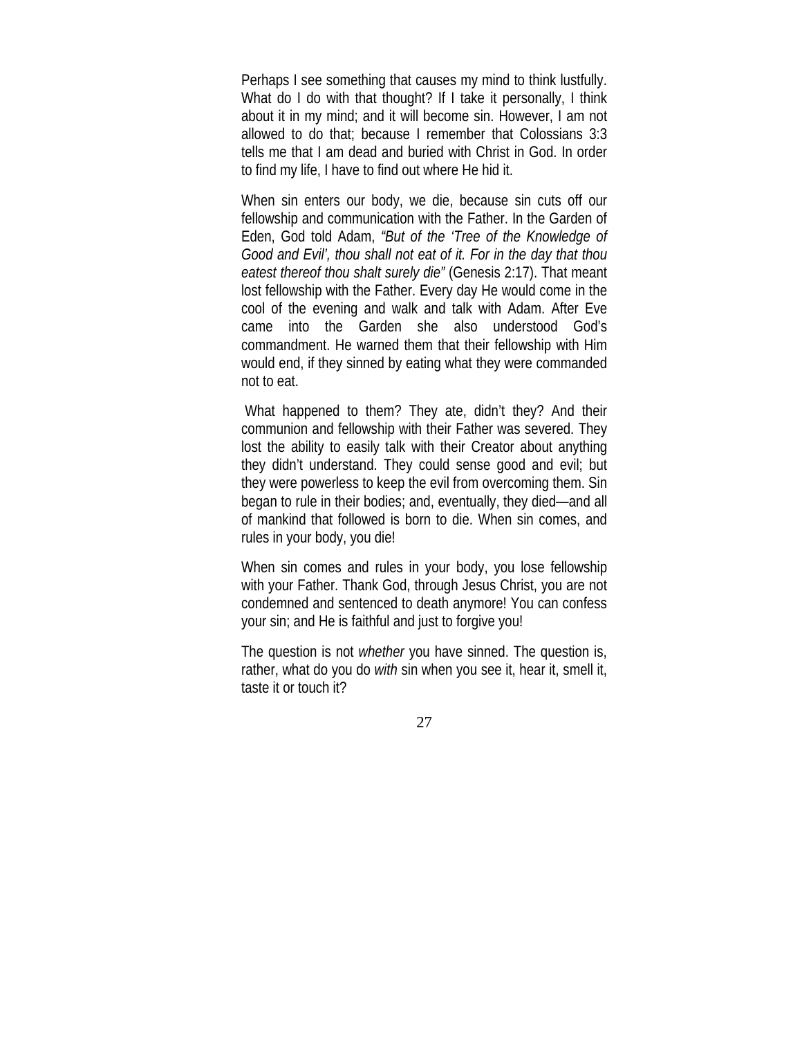Perhaps I see something that causes my mind to think lustfully. What do I do with that thought? If I take it personally, I think about it in my mind; and it will become sin. However, I am not allowed to do that; because I remember that Colossians 3:3 tells me that I am dead and buried with Christ in God. In order to find my life, I have to find out where He hid it.

When sin enters our body, we die, because sin cuts off our fellowship and communication with the Father. In the Garden of Eden, God told Adam, *"But of the 'Tree of the Knowledge of Good and Evil', thou shall not eat of it. For in the day that thou eatest thereof thou shalt surely die"* (Genesis 2:17). That meant lost fellowship with the Father. Every day He would come in the cool of the evening and walk and talk with Adam. After Eve came into the Garden she also understood God's commandment. He warned them that their fellowship with Him would end, if they sinned by eating what they were commanded not to eat.

What happened to them? They ate, didn't they? And their communion and fellowship with their Father was severed. They lost the ability to easily talk with their Creator about anything they didn't understand. They could sense good and evil; but they were powerless to keep the evil from overcoming them. Sin began to rule in their bodies; and, eventually, they died—and all of mankind that followed is born to die. When sin comes, and rules in your body, you die!

When sin comes and rules in your body, you lose fellowship with your Father. Thank God, through Jesus Christ, you are not condemned and sentenced to death anymore! You can confess your sin; and He is faithful and just to forgive you!

The question is not *whether* you have sinned. The question is, rather, what do you do *with* sin when you see it, hear it, smell it, taste it or touch it?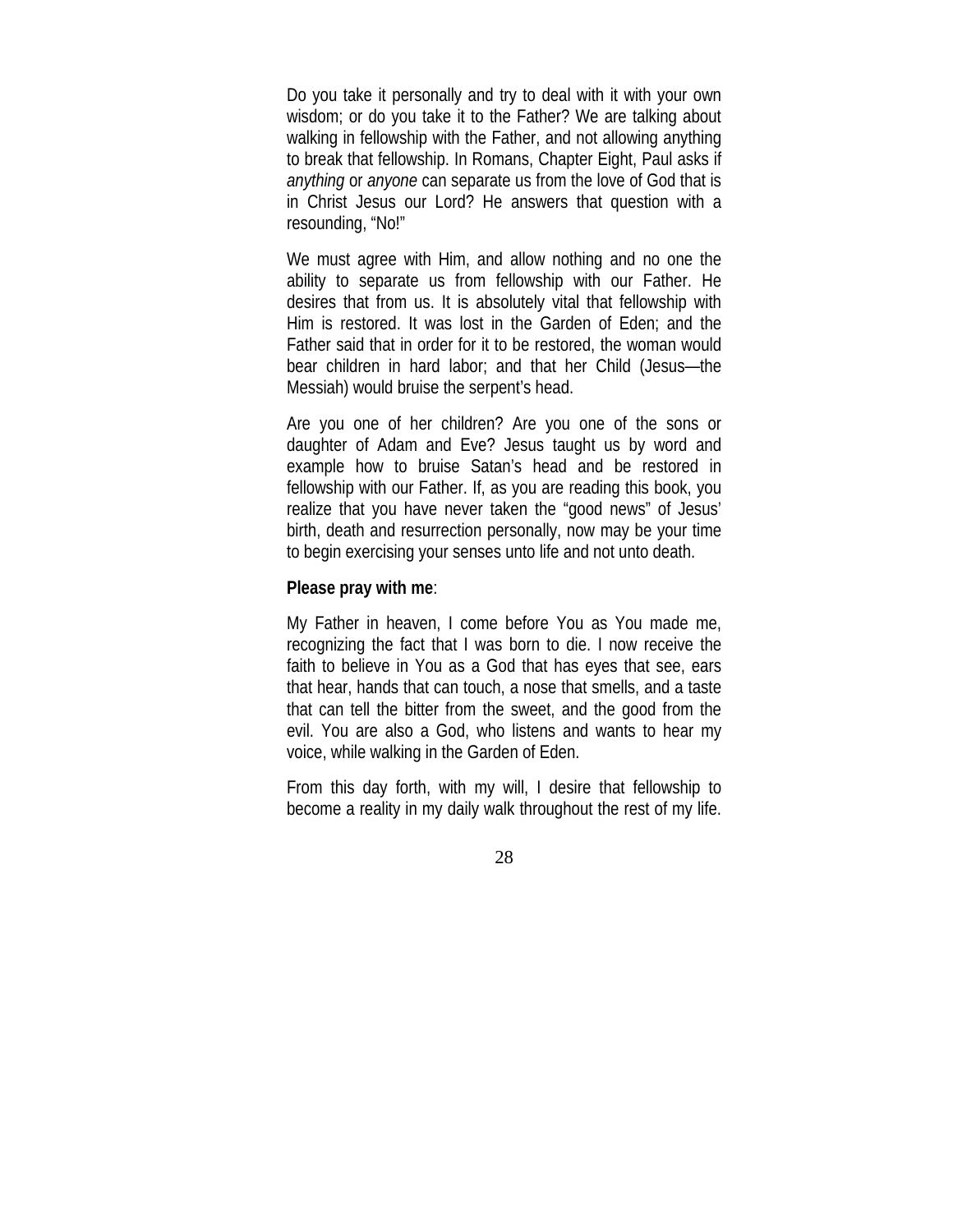Do you take it personally and try to deal with it with your own wisdom; or do you take it to the Father? We are talking about walking in fellowship with the Father, and not allowing anything to break that fellowship. In Romans, Chapter Eight, Paul asks if *anything* or *anyone* can separate us from the love of God that is in Christ Jesus our Lord? He answers that question with a resounding, "No!"

We must agree with Him, and allow nothing and no one the ability to separate us from fellowship with our Father. He desires that from us. It is absolutely vital that fellowship with Him is restored. It was lost in the Garden of Eden; and the Father said that in order for it to be restored, the woman would bear children in hard labor; and that her Child (Jesus—the Messiah) would bruise the serpent's head.

Are you one of her children? Are you one of the sons or daughter of Adam and Eve? Jesus taught us by word and example how to bruise Satan's head and be restored in fellowship with our Father. If, as you are reading this book, you realize that you have never taken the "good news" of Jesus' birth, death and resurrection personally, now may be your time to begin exercising your senses unto life and not unto death.

**Please pray with me**:

My Father in heaven, I come before You as You made me, recognizing the fact that I was born to die. I now receive the faith to believe in You as a God that has eyes that see, ears that hear, hands that can touch, a nose that smells, and a taste that can tell the bitter from the sweet, and the good from the evil. You are also a God, who listens and wants to hear my voice, while walking in the Garden of Eden.

From this day forth, with my will, I desire that fellowship to become a reality in my daily walk throughout the rest of my life.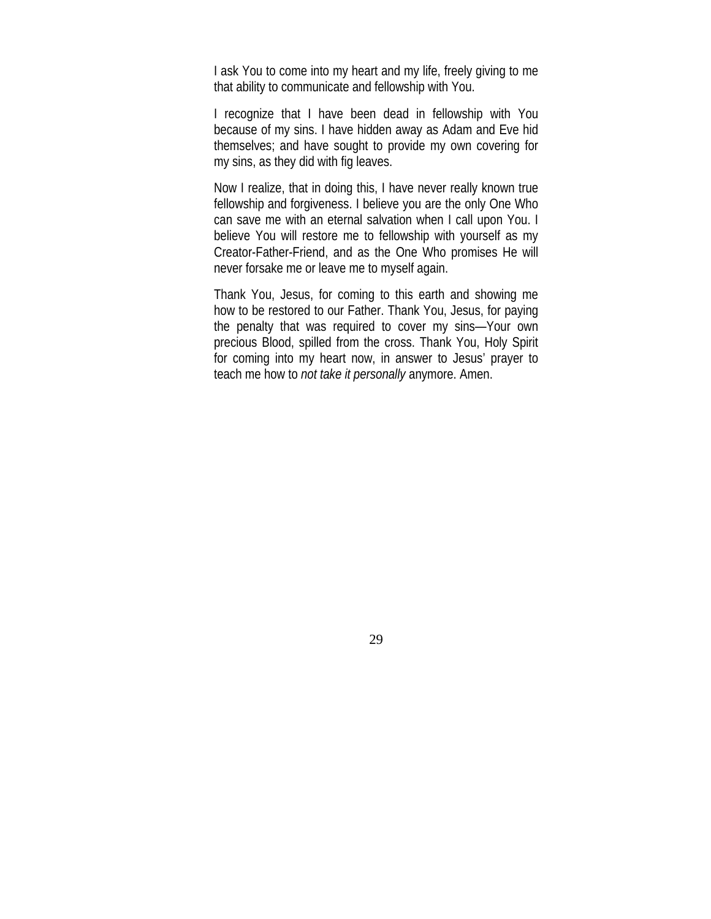I ask You to come into my heart and my life, freely giving to me that ability to communicate and fellowship with You.

I recognize that I have been dead in fellowship with You because of my sins. I have hidden away as Adam and Eve hid themselves; and have sought to provide my own covering for my sins, as they did with fig leaves.

Now I realize, that in doing this, I have never really known true fellowship and forgiveness. I believe you are the only One Who can save me with an eternal salvation when I call upon You. I believe You will restore me to fellowship with yourself as my Creator-Father-Friend, and as the One Who promises He will never forsake me or leave me to myself again.

Thank You, Jesus, for coming to this earth and showing me how to be restored to our Father. Thank You, Jesus, for paying the penalty that was required to cover my sins—Your own precious Blood, spilled from the cross. Thank You, Holy Spirit for coming into my heart now, in answer to Jesus' prayer to teach me how to *not take it personally* anymore. Amen.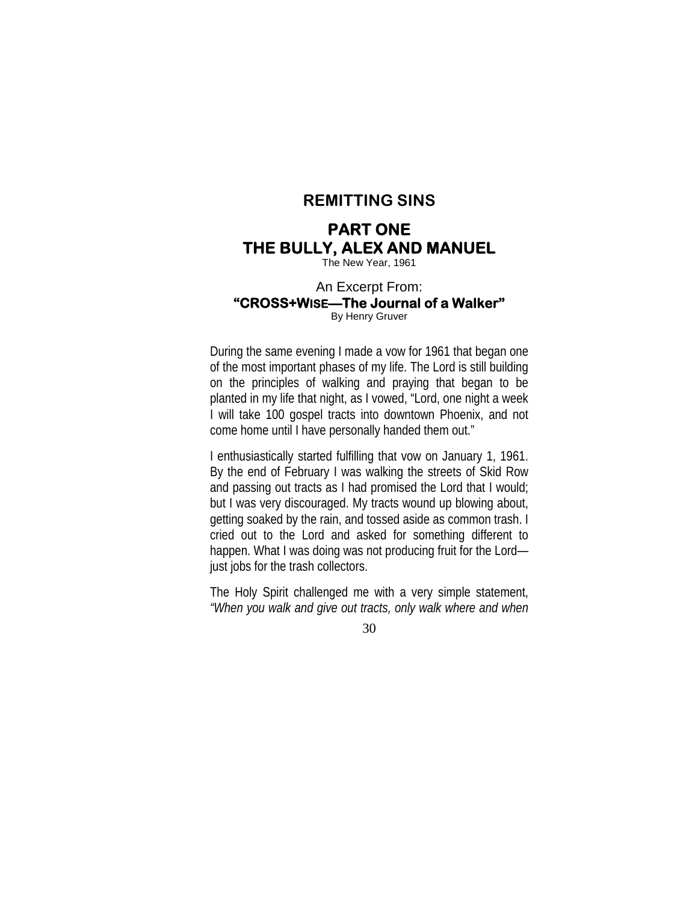# REMITTING SINS

## PART ONE
## THE BULLY, ALEX AND MANUEL

The New Year, 1961

An Excerpt From:
**"CROSS+WISE—The Journal of a Walker"**
By Henry Gruver

During the same evening I made a vow for 1961 that began one of the most important phases of my life. The Lord is still building on the principles of walking and praying that began to be planted in my life that night, as I vowed, "Lord, one night a week I will take 100 gospel tracts into downtown Phoenix, and not come home until I have personally handed them out."

I enthusiastically started fulfilling that vow on January 1, 1961. By the end of February I was walking the streets of Skid Row and passing out tracts as I had promised the Lord that I would; but I was very discouraged. My tracts wound up blowing about, getting soaked by the rain, and tossed aside as common trash. I cried out to the Lord and asked for something different to happen. What I was doing was not producing fruit for the Lord—just jobs for the trash collectors.

The Holy Spirit challenged me with a very simple statement, *"When you walk and give out tracts, only walk where and when*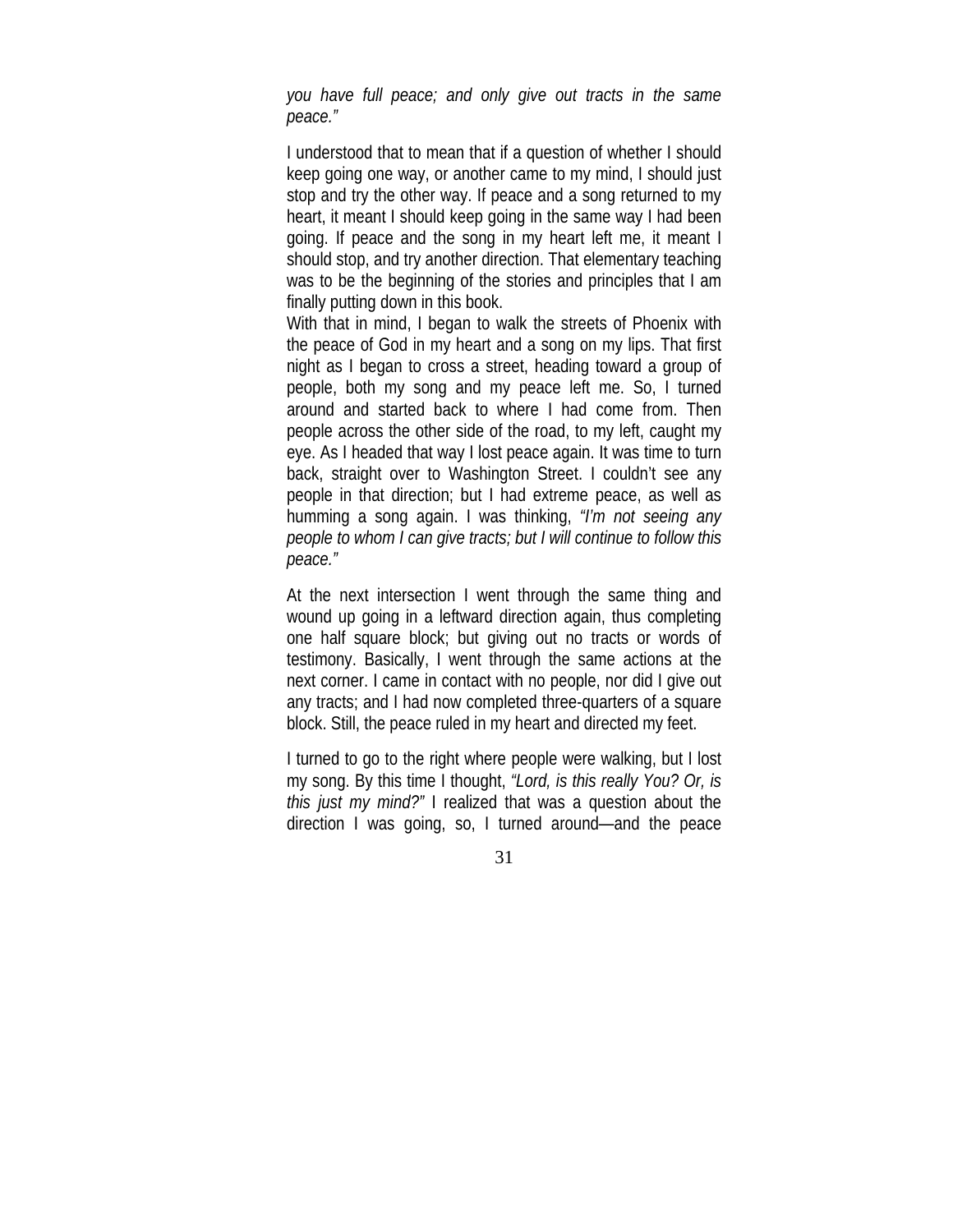*you have full peace; and only give out tracts in the same peace."*

I understood that to mean that if a question of whether I should keep going one way, or another came to my mind, I should just stop and try the other way. If peace and a song returned to my heart, it meant I should keep going in the same way I had been going. If peace and the song in my heart left me, it meant I should stop, and try another direction. That elementary teaching was to be the beginning of the stories and principles that I am finally putting down in this book.

With that in mind, I began to walk the streets of Phoenix with the peace of God in my heart and a song on my lips. That first night as I began to cross a street, heading toward a group of people, both my song and my peace left me. So, I turned around and started back to where I had come from. Then people across the other side of the road, to my left, caught my eye. As I headed that way I lost peace again. It was time to turn back, straight over to Washington Street. I couldn't see any people in that direction; but I had extreme peace, as well as humming a song again. I was thinking, *"I'm not seeing any people to whom I can give tracts; but I will continue to follow this peace."*

At the next intersection I went through the same thing and wound up going in a leftward direction again, thus completing one half square block; but giving out no tracts or words of testimony. Basically, I went through the same actions at the next corner. I came in contact with no people, nor did I give out any tracts; and I had now completed three-quarters of a square block. Still, the peace ruled in my heart and directed my feet.

I turned to go to the right where people were walking, but I lost my song. By this time I thought, *"Lord, is this really You? Or, is this just my mind?"* I realized that was a question about the direction I was going, so, I turned around—and the peace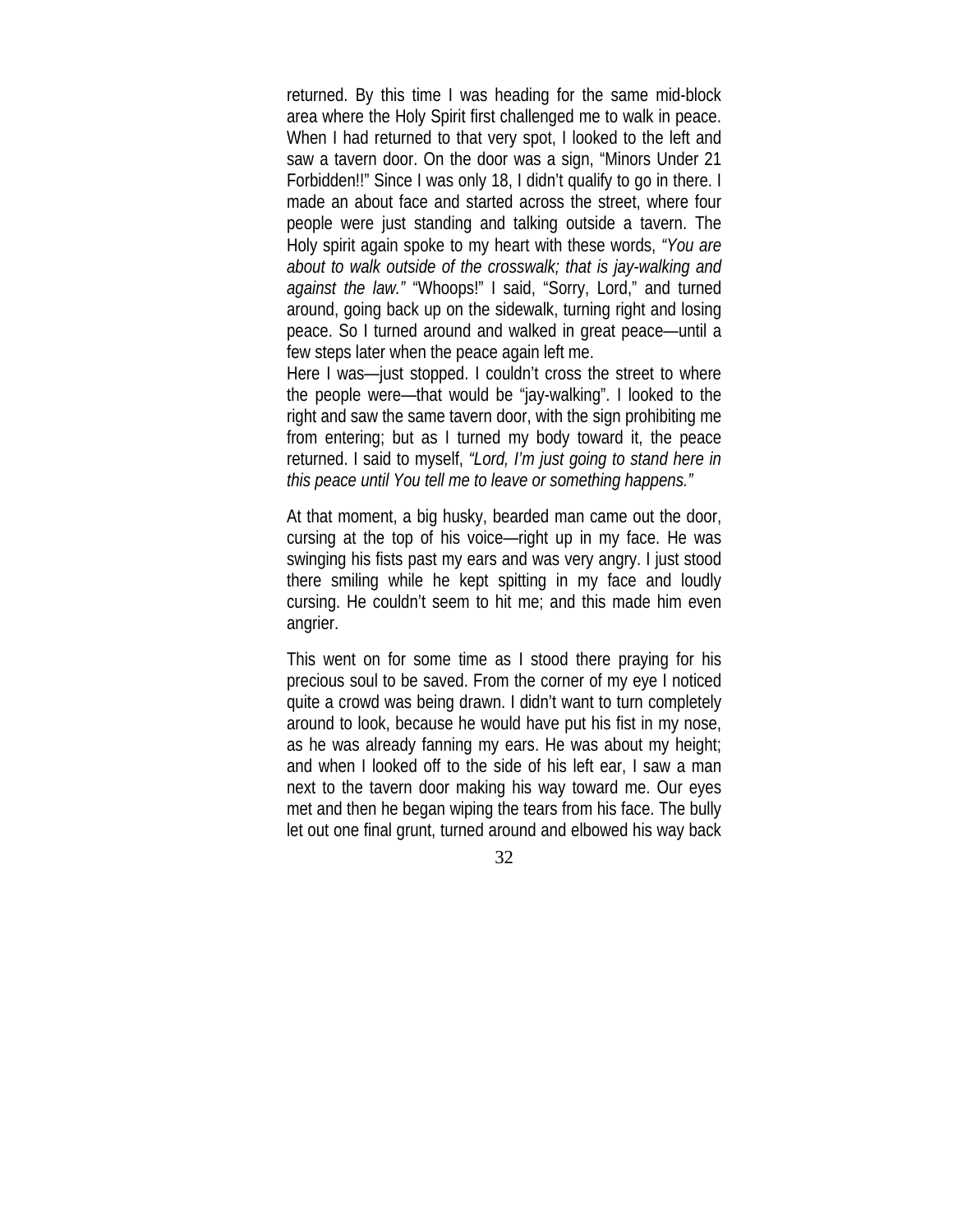returned. By this time I was heading for the same mid-block area where the Holy Spirit first challenged me to walk in peace. When I had returned to that very spot, I looked to the left and saw a tavern door. On the door was a sign, "Minors Under 21 Forbidden!!" Since I was only 18, I didn't qualify to go in there. I made an about face and started across the street, where four people were just standing and talking outside a tavern. The Holy spirit again spoke to my heart with these words, *"You are about to walk outside of the crosswalk; that is jay-walking and against the law."* "Whoops!" I said, "Sorry, Lord," and turned around, going back up on the sidewalk, turning right and losing peace. So I turned around and walked in great peace—until a few steps later when the peace again left me.

Here I was—just stopped. I couldn't cross the street to where the people were—that would be "jay-walking". I looked to the right and saw the same tavern door, with the sign prohibiting me from entering; but as I turned my body toward it, the peace returned. I said to myself, *"Lord, I'm just going to stand here in this peace until You tell me to leave or something happens."*

At that moment, a big husky, bearded man came out the door, cursing at the top of his voice—right up in my face. He was swinging his fists past my ears and was very angry. I just stood there smiling while he kept spitting in my face and loudly cursing. He couldn't seem to hit me; and this made him even angrier.

This went on for some time as I stood there praying for his precious soul to be saved. From the corner of my eye I noticed quite a crowd was being drawn. I didn't want to turn completely around to look, because he would have put his fist in my nose, as he was already fanning my ears. He was about my height; and when I looked off to the side of his left ear, I saw a man next to the tavern door making his way toward me. Our eyes met and then he began wiping the tears from his face. The bully let out one final grunt, turned around and elbowed his way back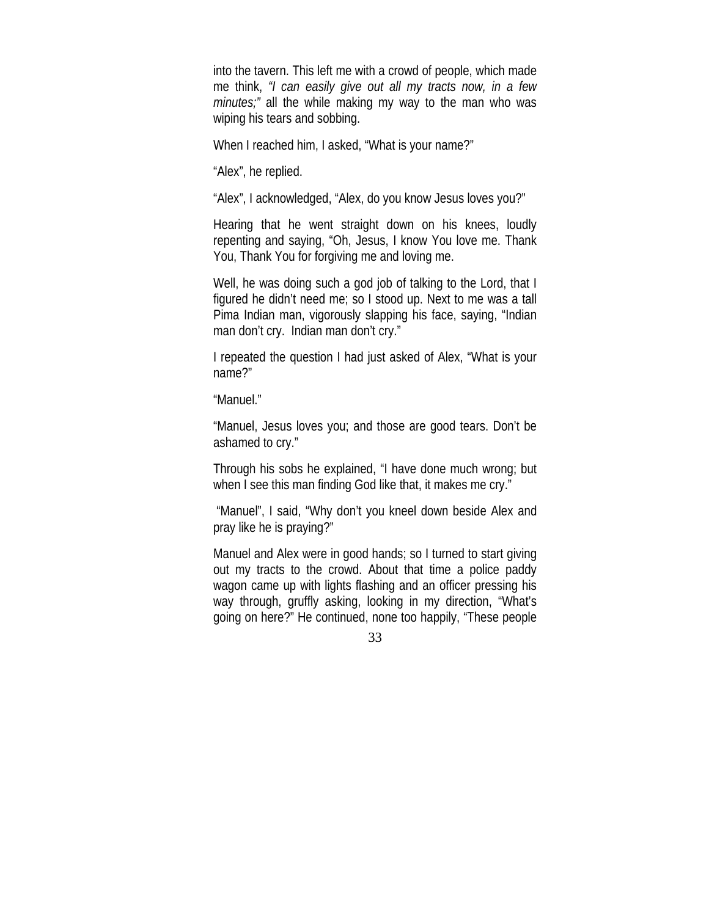into the tavern. This left me with a crowd of people, which made me think, *"I can easily give out all my tracts now, in a few minutes;"* all the while making my way to the man who was wiping his tears and sobbing.

When I reached him, I asked, "What is your name?"

"Alex", he replied.

"Alex", I acknowledged, "Alex, do you know Jesus loves you?"

Hearing that he went straight down on his knees, loudly repenting and saying, "Oh, Jesus, I know You love me. Thank You, Thank You for forgiving me and loving me.

Well, he was doing such a god job of talking to the Lord, that I figured he didn't need me; so I stood up. Next to me was a tall Pima Indian man, vigorously slapping his face, saying, "Indian man don't cry.  Indian man don't cry."

I repeated the question I had just asked of Alex, "What is your name?"

"Manuel."

"Manuel, Jesus loves you; and those are good tears. Don't be ashamed to cry."

Through his sobs he explained, "I have done much wrong; but when I see this man finding God like that, it makes me cry."

"Manuel", I said, "Why don't you kneel down beside Alex and pray like he is praying?"

Manuel and Alex were in good hands; so I turned to start giving out my tracts to the crowd. About that time a police paddy wagon came up with lights flashing and an officer pressing his way through, gruffly asking, looking in my direction, "What's going on here?" He continued, none too happily, "These people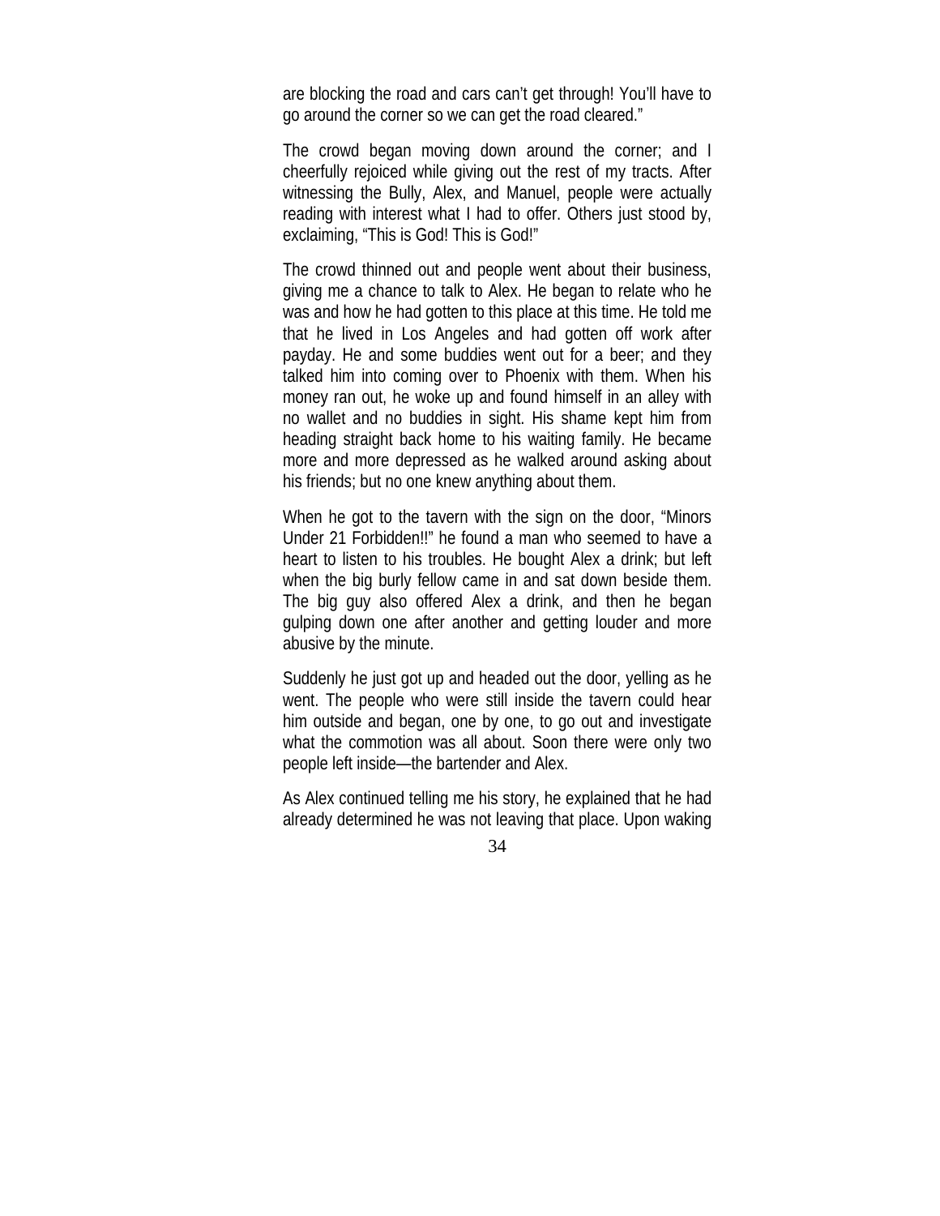are blocking the road and cars can't get through! You'll have to go around the corner so we can get the road cleared."

The crowd began moving down around the corner; and I cheerfully rejoiced while giving out the rest of my tracts. After witnessing the Bully, Alex, and Manuel, people were actually reading with interest what I had to offer. Others just stood by, exclaiming, "This is God! This is God!"

The crowd thinned out and people went about their business, giving me a chance to talk to Alex. He began to relate who he was and how he had gotten to this place at this time. He told me that he lived in Los Angeles and had gotten off work after payday. He and some buddies went out for a beer; and they talked him into coming over to Phoenix with them. When his money ran out, he woke up and found himself in an alley with no wallet and no buddies in sight. His shame kept him from heading straight back home to his waiting family. He became more and more depressed as he walked around asking about his friends; but no one knew anything about them.

When he got to the tavern with the sign on the door, "Minors Under 21 Forbidden!!" he found a man who seemed to have a heart to listen to his troubles. He bought Alex a drink; but left when the big burly fellow came in and sat down beside them. The big guy also offered Alex a drink, and then he began gulping down one after another and getting louder and more abusive by the minute.

Suddenly he just got up and headed out the door, yelling as he went. The people who were still inside the tavern could hear him outside and began, one by one, to go out and investigate what the commotion was all about. Soon there were only two people left inside—the bartender and Alex.

As Alex continued telling me his story, he explained that he had already determined he was not leaving that place. Upon waking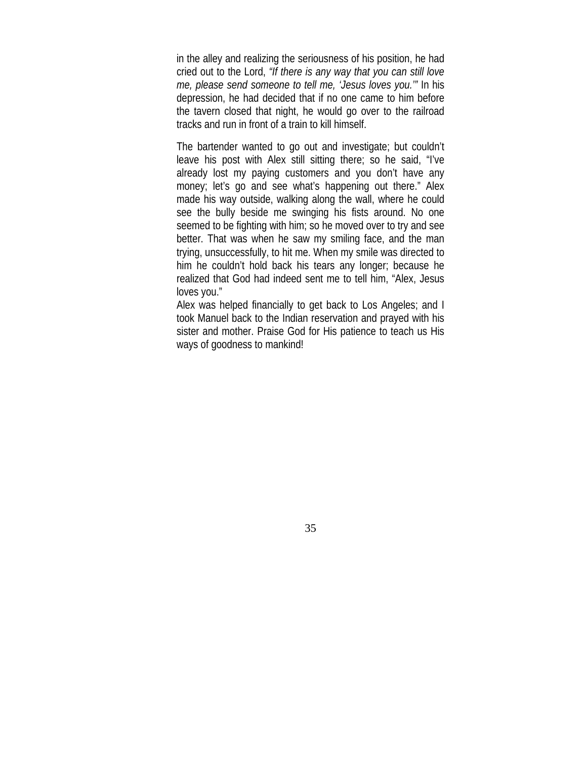in the alley and realizing the seriousness of his position, he had cried out to the Lord, *"If there is any way that you can still love me, please send someone to tell me, 'Jesus loves you.'"* In his depression, he had decided that if no one came to him before the tavern closed that night, he would go over to the railroad tracks and run in front of a train to kill himself.

The bartender wanted to go out and investigate; but couldn't leave his post with Alex still sitting there; so he said, "I've already lost my paying customers and you don't have any money; let's go and see what's happening out there." Alex made his way outside, walking along the wall, where he could see the bully beside me swinging his fists around. No one seemed to be fighting with him; so he moved over to try and see better. That was when he saw my smiling face, and the man trying, unsuccessfully, to hit me. When my smile was directed to him he couldn't hold back his tears any longer; because he realized that God had indeed sent me to tell him, "Alex, Jesus loves you."

Alex was helped financially to get back to Los Angeles; and I took Manuel back to the Indian reservation and prayed with his sister and mother. Praise God for His patience to teach us His ways of goodness to mankind!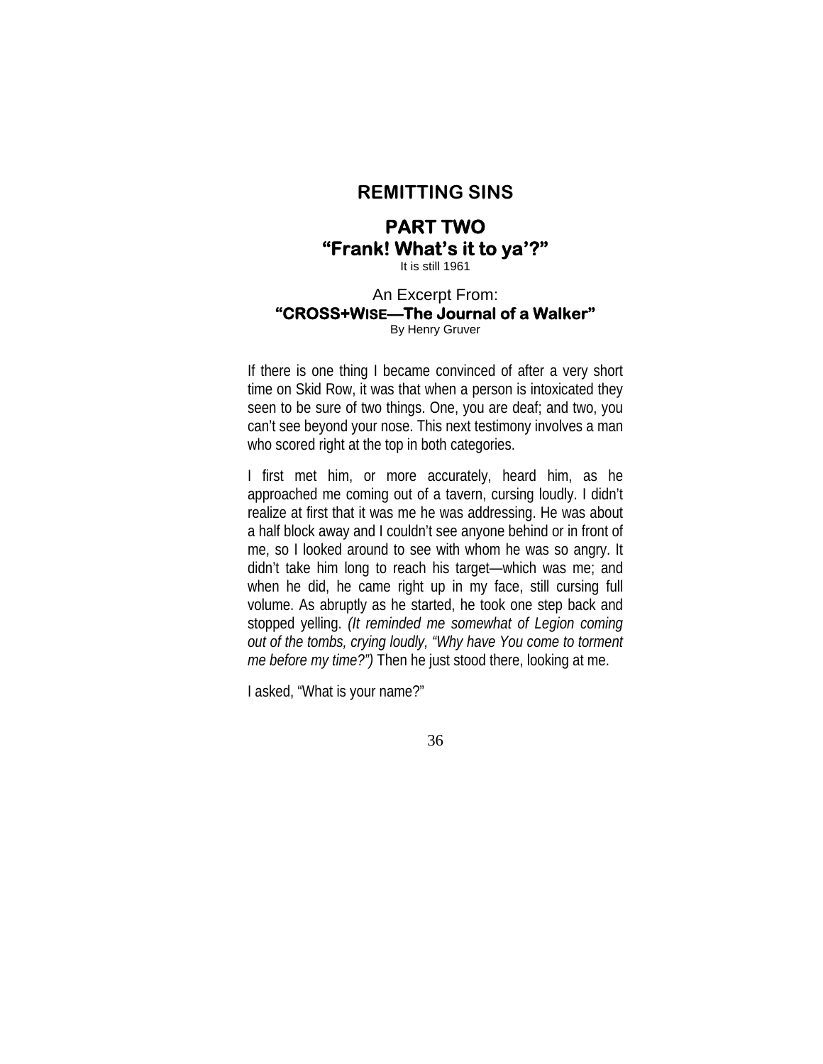## REMITTING SINS

### PART TWO

### "Frank! What's it to ya'?"

It is still 1961

An Excerpt From:

**"CROSS+WISE—The Journal of a Walker"**

By Henry Gruver

If there is one thing I became convinced of after a very short time on Skid Row, it was that when a person is intoxicated they seen to be sure of two things. One, you are deaf; and two, you can't see beyond your nose. This next testimony involves a man who scored right at the top in both categories.

I first met him, or more accurately, heard him, as he approached me coming out of a tavern, cursing loudly. I didn't realize at first that it was me he was addressing. He was about a half block away and I couldn't see anyone behind or in front of me, so I looked around to see with whom he was so angry. It didn't take him long to reach his target—which was me; and when he did, he came right up in my face, still cursing full volume. As abruptly as he started, he took one step back and stopped yelling. *(It reminded me somewhat of Legion coming out of the tombs, crying loudly, "Why have You come to torment me before my time?")* Then he just stood there, looking at me.

I asked, "What is your name?"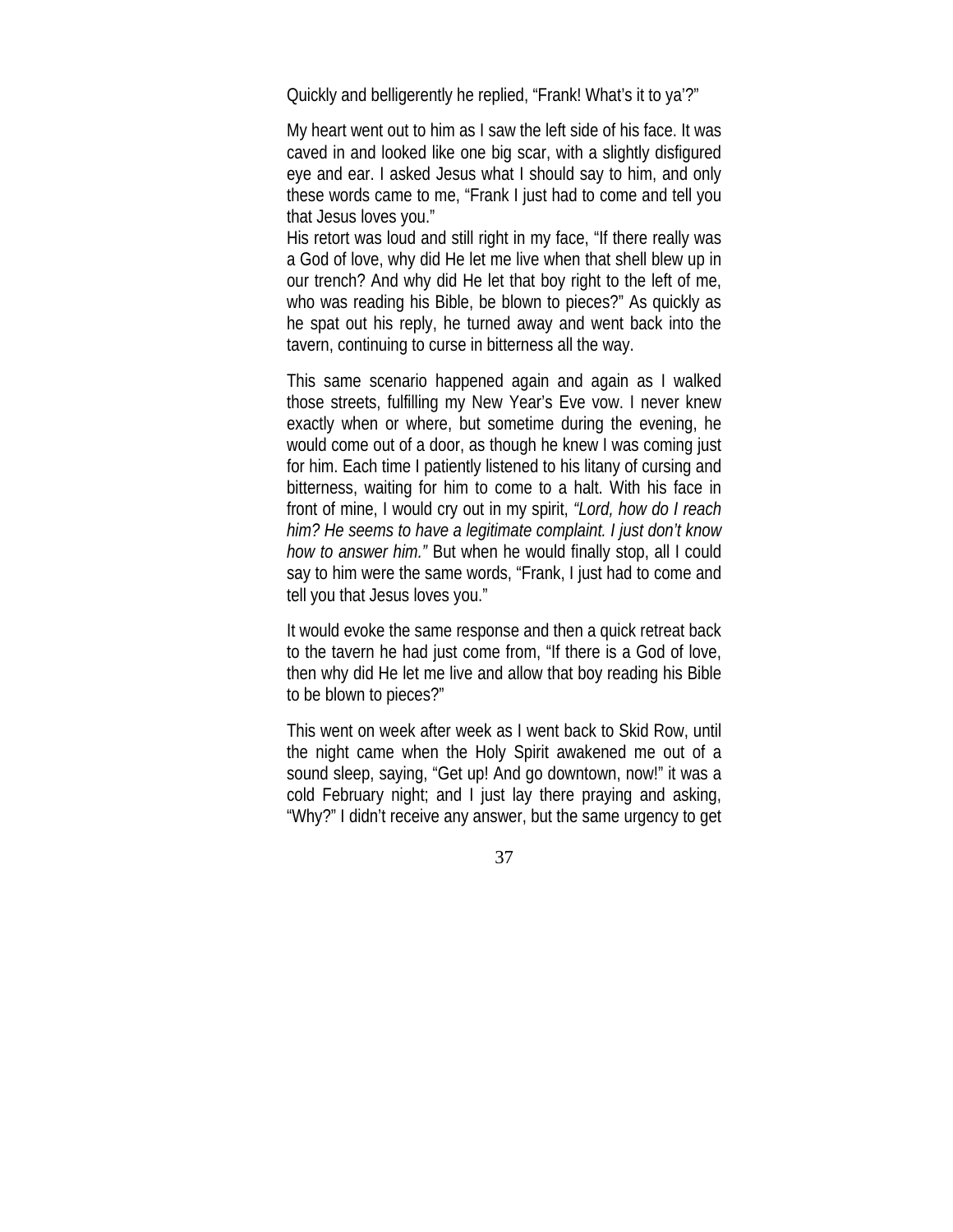Quickly and belligerently he replied, “Frank! What’s it to ya’?”

My heart went out to him as I saw the left side of his face. It was caved in and looked like one big scar, with a slightly disfigured eye and ear. I asked Jesus what I should say to him, and only these words came to me, “Frank I just had to come and tell you that Jesus loves you.”

His retort was loud and still right in my face, “If there really was a God of love, why did He let me live when that shell blew up in our trench? And why did He let that boy right to the left of me, who was reading his Bible, be blown to pieces?” As quickly as he spat out his reply, he turned away and went back into the tavern, continuing to curse in bitterness all the way.

This same scenario happened again and again as I walked those streets, fulfilling my New Year’s Eve vow. I never knew exactly when or where, but sometime during the evening, he would come out of a door, as though he knew I was coming just for him. Each time I patiently listened to his litany of cursing and bitterness, waiting for him to come to a halt. With his face in front of mine, I would cry out in my spirit, *“Lord, how do I reach him? He seems to have a legitimate complaint. I just don’t know how to answer him.”* But when he would finally stop, all I could say to him were the same words, “Frank, I just had to come and tell you that Jesus loves you.”

It would evoke the same response and then a quick retreat back to the tavern he had just come from, “If there is a God of love, then why did He let me live and allow that boy reading his Bible to be blown to pieces?”

This went on week after week as I went back to Skid Row, until the night came when the Holy Spirit awakened me out of a sound sleep, saying, “Get up! And go downtown, now!” it was a cold February night; and I just lay there praying and asking, “Why?” I didn’t receive any answer, but the same urgency to get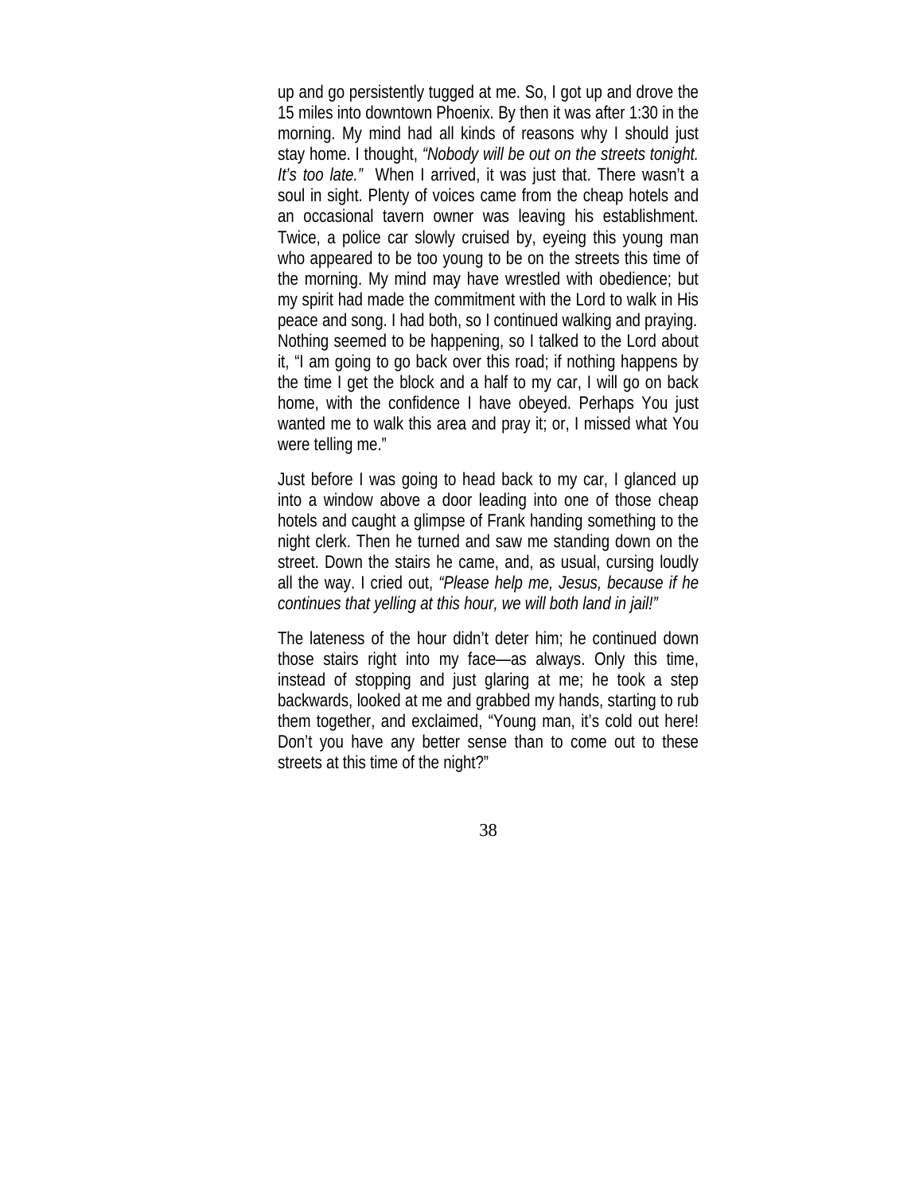up and go persistently tugged at me. So, I got up and drove the 15 miles into downtown Phoenix. By then it was after 1:30 in the morning. My mind had all kinds of reasons why I should just stay home. I thought, *"Nobody will be out on the streets tonight. It's too late."* When I arrived, it was just that. There wasn't a soul in sight. Plenty of voices came from the cheap hotels and an occasional tavern owner was leaving his establishment. Twice, a police car slowly cruised by, eyeing this young man who appeared to be too young to be on the streets this time of the morning. My mind may have wrestled with obedience; but my spirit had made the commitment with the Lord to walk in His peace and song. I had both, so I continued walking and praying. Nothing seemed to be happening, so I talked to the Lord about it, "I am going to go back over this road; if nothing happens by the time I get the block and a half to my car, I will go on back home, with the confidence I have obeyed. Perhaps You just wanted me to walk this area and pray it; or, I missed what You were telling me."

Just before I was going to head back to my car, I glanced up into a window above a door leading into one of those cheap hotels and caught a glimpse of Frank handing something to the night clerk. Then he turned and saw me standing down on the street. Down the stairs he came, and, as usual, cursing loudly all the way. I cried out, *"Please help me, Jesus, because if he continues that yelling at this hour, we will both land in jail!"*

The lateness of the hour didn't deter him; he continued down those stairs right into my face—as always. Only this time, instead of stopping and just glaring at me; he took a step backwards, looked at me and grabbed my hands, starting to rub them together, and exclaimed, "Young man, it's cold out here! Don't you have any better sense than to come out to these streets at this time of the night?"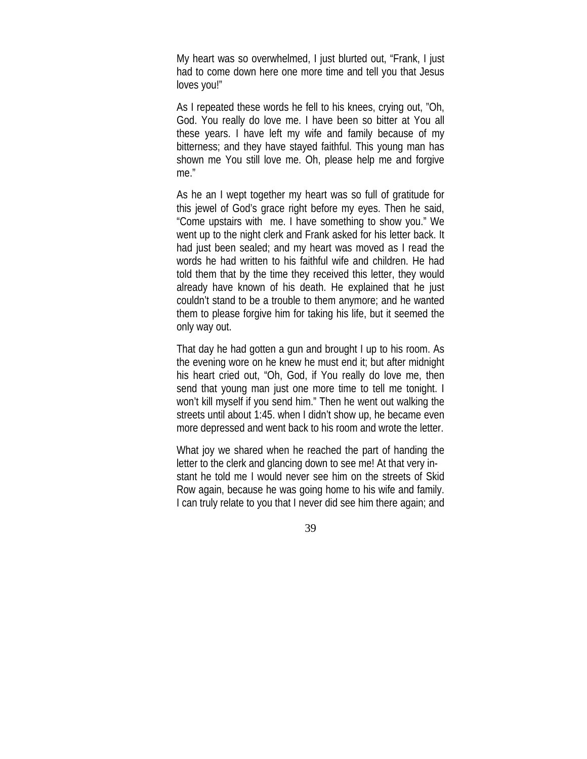My heart was so overwhelmed, I just blurted out, “Frank, I just had to come down here one more time and tell you that Jesus loves you!”

As I repeated these words he fell to his knees, crying out, ”Oh, God. You really do love me. I have been so bitter at You all these years. I have left my wife and family because of my bitterness; and they have stayed faithful. This young man has shown me You still love me. Oh, please help me and forgive me.”

As he an I wept together my heart was so full of gratitude for this jewel of God’s grace right before my eyes. Then he said, “Come upstairs with me. I have something to show you.” We went up to the night clerk and Frank asked for his letter back. It had just been sealed; and my heart was moved as I read the words he had written to his faithful wife and children. He had told them that by the time they received this letter, they would already have known of his death. He explained that he just couldn’t stand to be a trouble to them anymore; and he wanted them to please forgive him for taking his life, but it seemed the only way out.

That day he had gotten a gun and brought I up to his room. As the evening wore on he knew he must end it; but after midnight his heart cried out, “Oh, God, if You really do love me, then send that young man just one more time to tell me tonight. I won’t kill myself if you send him.” Then he went out walking the streets until about 1:45. when I didn’t show up, he became even more depressed and went back to his room and wrote the letter.

What joy we shared when he reached the part of handing the letter to the clerk and glancing down to see me! At that very instant he told me I would never see him on the streets of Skid Row again, because he was going home to his wife and family. I can truly relate to you that I never did see him there again; and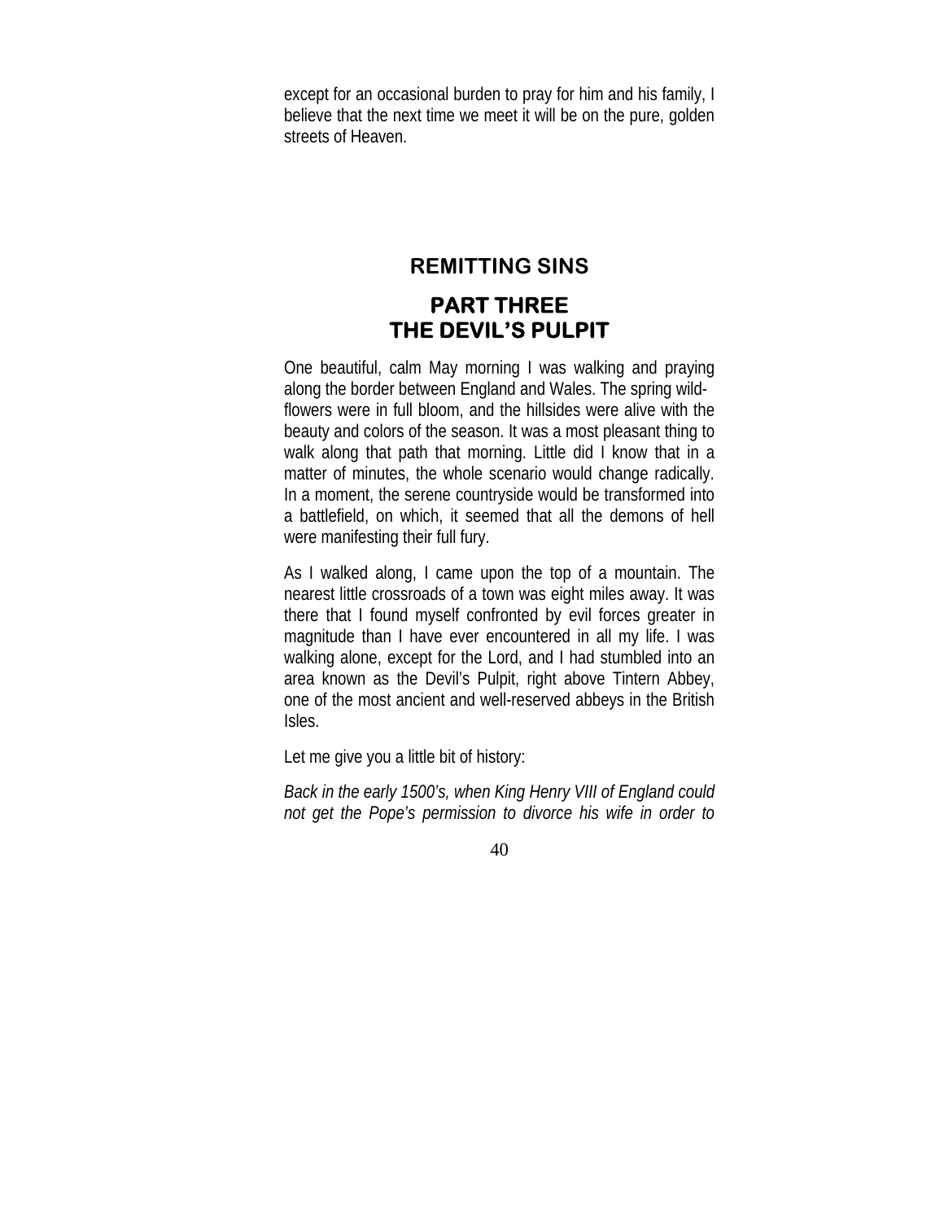except for an occasional burden to pray for him and his family, I believe that the next time we meet it will be on the pure, golden streets of Heaven.

## REMITTING SINS

## PART THREE
## THE DEVIL'S PULPIT

One beautiful, calm May morning I was walking and praying along the border between England and Wales. The spring wild-flowers were in full bloom, and the hillsides were alive with the beauty and colors of the season. It was a most pleasant thing to walk along that path that morning. Little did I know that in a matter of minutes, the whole scenario would change radically. In a moment, the serene countryside would be transformed into a battlefield, on which, it seemed that all the demons of hell were manifesting their full fury.

As I walked along, I came upon the top of a mountain. The nearest little crossroads of a town was eight miles away. It was there that I found myself confronted by evil forces greater in magnitude than I have ever encountered in all my life. I was walking alone, except for the Lord, and I had stumbled into an area known as the Devil's Pulpit, right above Tintern Abbey, one of the most ancient and well-reserved abbeys in the British Isles.

Let me give you a little bit of history:

*Back in the early 1500's, when King Henry VIII of England could not get the Pope's permission to divorce his wife in order to*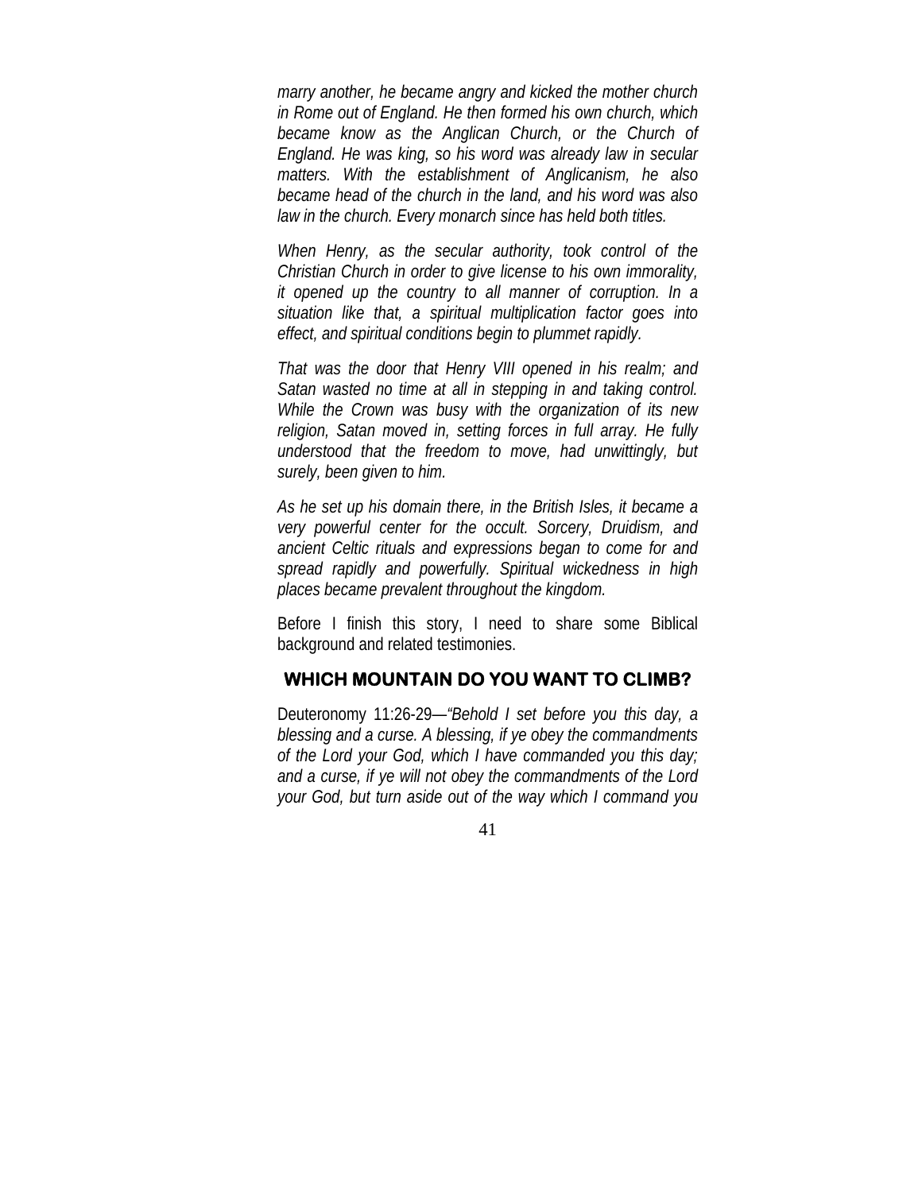*marry another, he became angry and kicked the mother church in Rome out of England. He then formed his own church, which became know as the Anglican Church, or the Church of England. He was king, so his word was already law in secular matters. With the establishment of Anglicanism, he also became head of the church in the land, and his word was also law in the church. Every monarch since has held both titles.*

*When Henry, as the secular authority, took control of the Christian Church in order to give license to his own immorality, it opened up the country to all manner of corruption. In a situation like that, a spiritual multiplication factor goes into effect, and spiritual conditions begin to plummet rapidly.*

*That was the door that Henry VIII opened in his realm; and Satan wasted no time at all in stepping in and taking control. While the Crown was busy with the organization of its new religion, Satan moved in, setting forces in full array. He fully understood that the freedom to move, had unwittingly, but surely, been given to him.*

*As he set up his domain there, in the British Isles, it became a very powerful center for the occult. Sorcery, Druidism, and ancient Celtic rituals and expressions began to come for and spread rapidly and powerfully. Spiritual wickedness in high places became prevalent throughout the kingdom.*

Before I finish this story, I need to share some Biblical background and related testimonies.

## WHICH MOUNTAIN DO YOU WANT TO CLIMB?

Deuteronomy 11:26-29—*"Behold I set before you this day, a blessing and a curse. A blessing, if ye obey the commandments of the Lord your God, which I have commanded you this day; and a curse, if ye will not obey the commandments of the Lord your God, but turn aside out of the way which I command you*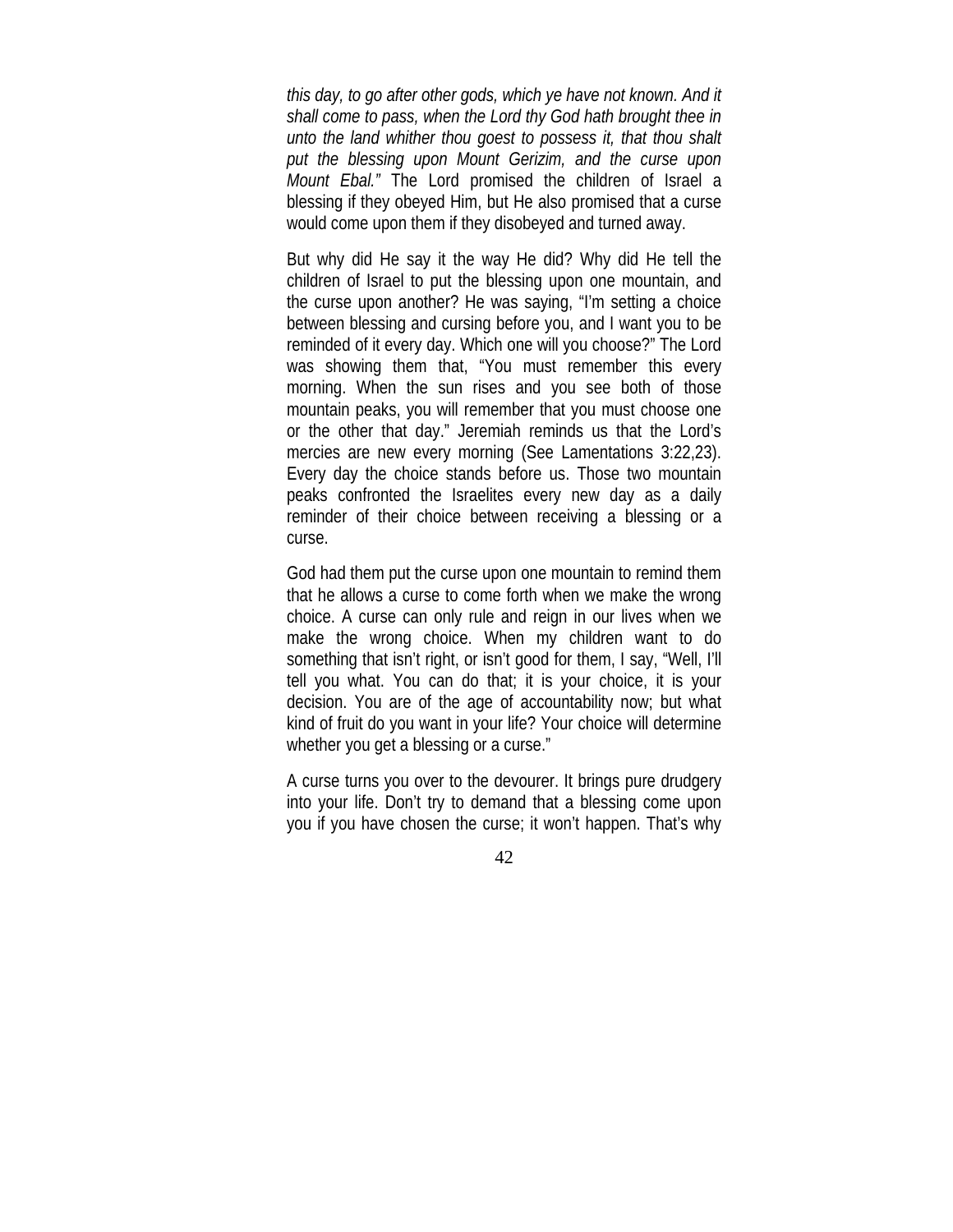*this day, to go after other gods, which ye have not known. And it shall come to pass, when the Lord thy God hath brought thee in unto the land whither thou goest to possess it, that thou shalt put the blessing upon Mount Gerizim, and the curse upon Mount Ebal."* The Lord promised the children of Israel a blessing if they obeyed Him, but He also promised that a curse would come upon them if they disobeyed and turned away.

But why did He say it the way He did? Why did He tell the children of Israel to put the blessing upon one mountain, and the curse upon another? He was saying, "I'm setting a choice between blessing and cursing before you, and I want you to be reminded of it every day. Which one will you choose?" The Lord was showing them that, "You must remember this every morning. When the sun rises and you see both of those mountain peaks, you will remember that you must choose one or the other that day." Jeremiah reminds us that the Lord's mercies are new every morning (See Lamentations 3:22,23). Every day the choice stands before us. Those two mountain peaks confronted the Israelites every new day as a daily reminder of their choice between receiving a blessing or a curse.

God had them put the curse upon one mountain to remind them that he allows a curse to come forth when we make the wrong choice. A curse can only rule and reign in our lives when we make the wrong choice. When my children want to do something that isn't right, or isn't good for them, I say, "Well, I'll tell you what. You can do that; it is your choice, it is your decision. You are of the age of accountability now; but what kind of fruit do you want in your life? Your choice will determine whether you get a blessing or a curse."

A curse turns you over to the devourer. It brings pure drudgery into your life. Don't try to demand that a blessing come upon you if you have chosen the curse; it won't happen. That's why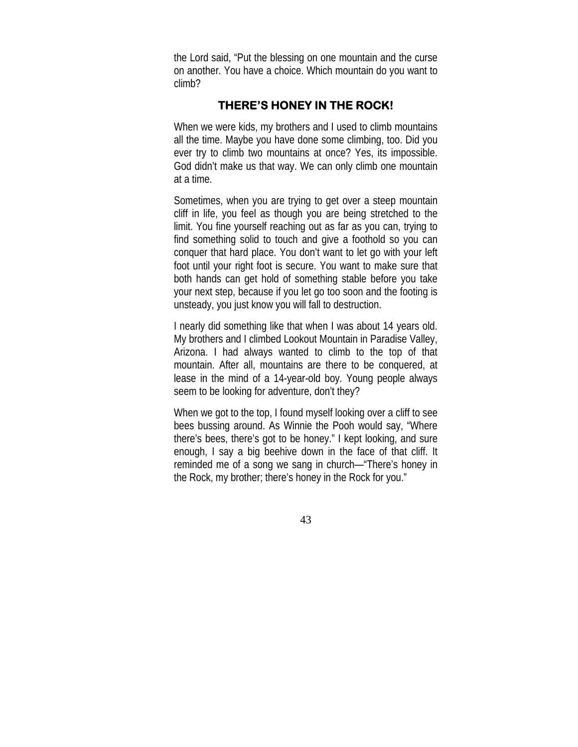the Lord said, "Put the blessing on one mountain and the curse on another. You have a choice. Which mountain do you want to climb?

## THERE'S HONEY IN THE ROCK!

When we were kids, my brothers and I used to climb mountains all the time. Maybe you have done some climbing, too. Did you ever try to climb two mountains at once? Yes, its impossible. God didn't make us that way. We can only climb one mountain at a time.

Sometimes, when you are trying to get over a steep mountain cliff in life, you feel as though you are being stretched to the limit. You fine yourself reaching out as far as you can, trying to find something solid to touch and give a foothold so you can conquer that hard place. You don't want to let go with your left foot until your right foot is secure. You want to make sure that both hands can get hold of something stable before you take your next step, because if you let go too soon and the footing is unsteady, you just know you will fall to destruction.

I nearly did something like that when I was about 14 years old. My brothers and I climbed Lookout Mountain in Paradise Valley, Arizona. I had always wanted to climb to the top of that mountain. After all, mountains are there to be conquered, at lease in the mind of a 14-year-old boy. Young people always seem to be looking for adventure, don't they?

When we got to the top, I found myself looking over a cliff to see bees bussing around. As Winnie the Pooh would say, "Where there's bees, there's got to be honey." I kept looking, and sure enough, I say a big beehive down in the face of that cliff. It reminded me of a song we sang in church—"There's honey in the Rock, my brother; there's honey in the Rock for you."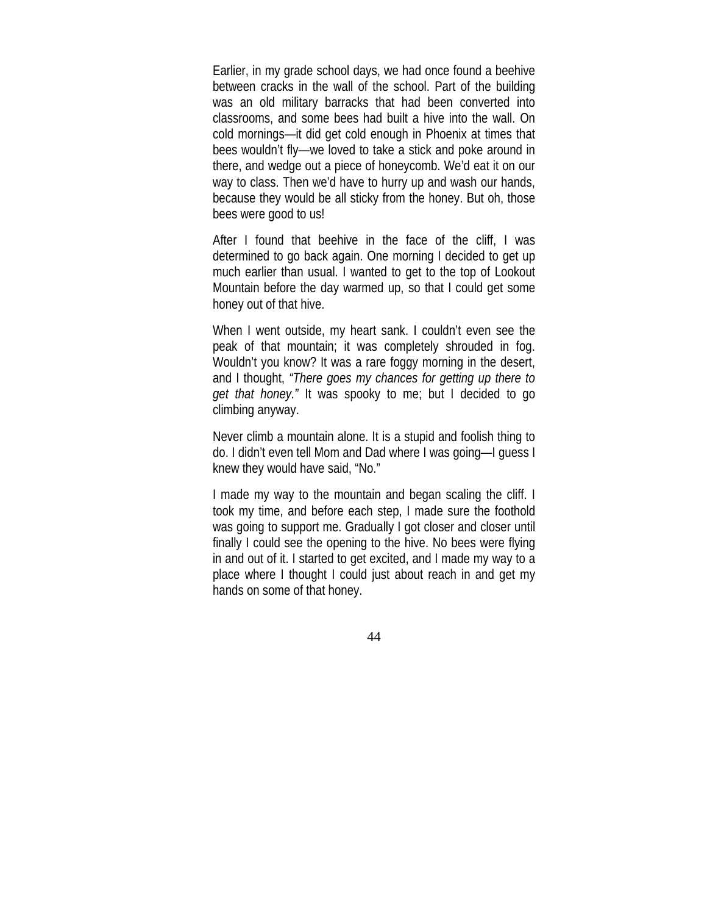Earlier, in my grade school days, we had once found a beehive between cracks in the wall of the school. Part of the building was an old military barracks that had been converted into classrooms, and some bees had built a hive into the wall. On cold mornings—it did get cold enough in Phoenix at times that bees wouldn't fly—we loved to take a stick and poke around in there, and wedge out a piece of honeycomb. We'd eat it on our way to class. Then we'd have to hurry up and wash our hands, because they would be all sticky from the honey. But oh, those bees were good to us!

After I found that beehive in the face of the cliff, I was determined to go back again. One morning I decided to get up much earlier than usual. I wanted to get to the top of Lookout Mountain before the day warmed up, so that I could get some honey out of that hive.

When I went outside, my heart sank. I couldn't even see the peak of that mountain; it was completely shrouded in fog. Wouldn't you know? It was a rare foggy morning in the desert, and I thought, *"There goes my chances for getting up there to get that honey."* It was spooky to me; but I decided to go climbing anyway.

Never climb a mountain alone. It is a stupid and foolish thing to do. I didn't even tell Mom and Dad where I was going—I guess I knew they would have said, "No."

I made my way to the mountain and began scaling the cliff. I took my time, and before each step, I made sure the foothold was going to support me. Gradually I got closer and closer until finally I could see the opening to the hive. No bees were flying in and out of it. I started to get excited, and I made my way to a place where I thought I could just about reach in and get my hands on some of that honey.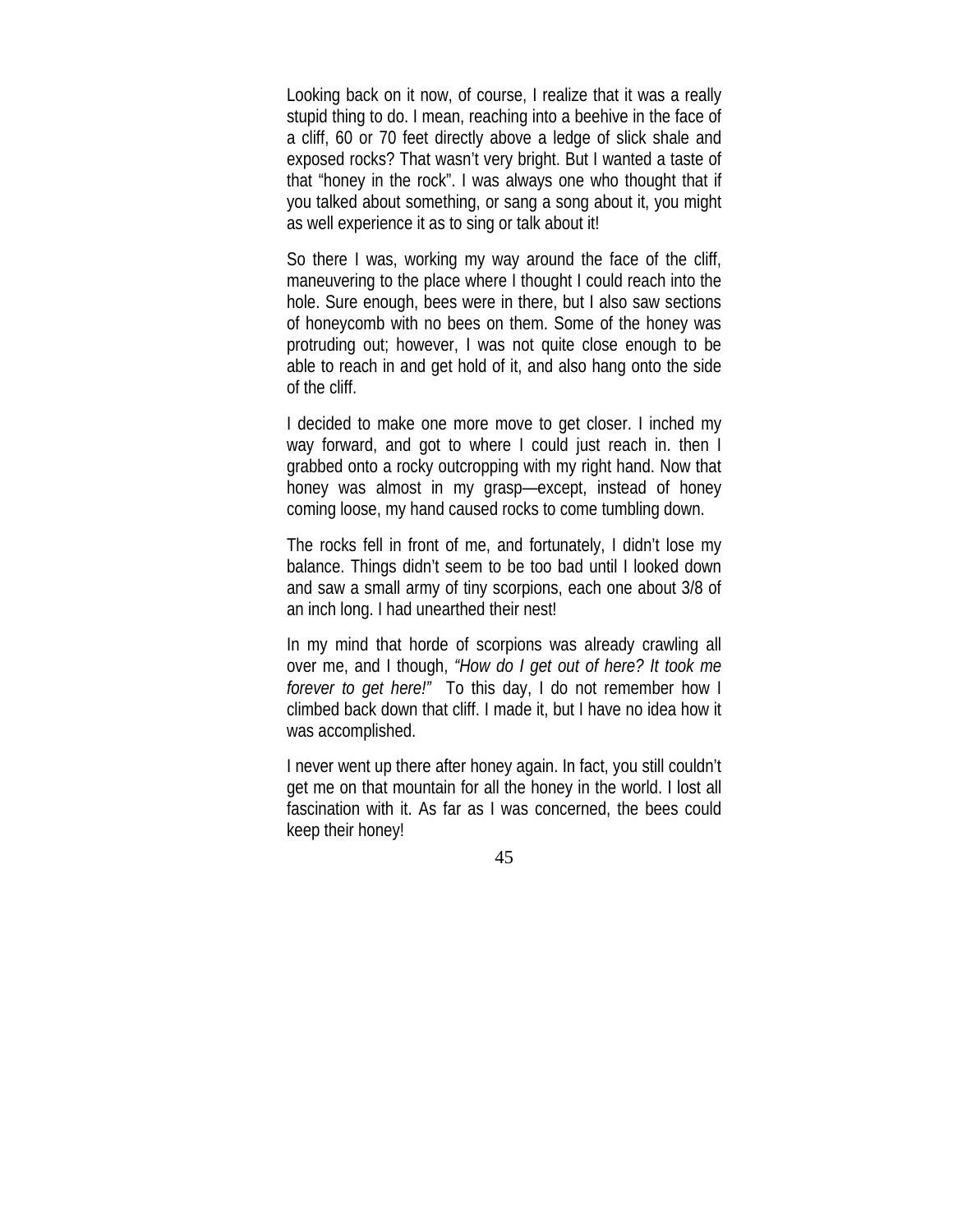Looking back on it now, of course, I realize that it was a really stupid thing to do. I mean, reaching into a beehive in the face of a cliff, 60 or 70 feet directly above a ledge of slick shale and exposed rocks? That wasn't very bright. But I wanted a taste of that "honey in the rock". I was always one who thought that if you talked about something, or sang a song about it, you might as well experience it as to sing or talk about it!

So there I was, working my way around the face of the cliff, maneuvering to the place where I thought I could reach into the hole. Sure enough, bees were in there, but I also saw sections of honeycomb with no bees on them. Some of the honey was protruding out; however, I was not quite close enough to be able to reach in and get hold of it, and also hang onto the side of the cliff.

I decided to make one more move to get closer. I inched my way forward, and got to where I could just reach in. then I grabbed onto a rocky outcropping with my right hand. Now that honey was almost in my grasp—except, instead of honey coming loose, my hand caused rocks to come tumbling down.

The rocks fell in front of me, and fortunately, I didn't lose my balance. Things didn't seem to be too bad until I looked down and saw a small army of tiny scorpions, each one about 3/8 of an inch long. I had unearthed their nest!

In my mind that horde of scorpions was already crawling all over me, and I though, *"How do I get out of here? It took me forever to get here!"* To this day, I do not remember how I climbed back down that cliff. I made it, but I have no idea how it was accomplished.

I never went up there after honey again. In fact, you still couldn't get me on that mountain for all the honey in the world. I lost all fascination with it. As far as I was concerned, the bees could keep their honey!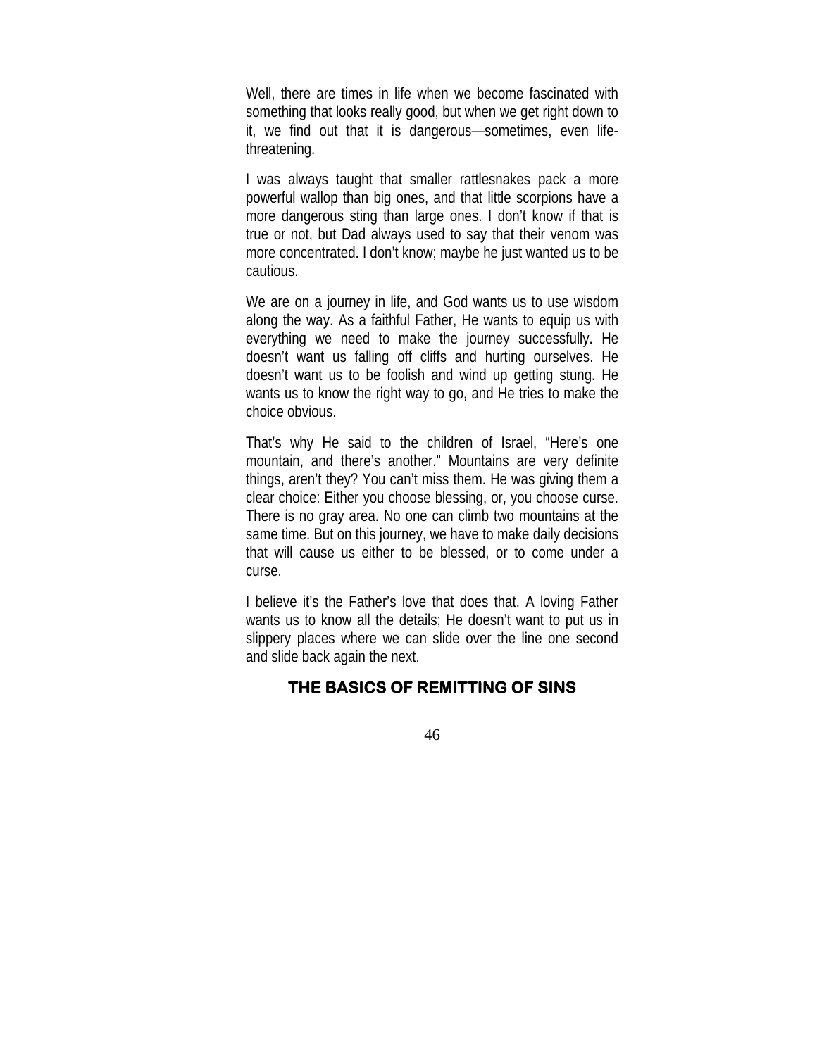Well, there are times in life when we become fascinated with something that looks really good, but when we get right down to it, we find out that it is dangerous—sometimes, even life-threatening.

I was always taught that smaller rattlesnakes pack a more powerful wallop than big ones, and that little scorpions have a more dangerous sting than large ones. I don't know if that is true or not, but Dad always used to say that their venom was more concentrated. I don't know; maybe he just wanted us to be cautious.

We are on a journey in life, and God wants us to use wisdom along the way. As a faithful Father, He wants to equip us with everything we need to make the journey successfully. He doesn't want us falling off cliffs and hurting ourselves. He doesn't want us to be foolish and wind up getting stung. He wants us to know the right way to go, and He tries to make the choice obvious.

That's why He said to the children of Israel, "Here's one mountain, and there's another." Mountains are very definite things, aren't they? You can't miss them. He was giving them a clear choice: Either you choose blessing, or, you choose curse. There is no gray area. No one can climb two mountains at the same time. But on this journey, we have to make daily decisions that will cause us either to be blessed, or to come under a curse.

I believe it's the Father's love that does that. A loving Father wants us to know all the details; He doesn't want to put us in slippery places where we can slide over the line one second and slide back again the next.

## THE BASICS OF REMITTING OF SINS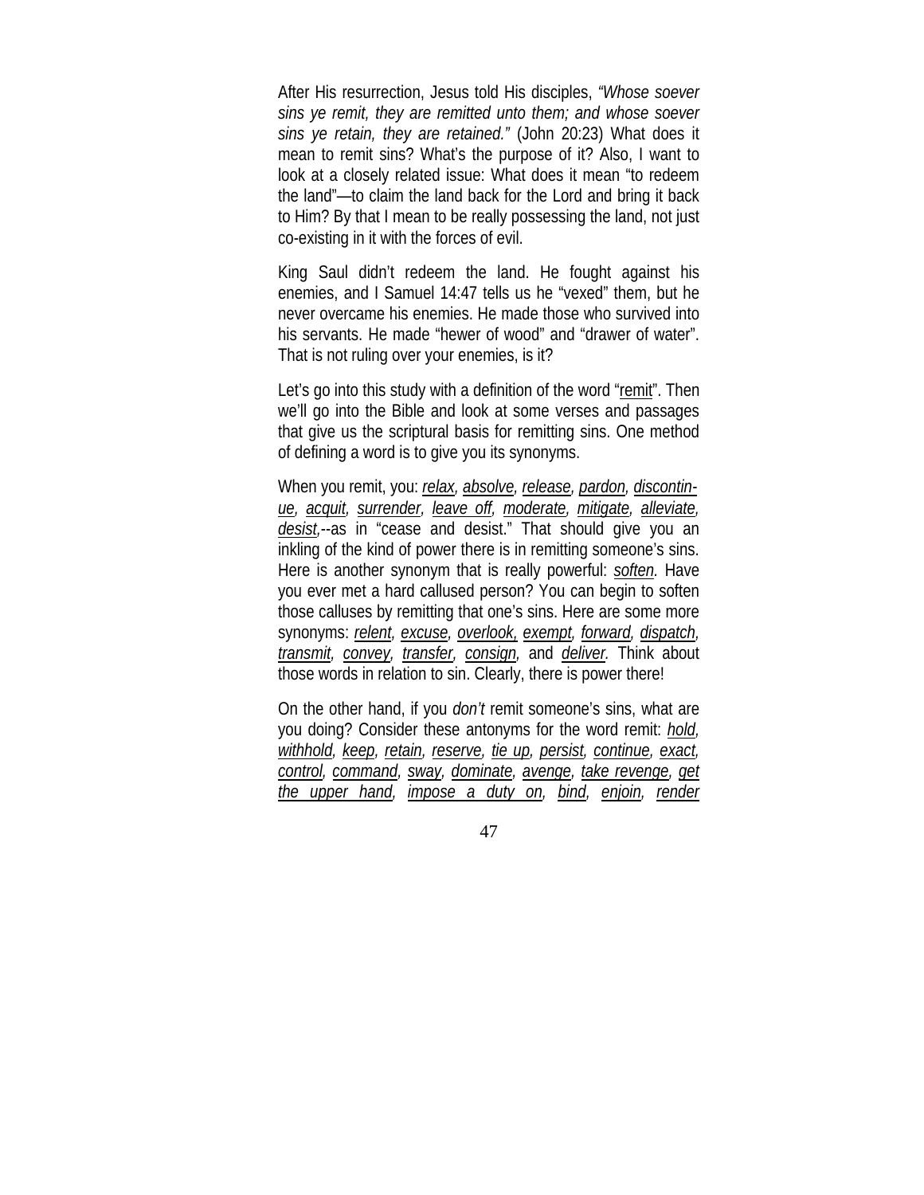After His resurrection, Jesus told His disciples, *"Whose soever sins ye remit, they are remitted unto them; and whose soever sins ye retain, they are retained."* (John 20:23) What does it mean to remit sins? What's the purpose of it? Also, I want to look at a closely related issue: What does it mean "to redeem the land"—to claim the land back for the Lord and bring it back to Him? By that I mean to be really possessing the land, not just co-existing in it with the forces of evil.

King Saul didn't redeem the land. He fought against his enemies, and I Samuel 14:47 tells us he "vexed" them, but he never overcame his enemies. He made those who survived into his servants. He made "hewer of wood" and "drawer of water". That is not ruling over your enemies, is it?

Let's go into this study with a definition of the word "<u>remit</u>". Then we'll go into the Bible and look at some verses and passages that give us the scriptural basis for remitting sins. One method of defining a word is to give you its synonyms.

When you remit, you: *<u>relax</u>, <u>absolve</u>, <u>release</u>, <u>pardon</u>, <u>discontinue</u>, <u>acquit</u>, <u>surrender</u>, <u>leave off</u>, <u>moderate</u>, <u>mitigate</u>, <u>alleviate</u>, <u>desist</u>,*--as in "cease and desist." That should give you an inkling of the kind of power there is in remitting someone's sins. Here is another synonym that is really powerful: *<u>soften</u>.* Have you ever met a hard callused person? You can begin to soften those calluses by remitting that one's sins. Here are some more synonyms: *<u>relent</u>, <u>excuse</u>, <u>overlook</u>, <u>exempt</u>, <u>forward</u>, <u>dispatch</u>, <u>transmit</u>, <u>convey</u>, <u>transfer</u>, <u>consign</u>,* and *<u>deliver</u>.* Think about those words in relation to sin. Clearly, there is power there!

On the other hand, if you *don't* remit someone's sins, what are you doing? Consider these antonyms for the word remit: *<u>hold</u>, <u>withhold</u>, <u>keep</u>, <u>retain</u>, <u>reserve</u>, <u>tie up</u>, <u>persist</u>, <u>continue</u>, <u>exact</u>, <u>control</u>, <u>command</u>, <u>sway</u>, <u>dominate</u>, <u>avenge</u>, <u>take revenge</u>, <u>get the upper hand</u>, <u>impose a duty on</u>, <u>bind</u>, <u>enjoin</u>, <u>render</u>*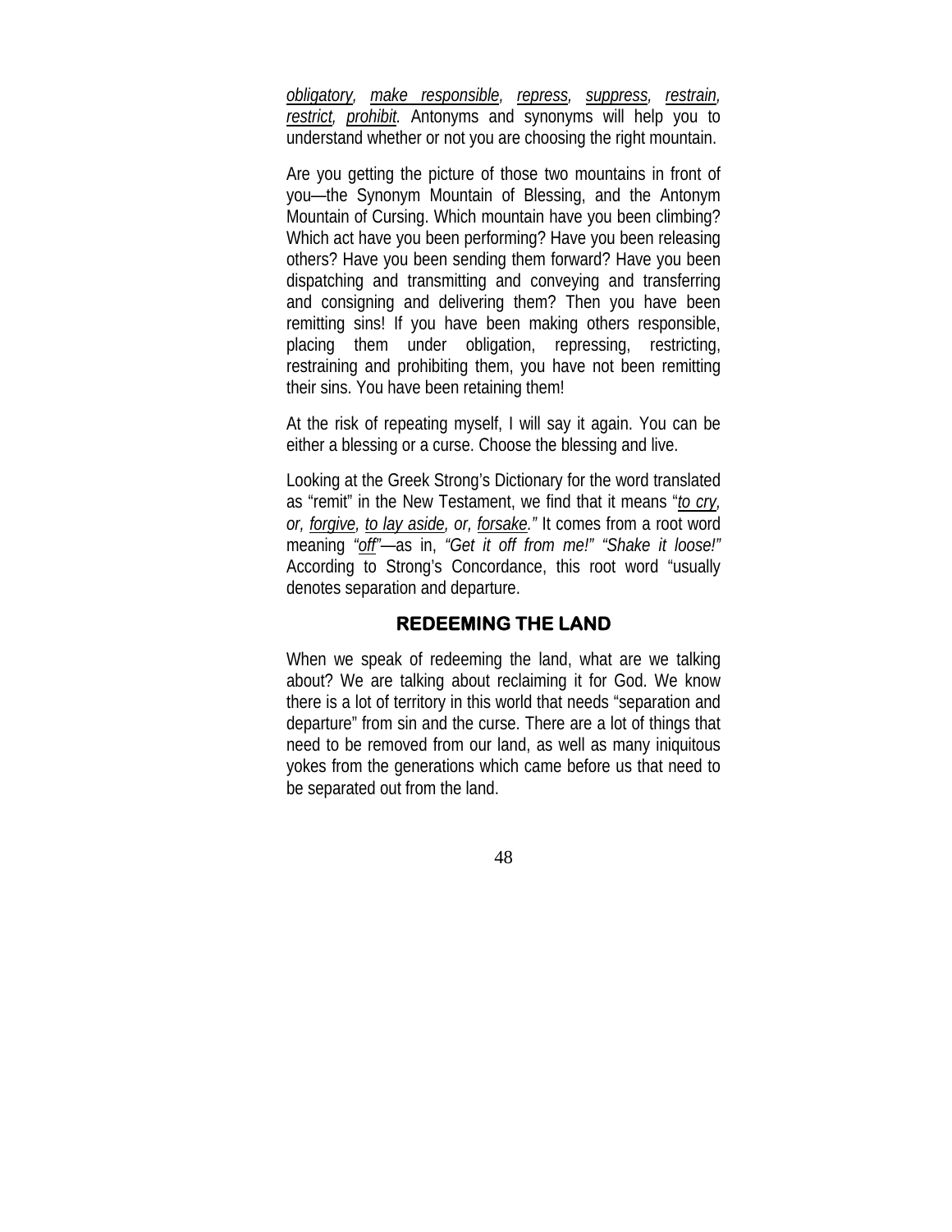*<u>obligatory</u>, <u>make responsible</u>, <u>repress</u>, <u>suppress</u>, <u>restrain</u>, <u>restrict</u>, <u>prohibit</u>.* Antonyms and synonyms will help you to understand whether or not you are choosing the right mountain.

Are you getting the picture of those two mountains in front of you—the Synonym Mountain of Blessing, and the Antonym Mountain of Cursing. Which mountain have you been climbing? Which act have you been performing? Have you been releasing others? Have you been sending them forward? Have you been dispatching and transmitting and conveying and transferring and consigning and delivering them? Then you have been remitting sins! If you have been making others responsible, placing them under obligation, repressing, restricting, restraining and prohibiting them, you have not been remitting their sins. You have been retaining them!

At the risk of repeating myself, I will say it again. You can be either a blessing or a curse. Choose the blessing and live.

Looking at the Greek Strong's Dictionary for the word translated as "remit" in the New Testament, we find that it means "*<u>to cry</u>, or, <u>forgive</u>, <u>to lay aside</u>, or, <u>forsake</u>."* It comes from a root word meaning *"<u>off</u>"*—as in, *"Get it off from me!" "Shake it loose!"* According to Strong's Concordance, this root word "usually denotes separation and departure.

## REDEEMING THE LAND

When we speak of redeeming the land, what are we talking about? We are talking about reclaiming it for God. We know there is a lot of territory in this world that needs "separation and departure" from sin and the curse. There are a lot of things that need to be removed from our land, as well as many iniquitous yokes from the generations which came before us that need to be separated out from the land.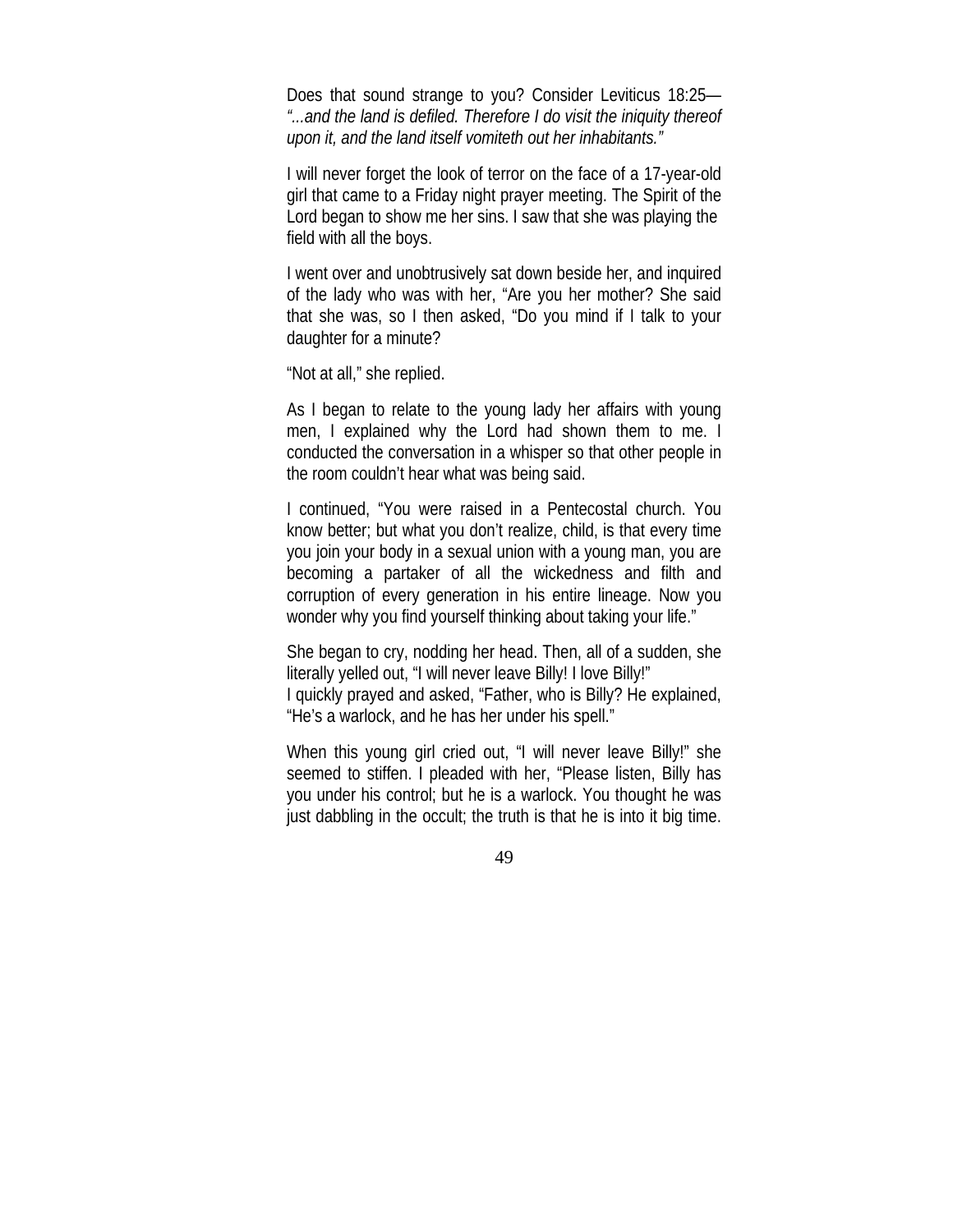Does that sound strange to you? Consider Leviticus 18:25—*"...and the land is defiled. Therefore I do visit the iniquity thereof upon it, and the land itself vomiteth out her inhabitants."*

I will never forget the look of terror on the face of a 17-year-old girl that came to a Friday night prayer meeting. The Spirit of the Lord began to show me her sins. I saw that she was playing the field with all the boys.

I went over and unobtrusively sat down beside her, and inquired of the lady who was with her, "Are you her mother? She said that she was, so I then asked, "Do you mind if I talk to your daughter for a minute?

"Not at all," she replied.

As I began to relate to the young lady her affairs with young men, I explained why the Lord had shown them to me. I conducted the conversation in a whisper so that other people in the room couldn't hear what was being said.

I continued, "You were raised in a Pentecostal church. You know better; but what you don't realize, child, is that every time you join your body in a sexual union with a young man, you are becoming a partaker of all the wickedness and filth and corruption of every generation in his entire lineage. Now you wonder why you find yourself thinking about taking your life."

She began to cry, nodding her head. Then, all of a sudden, she literally yelled out, "I will never leave Billy! I love Billy!"
I quickly prayed and asked, "Father, who is Billy? He explained, "He's a warlock, and he has her under his spell."

When this young girl cried out, "I will never leave Billy!" she seemed to stiffen. I pleaded with her, "Please listen, Billy has you under his control; but he is a warlock. You thought he was just dabbling in the occult; the truth is that he is into it big time.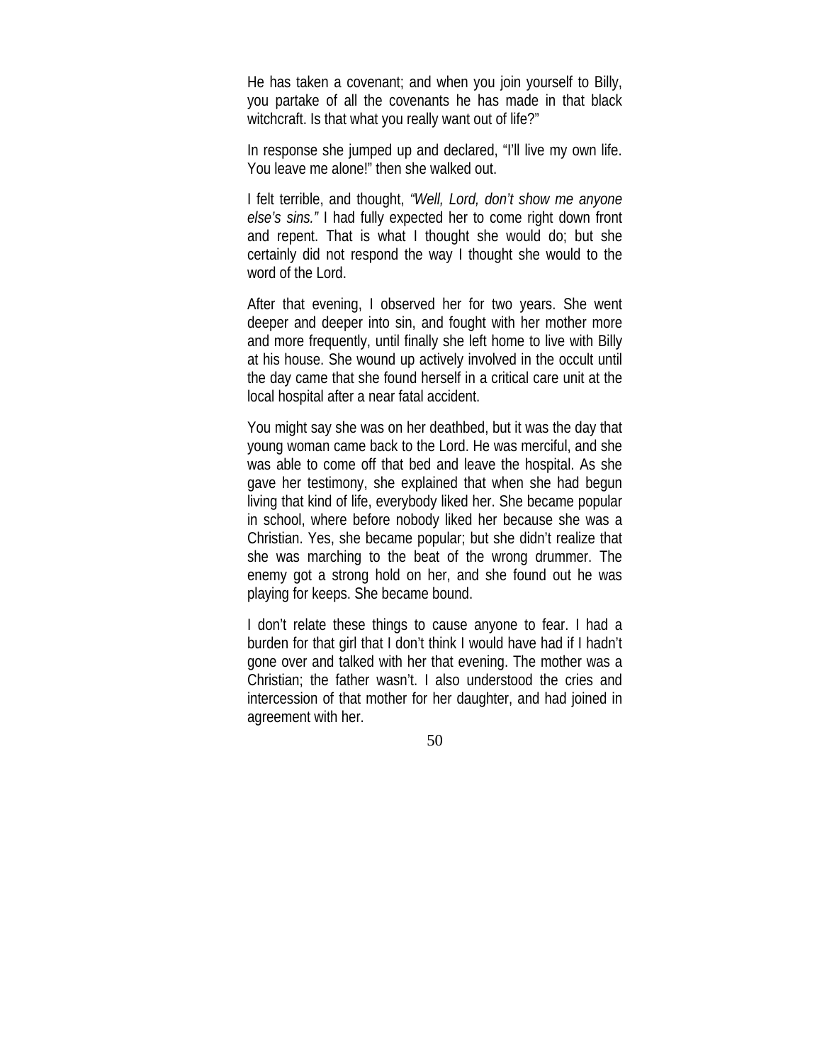He has taken a covenant; and when you join yourself to Billy, you partake of all the covenants he has made in that black witchcraft. Is that what you really want out of life?"

In response she jumped up and declared, "I'll live my own life. You leave me alone!" then she walked out.

I felt terrible, and thought, *"Well, Lord, don't show me anyone else's sins."* I had fully expected her to come right down front and repent. That is what I thought she would do; but she certainly did not respond the way I thought she would to the word of the Lord.

After that evening, I observed her for two years. She went deeper and deeper into sin, and fought with her mother more and more frequently, until finally she left home to live with Billy at his house. She wound up actively involved in the occult until the day came that she found herself in a critical care unit at the local hospital after a near fatal accident.

You might say she was on her deathbed, but it was the day that young woman came back to the Lord. He was merciful, and she was able to come off that bed and leave the hospital. As she gave her testimony, she explained that when she had begun living that kind of life, everybody liked her. She became popular in school, where before nobody liked her because she was a Christian. Yes, she became popular; but she didn't realize that she was marching to the beat of the wrong drummer. The enemy got a strong hold on her, and she found out he was playing for keeps. She became bound.

I don't relate these things to cause anyone to fear. I had a burden for that girl that I don't think I would have had if I hadn't gone over and talked with her that evening. The mother was a Christian; the father wasn't. I also understood the cries and intercession of that mother for her daughter, and had joined in agreement with her.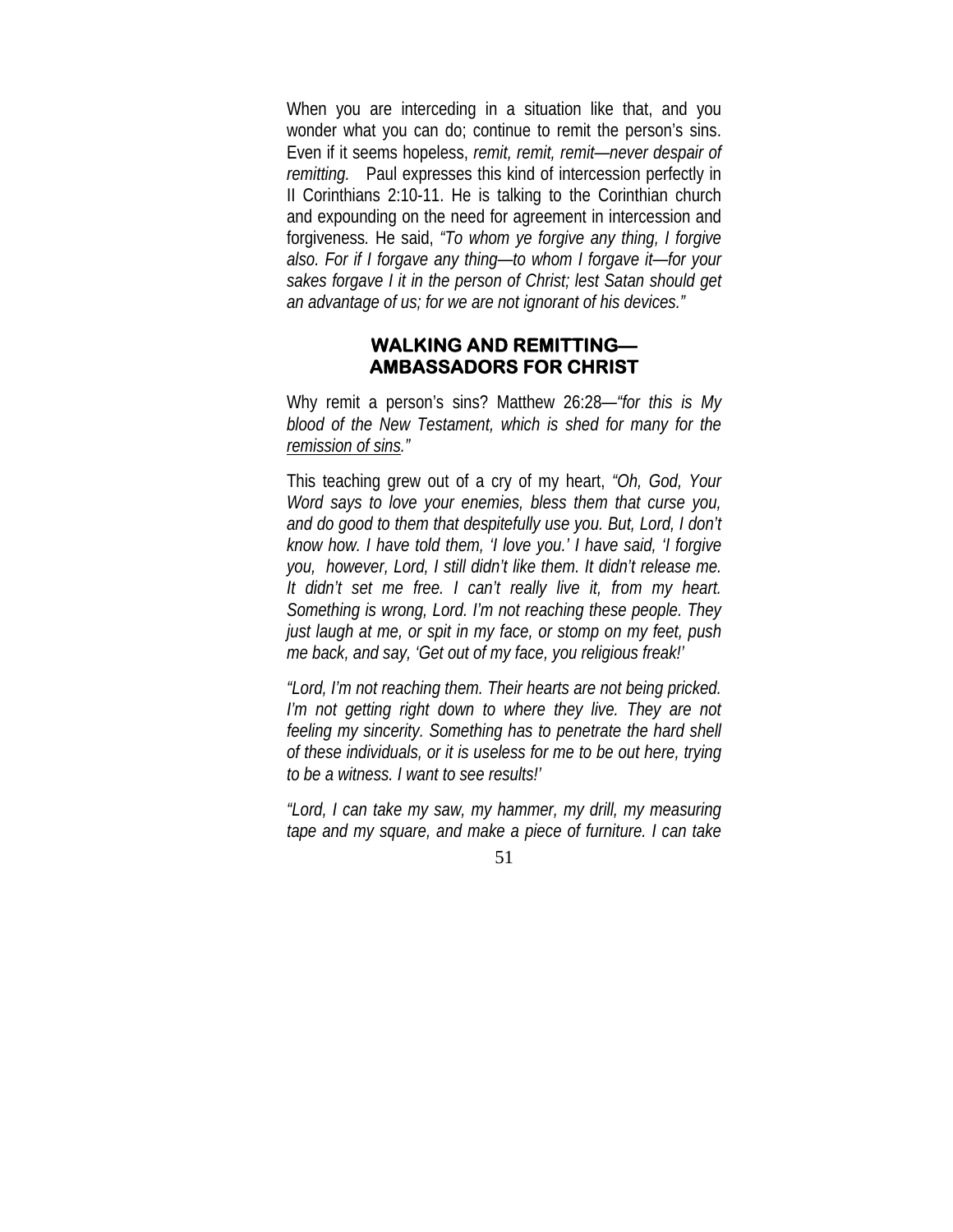When you are interceding in a situation like that, and you wonder what you can do; continue to remit the person's sins. Even if it seems hopeless, *remit, remit, remit—never despair of remitting.* Paul expresses this kind of intercession perfectly in II Corinthians 2:10-11. He is talking to the Corinthian church and expounding on the need for agreement in intercession and forgiveness. He said, *"To whom ye forgive any thing, I forgive also. For if I forgave any thing—to whom I forgave it—for your sakes forgave I it in the person of Christ; lest Satan should get an advantage of us; for we are not ignorant of his devices."*

## WALKING AND REMITTING— AMBASSADORS FOR CHRIST

Why remit a person's sins? Matthew 26:28—*"for this is My blood of the New Testament, which is shed for many for the <u>remission of sins</u>."*

This teaching grew out of a cry of my heart, *"Oh, God, Your Word says to love your enemies, bless them that curse you, and do good to them that despitefully use you. But, Lord, I don't know how. I have told them, 'I love you.' I have said, 'I forgive you, however, Lord, I still didn't like them. It didn't release me. It didn't set me free. I can't really live it, from my heart. Something is wrong, Lord. I'm not reaching these people. They just laugh at me, or spit in my face, or stomp on my feet, push me back, and say, 'Get out of my face, you religious freak!'*

*"Lord, I'm not reaching them. Their hearts are not being pricked. I'm not getting right down to where they live. They are not feeling my sincerity. Something has to penetrate the hard shell of these individuals, or it is useless for me to be out here, trying to be a witness. I want to see results!'*

*"Lord, I can take my saw, my hammer, my drill, my measuring tape and my square, and make a piece of furniture. I can take*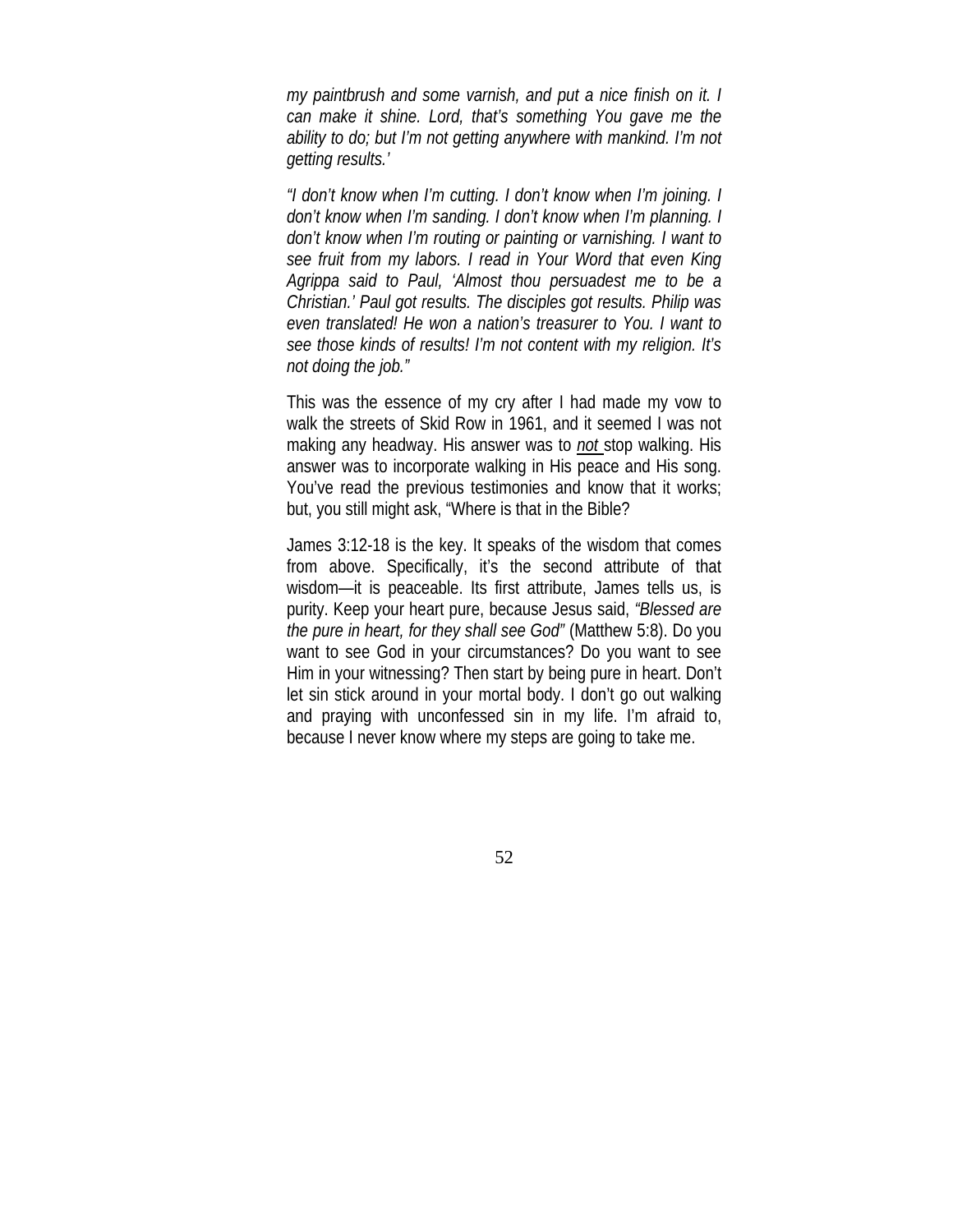*my paintbrush and some varnish, and put a nice finish on it. I can make it shine. Lord, that's something You gave me the ability to do; but I'm not getting anywhere with mankind. I'm not getting results.'*

*"I don't know when I'm cutting. I don't know when I'm joining. I don't know when I'm sanding. I don't know when I'm planning. I don't know when I'm routing or painting or varnishing. I want to see fruit from my labors. I read in Your Word that even King Agrippa said to Paul, 'Almost thou persuadest me to be a Christian.' Paul got results. The disciples got results. Philip was even translated! He won a nation's treasurer to You. I want to see those kinds of results! I'm not content with my religion. It's not doing the job."*

This was the essence of my cry after I had made my vow to walk the streets of Skid Row in 1961, and it seemed I was not making any headway. His answer was to ***not*** stop walking. His answer was to incorporate walking in His peace and His song. You've read the previous testimonies and know that it works; but, you still might ask, "Where is that in the Bible?

James 3:12-18 is the key. It speaks of the wisdom that comes from above. Specifically, it's the second attribute of that wisdom—it is peaceable. Its first attribute, James tells us, is purity. Keep your heart pure, because Jesus said, *"Blessed are the pure in heart, for they shall see God"* (Matthew 5:8). Do you want to see God in your circumstances? Do you want to see Him in your witnessing? Then start by being pure in heart. Don't let sin stick around in your mortal body. I don't go out walking and praying with unconfessed sin in my life. I'm afraid to, because I never know where my steps are going to take me.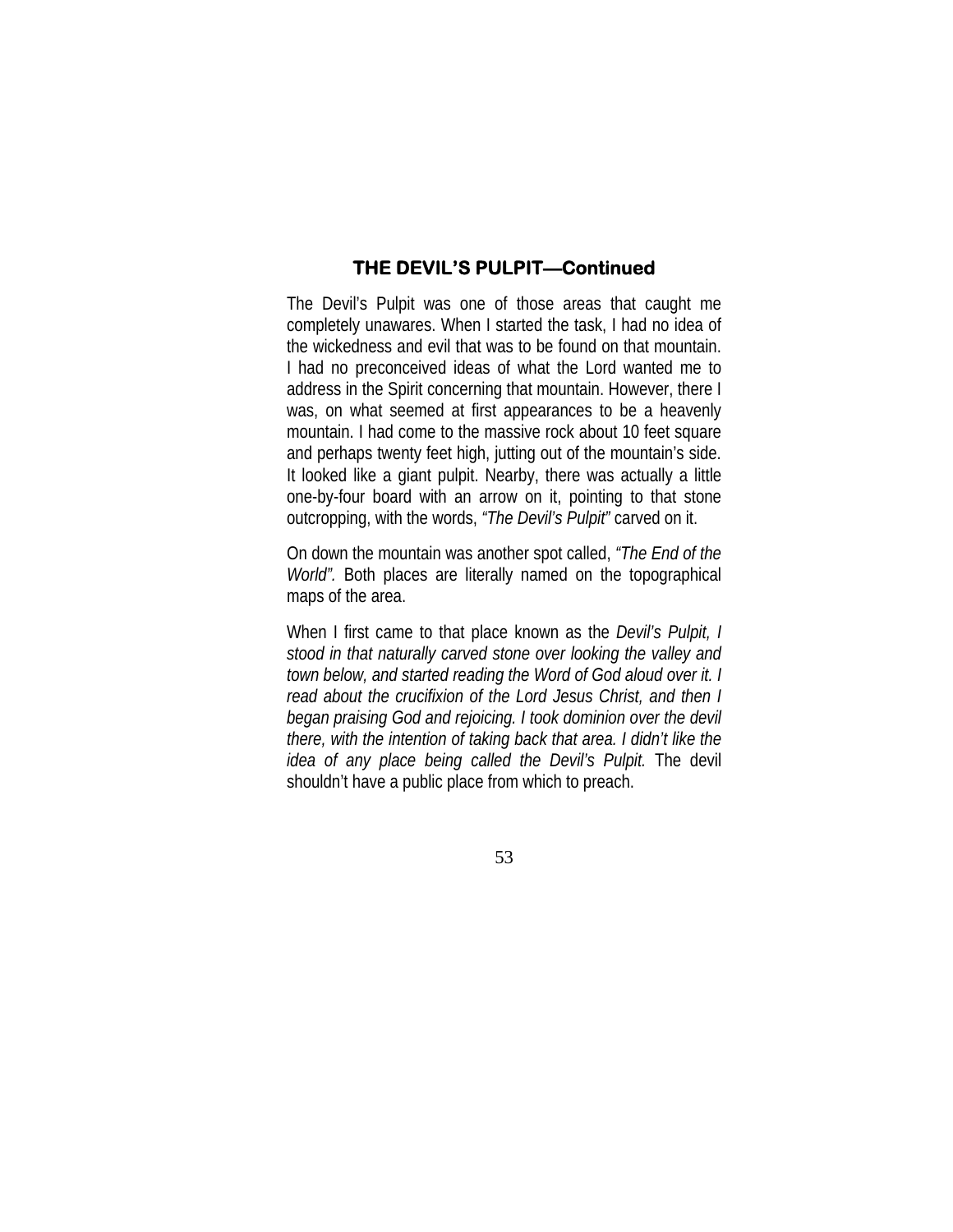### THE DEVIL'S PULPIT—Continued

The Devil's Pulpit was one of those areas that caught me completely unawares. When I started the task, I had no idea of the wickedness and evil that was to be found on that mountain. I had no preconceived ideas of what the Lord wanted me to address in the Spirit concerning that mountain. However, there I was, on what seemed at first appearances to be a heavenly mountain. I had come to the massive rock about 10 feet square and perhaps twenty feet high, jutting out of the mountain's side. It looked like a giant pulpit. Nearby, there was actually a little one-by-four board with an arrow on it, pointing to that stone outcropping, with the words, *"The Devil's Pulpit"* carved on it.

On down the mountain was another spot called, *"The End of the World".* Both places are literally named on the topographical maps of the area.

When I first came to that place known as the *Devil's Pulpit, I stood in that naturally carved stone over looking the valley and town below, and started reading the Word of God aloud over it. I read about the crucifixion of the Lord Jesus Christ, and then I began praising God and rejoicing. I took dominion over the devil there, with the intention of taking back that area. I didn't like the idea of any place being called the Devil's Pulpit.* The devil shouldn't have a public place from which to preach.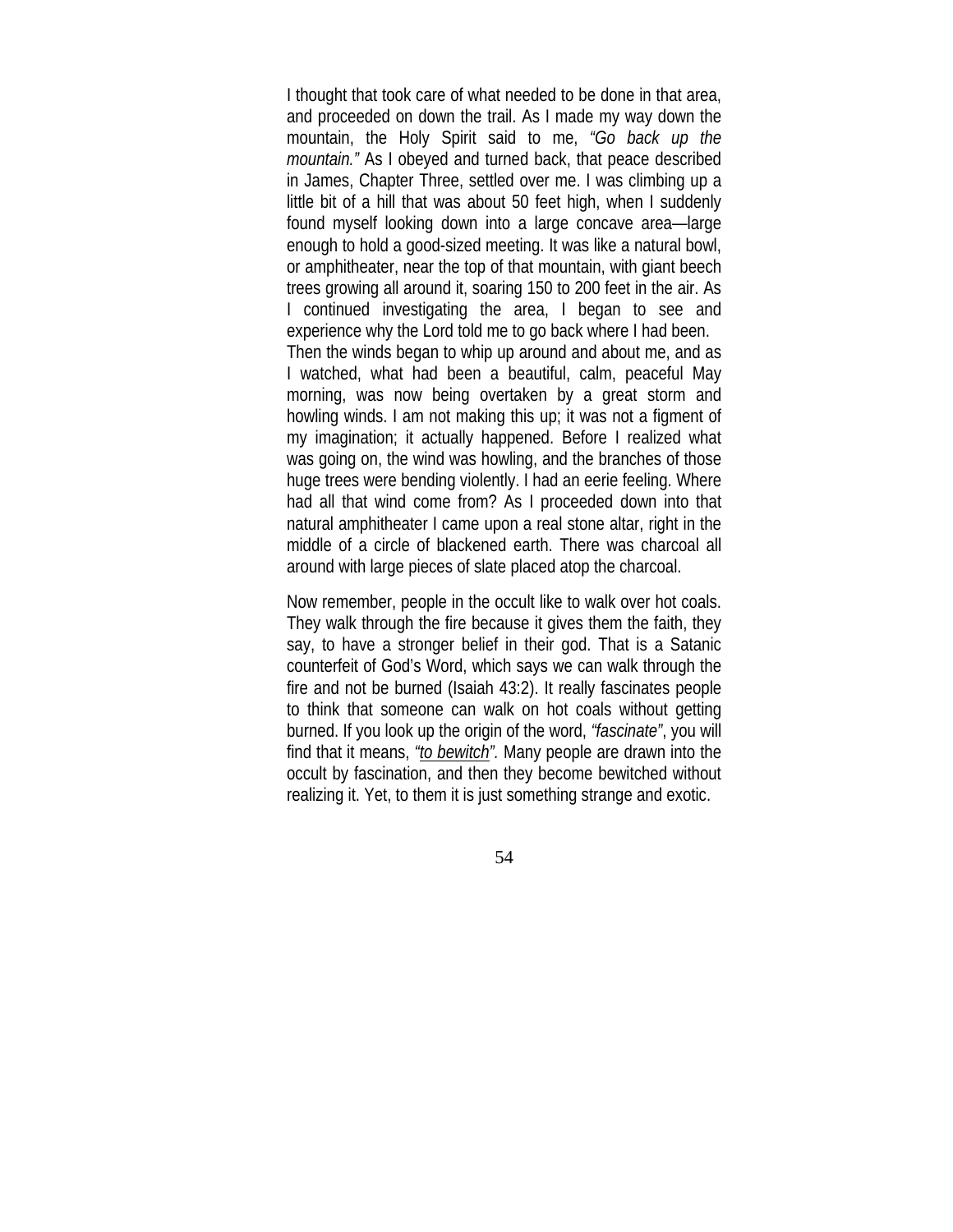I thought that took care of what needed to be done in that area, and proceeded on down the trail. As I made my way down the mountain, the Holy Spirit said to me, *"Go back up the mountain."* As I obeyed and turned back, that peace described in James, Chapter Three, settled over me. I was climbing up a little bit of a hill that was about 50 feet high, when I suddenly found myself looking down into a large concave area—large enough to hold a good-sized meeting. It was like a natural bowl, or amphitheater, near the top of that mountain, with giant beech trees growing all around it, soaring 150 to 200 feet in the air. As I continued investigating the area, I began to see and experience why the Lord told me to go back where I had been.
Then the winds began to whip up around and about me, and as I watched, what had been a beautiful, calm, peaceful May morning, was now being overtaken by a great storm and howling winds. I am not making this up; it was not a figment of my imagination; it actually happened. Before I realized what was going on, the wind was howling, and the branches of those huge trees were bending violently. I had an eerie feeling. Where had all that wind come from? As I proceeded down into that natural amphitheater I came upon a real stone altar, right in the middle of a circle of blackened earth. There was charcoal all around with large pieces of slate placed atop the charcoal.

Now remember, people in the occult like to walk over hot coals. They walk through the fire because it gives them the faith, they say, to have a stronger belief in their god. That is a Satanic counterfeit of God's Word, which says we can walk through the fire and not be burned (Isaiah 43:2). It really fascinates people to think that someone can walk on hot coals without getting burned. If you look up the origin of the word, *"fascinate"*, you will find that it means, *"to bewitch".* Many people are drawn into the occult by fascination, and then they become bewitched without realizing it. Yet, to them it is just something strange and exotic.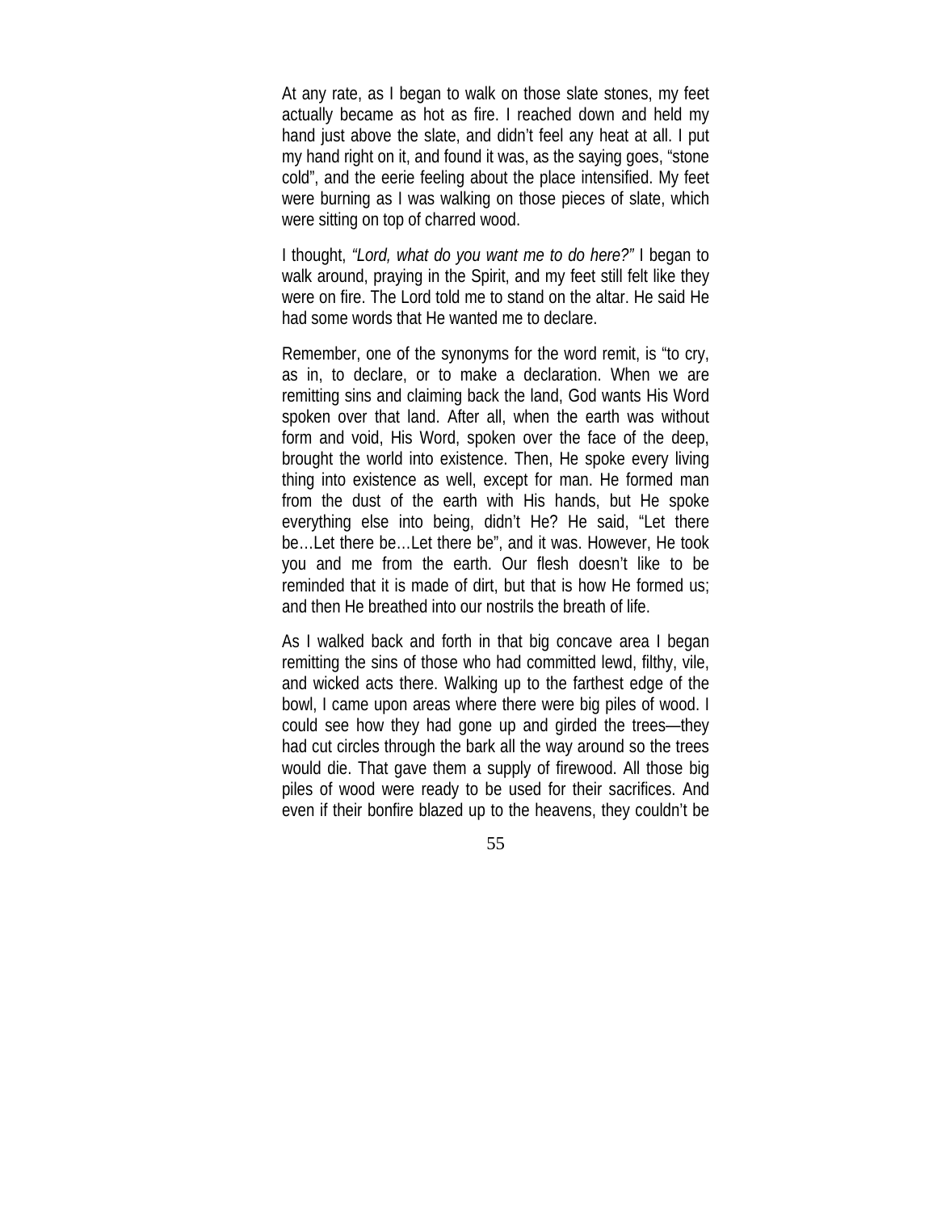At any rate, as I began to walk on those slate stones, my feet actually became as hot as fire. I reached down and held my hand just above the slate, and didn't feel any heat at all. I put my hand right on it, and found it was, as the saying goes, "stone cold", and the eerie feeling about the place intensified. My feet were burning as I was walking on those pieces of slate, which were sitting on top of charred wood.

I thought, *"Lord, what do you want me to do here?"* I began to walk around, praying in the Spirit, and my feet still felt like they were on fire. The Lord told me to stand on the altar. He said He had some words that He wanted me to declare.

Remember, one of the synonyms for the word remit, is "to cry, as in, to declare, or to make a declaration. When we are remitting sins and claiming back the land, God wants His Word spoken over that land. After all, when the earth was without form and void, His Word, spoken over the face of the deep, brought the world into existence. Then, He spoke every living thing into existence as well, except for man. He formed man from the dust of the earth with His hands, but He spoke everything else into being, didn't He? He said, "Let there be…Let there be…Let there be", and it was. However, He took you and me from the earth. Our flesh doesn't like to be reminded that it is made of dirt, but that is how He formed us; and then He breathed into our nostrils the breath of life.

As I walked back and forth in that big concave area I began remitting the sins of those who had committed lewd, filthy, vile, and wicked acts there. Walking up to the farthest edge of the bowl, I came upon areas where there were big piles of wood. I could see how they had gone up and girded the trees—they had cut circles through the bark all the way around so the trees would die. That gave them a supply of firewood. All those big piles of wood were ready to be used for their sacrifices. And even if their bonfire blazed up to the heavens, they couldn't be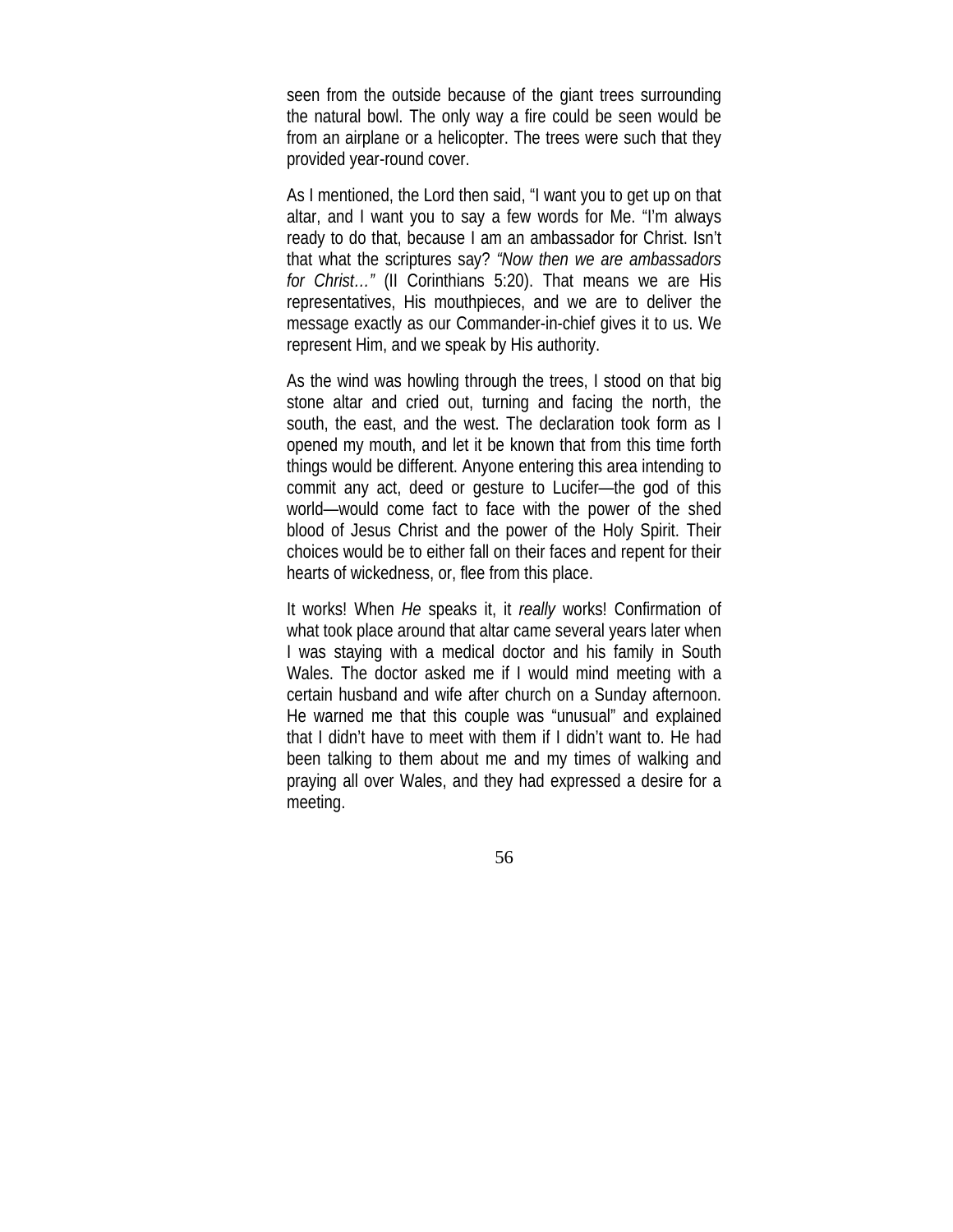seen from the outside because of the giant trees surrounding the natural bowl. The only way a fire could be seen would be from an airplane or a helicopter. The trees were such that they provided year-round cover.

As I mentioned, the Lord then said, "I want you to get up on that altar, and I want you to say a few words for Me. "I'm always ready to do that, because I am an ambassador for Christ. Isn't that what the scriptures say? *"Now then we are ambassadors for Christ…"* (II Corinthians 5:20). That means we are His representatives, His mouthpieces, and we are to deliver the message exactly as our Commander-in-chief gives it to us. We represent Him, and we speak by His authority.

As the wind was howling through the trees, I stood on that big stone altar and cried out, turning and facing the north, the south, the east, and the west. The declaration took form as I opened my mouth, and let it be known that from this time forth things would be different. Anyone entering this area intending to commit any act, deed or gesture to Lucifer—the god of this world—would come fact to face with the power of the shed blood of Jesus Christ and the power of the Holy Spirit. Their choices would be to either fall on their faces and repent for their hearts of wickedness, or, flee from this place.

It works! When *He* speaks it, it *really* works! Confirmation of what took place around that altar came several years later when I was staying with a medical doctor and his family in South Wales. The doctor asked me if I would mind meeting with a certain husband and wife after church on a Sunday afternoon. He warned me that this couple was "unusual" and explained that I didn't have to meet with them if I didn't want to. He had been talking to them about me and my times of walking and praying all over Wales, and they had expressed a desire for a meeting.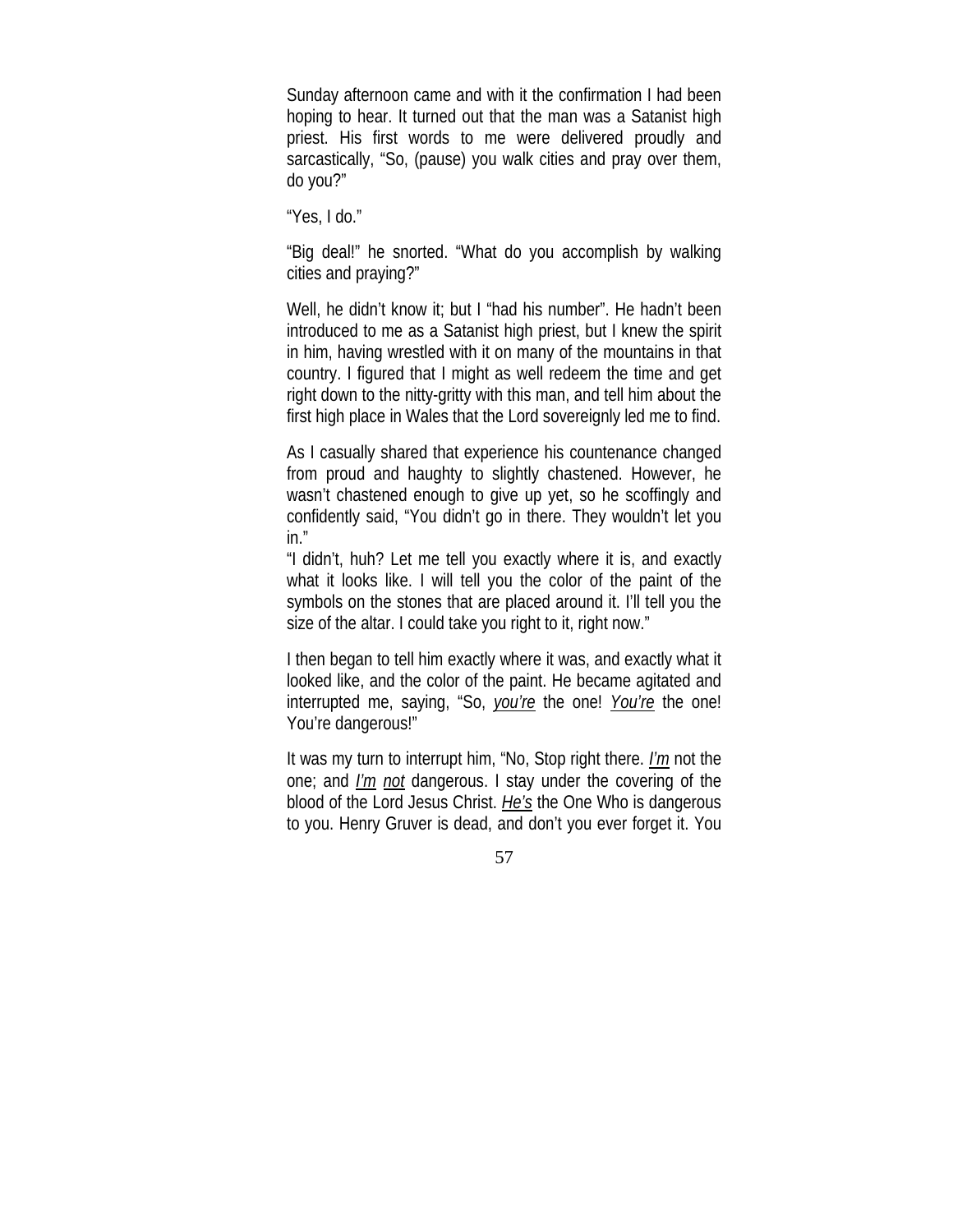Sunday afternoon came and with it the confirmation I had been hoping to hear. It turned out that the man was a Satanist high priest. His first words to me were delivered proudly and sarcastically, "So, (pause) you walk cities and pray over them, do you?"

"Yes, I do."

"Big deal!" he snorted. "What do you accomplish by walking cities and praying?"

Well, he didn't know it; but I "had his number". He hadn't been introduced to me as a Satanist high priest, but I knew the spirit in him, having wrestled with it on many of the mountains in that country. I figured that I might as well redeem the time and get right down to the nitty-gritty with this man, and tell him about the first high place in Wales that the Lord sovereignly led me to find.

As I casually shared that experience his countenance changed from proud and haughty to slightly chastened. However, he wasn't chastened enough to give up yet, so he scoffingly and confidently said, "You didn't go in there. They wouldn't let you in."

"I didn't, huh? Let me tell you exactly where it is, and exactly what it looks like. I will tell you the color of the paint of the symbols on the stones that are placed around it. I'll tell you the size of the altar. I could take you right to it, right now."

I then began to tell him exactly where it was, and exactly what it looked like, and the color of the paint. He became agitated and interrupted me, saying, "So, <u>*you're*</u> the one! <u>*You're*</u> the one! You're dangerous!"

It was my turn to interrupt him, "No, Stop right there. <u>*I'm*</u> not the one; and <u>*I'm*</u> <u>*not*</u> dangerous. I stay under the covering of the blood of the Lord Jesus Christ. <u>*He's*</u> the One Who is dangerous to you. Henry Gruver is dead, and don't you ever forget it. You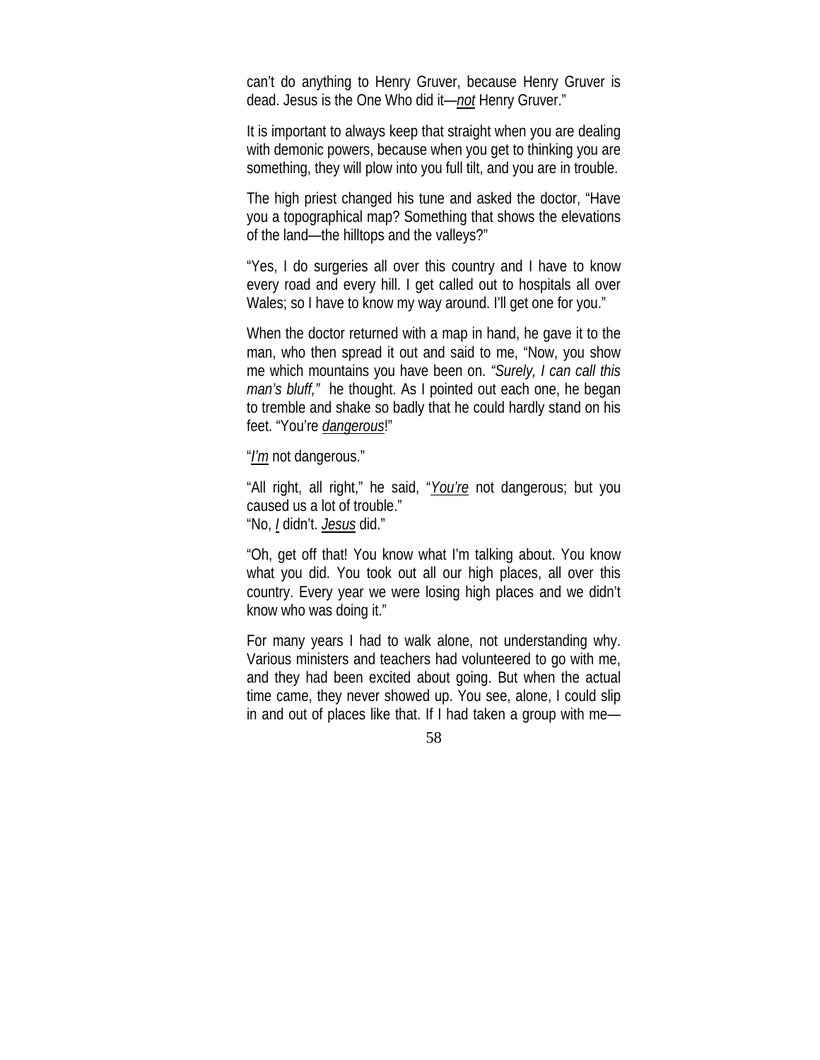can't do anything to Henry Gruver, because Henry Gruver is dead. Jesus is the One Who did it—*not* Henry Gruver."

It is important to always keep that straight when you are dealing with demonic powers, because when you get to thinking you are something, they will plow into you full tilt, and you are in trouble.

The high priest changed his tune and asked the doctor, "Have you a topographical map? Something that shows the elevations of the land—the hilltops and the valleys?"

"Yes, I do surgeries all over this country and I have to know every road and every hill. I get called out to hospitals all over Wales; so I have to know my way around. I'll get one for you."

When the doctor returned with a map in hand, he gave it to the man, who then spread it out and said to me, "Now, you show me which mountains you have been on. *"Surely, I can call this man's bluff,"* he thought. As I pointed out each one, he began to tremble and shake so badly that he could hardly stand on his feet. "You're *dangerous*!"

"*I'm* not dangerous."

"All right, all right," he said, "*You're* not dangerous; but you caused us a lot of trouble."
"No, *I* didn't. *Jesus* did."

"Oh, get off that! You know what I'm talking about. You know what you did. You took out all our high places, all over this country. Every year we were losing high places and we didn't know who was doing it."

For many years I had to walk alone, not understanding why. Various ministers and teachers had volunteered to go with me, and they had been excited about going. But when the actual time came, they never showed up. You see, alone, I could slip in and out of places like that. If I had taken a group with me—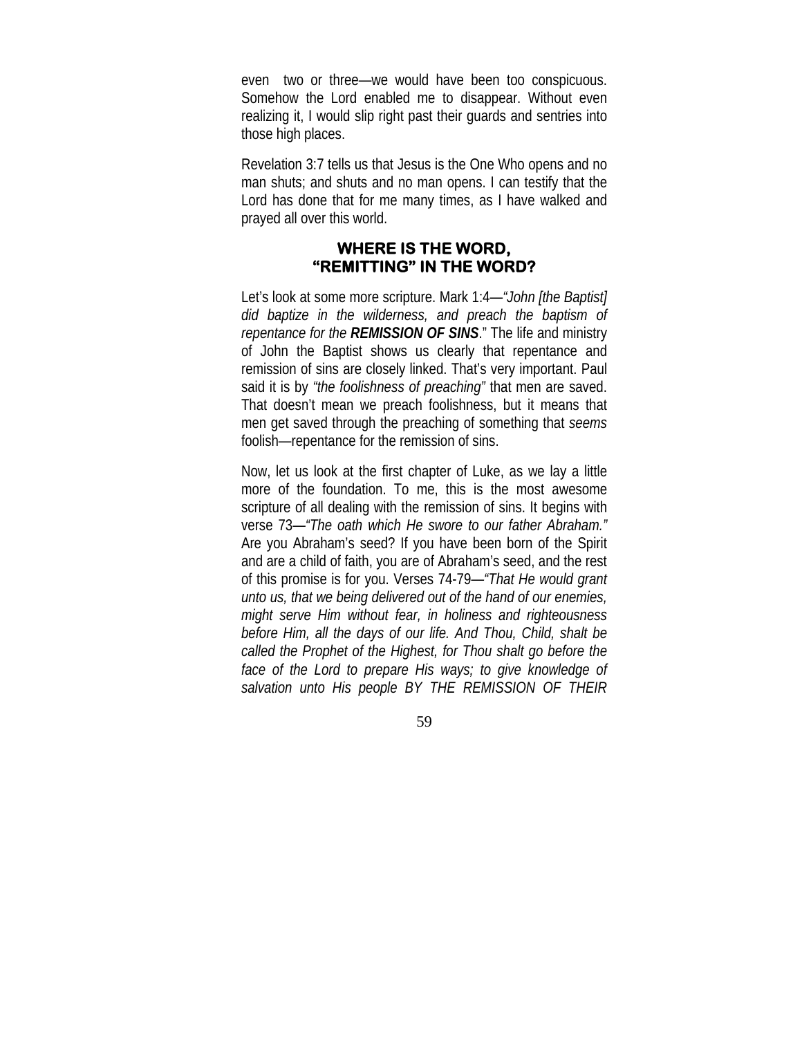even two or three—we would have been too conspicuous. Somehow the Lord enabled me to disappear. Without even realizing it, I would slip right past their guards and sentries into those high places.

Revelation 3:7 tells us that Jesus is the One Who opens and no man shuts; and shuts and no man opens. I can testify that the Lord has done that for me many times, as I have walked and prayed all over this world.

## WHERE IS THE WORD, "REMITTING" IN THE WORD?

Let's look at some more scripture. Mark 1:4—*"John [the Baptist] did baptize in the wilderness, and preach the baptism of repentance for the* ***REMISSION OF SINS***." The life and ministry of John the Baptist shows us clearly that repentance and remission of sins are closely linked. That's very important. Paul said it is by *"the foolishness of preaching"* that men are saved. That doesn't mean we preach foolishness, but it means that men get saved through the preaching of something that *seems* foolish—repentance for the remission of sins.

Now, let us look at the first chapter of Luke, as we lay a little more of the foundation. To me, this is the most awesome scripture of all dealing with the remission of sins. It begins with verse 73—*"The oath which He swore to our father Abraham."* Are you Abraham's seed? If you have been born of the Spirit and are a child of faith, you are of Abraham's seed, and the rest of this promise is for you. Verses 74-79—*"That He would grant unto us, that we being delivered out of the hand of our enemies, might serve Him without fear, in holiness and righteousness before Him, all the days of our life. And Thou, Child, shalt be called the Prophet of the Highest, for Thou shalt go before the face of the Lord to prepare His ways; to give knowledge of salvation unto His people BY THE REMISSION OF THEIR*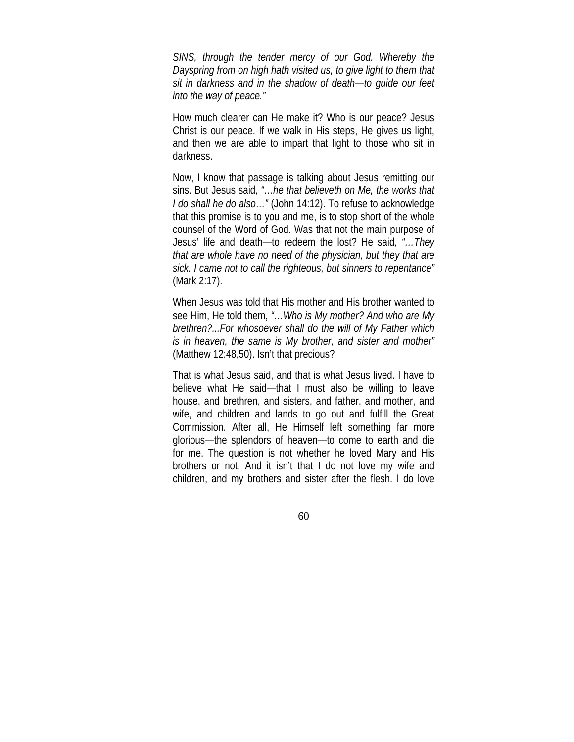*SINS, through the tender mercy of our God. Whereby the Dayspring from on high hath visited us, to give light to them that sit in darkness and in the shadow of death—to guide our feet into the way of peace."*

How much clearer can He make it? Who is our peace? Jesus Christ is our peace. If we walk in His steps, He gives us light, and then we are able to impart that light to those who sit in darkness.

Now, I know that passage is talking about Jesus remitting our sins. But Jesus said, *"…he that believeth on Me, the works that I do shall he do also…"* (John 14:12). To refuse to acknowledge that this promise is to you and me, is to stop short of the whole counsel of the Word of God. Was that not the main purpose of Jesus' life and death—to redeem the lost? He said, *"…They that are whole have no need of the physician, but they that are sick. I came not to call the righteous, but sinners to repentance"* (Mark 2:17).

When Jesus was told that His mother and His brother wanted to see Him, He told them, *"…Who is My mother? And who are My brethren?...For whosoever shall do the will of My Father which is in heaven, the same is My brother, and sister and mother"* (Matthew 12:48,50). Isn't that precious?

That is what Jesus said, and that is what Jesus lived. I have to believe what He said—that I must also be willing to leave house, and brethren, and sisters, and father, and mother, and wife, and children and lands to go out and fulfill the Great Commission. After all, He Himself left something far more glorious—the splendors of heaven—to come to earth and die for me. The question is not whether he loved Mary and His brothers or not. And it isn't that I do not love my wife and children, and my brothers and sister after the flesh. I do love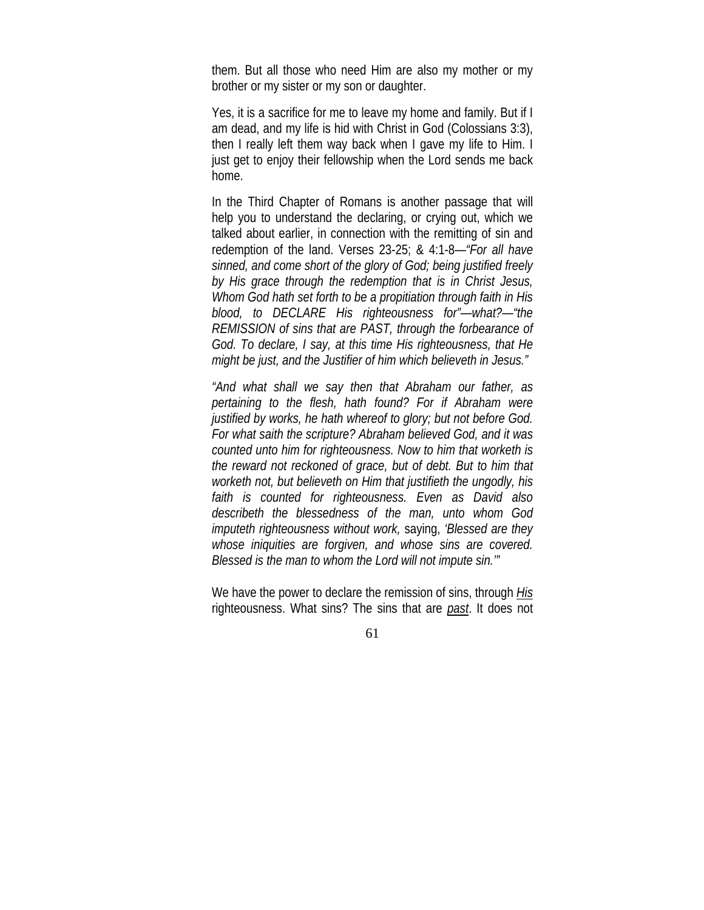them. But all those who need Him are also my mother or my brother or my sister or my son or daughter.

Yes, it is a sacrifice for me to leave my home and family. But if I am dead, and my life is hid with Christ in God (Colossians 3:3), then I really left them way back when I gave my life to Him. I just get to enjoy their fellowship when the Lord sends me back home.

In the Third Chapter of Romans is another passage that will help you to understand the declaring, or crying out, which we talked about earlier, in connection with the remitting of sin and redemption of the land. Verses 23-25; & 4:1-8—*"For all have sinned, and come short of the glory of God; being justified freely by His grace through the redemption that is in Christ Jesus, Whom God hath set forth to be a propitiation through faith in His blood, to DECLARE His righteousness for"—what?—"the REMISSION of sins that are PAST, through the forbearance of God. To declare, I say, at this time His righteousness, that He might be just, and the Justifier of him which believeth in Jesus."*

*"And what shall we say then that Abraham our father, as pertaining to the flesh, hath found? For if Abraham were justified by works, he hath whereof to glory; but not before God. For what saith the scripture? Abraham believed God, and it was counted unto him for righteousness. Now to him that worketh is the reward not reckoned of grace, but of debt. But to him that worketh not, but believeth on Him that justifieth the ungodly, his faith is counted for righteousness. Even as David also describeth the blessedness of the man, unto whom God imputeth righteousness without work,* saying, *'Blessed are they whose iniquities are forgiven, and whose sins are covered. Blessed is the man to whom the Lord will not impute sin.'"*

We have the power to declare the remission of sins, through ***His*** righteousness. What sins? The sins that are ***past***. It does not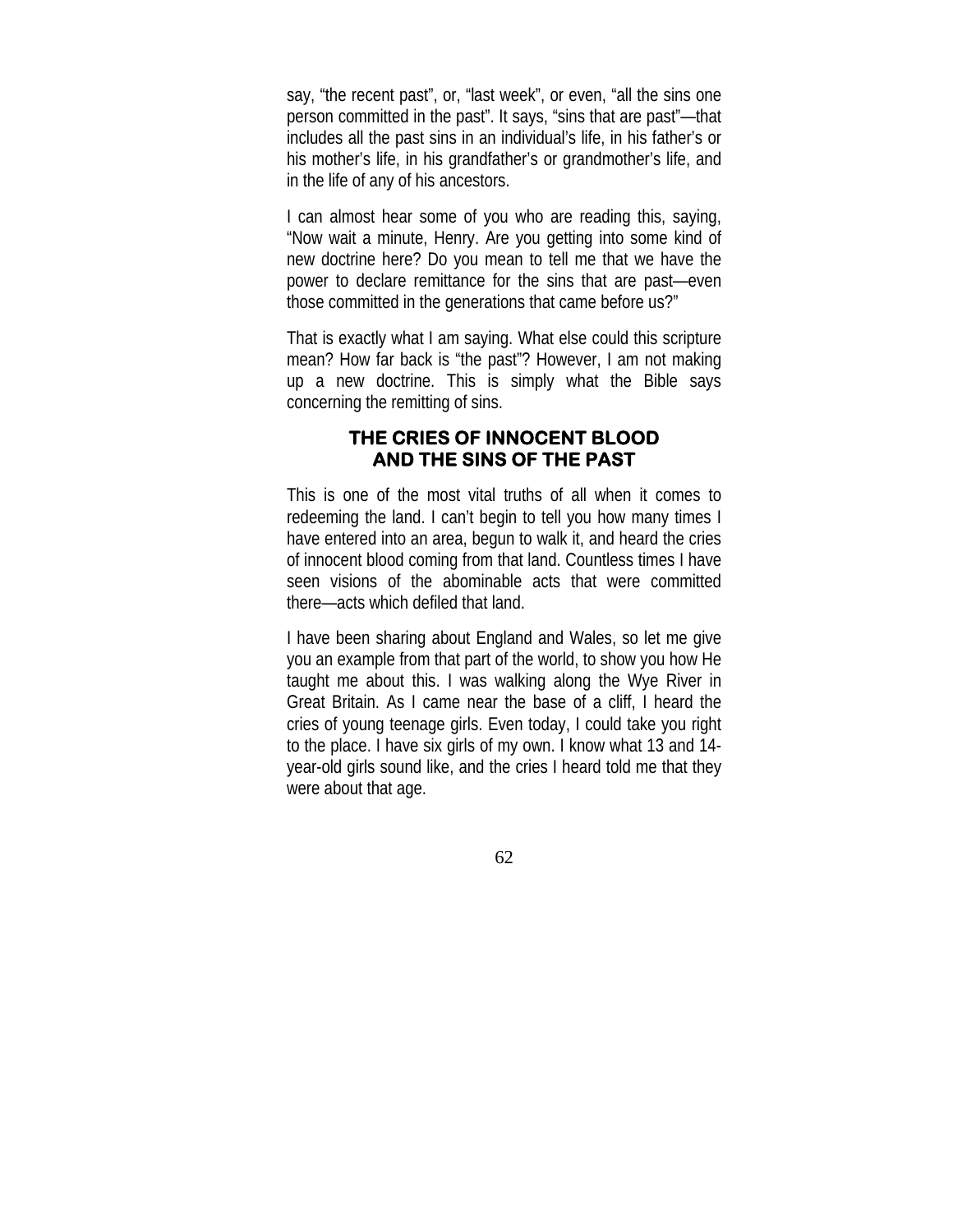say, "the recent past", or, "last week", or even, "all the sins one person committed in the past". It says, "sins that are past"—that includes all the past sins in an individual's life, in his father's or his mother's life, in his grandfather's or grandmother's life, and in the life of any of his ancestors.

I can almost hear some of you who are reading this, saying, "Now wait a minute, Henry. Are you getting into some kind of new doctrine here? Do you mean to tell me that we have the power to declare remittance for the sins that are past—even those committed in the generations that came before us?"

That is exactly what I am saying. What else could this scripture mean? How far back is "the past"? However, I am not making up a new doctrine. This is simply what the Bible says concerning the remitting of sins.

## THE CRIES OF INNOCENT BLOOD AND THE SINS OF THE PAST

This is one of the most vital truths of all when it comes to redeeming the land. I can't begin to tell you how many times I have entered into an area, begun to walk it, and heard the cries of innocent blood coming from that land. Countless times I have seen visions of the abominable acts that were committed there—acts which defiled that land.

I have been sharing about England and Wales, so let me give you an example from that part of the world, to show you how He taught me about this. I was walking along the Wye River in Great Britain. As I came near the base of a cliff, I heard the cries of young teenage girls. Even today, I could take you right to the place. I have six girls of my own. I know what 13 and 14-year-old girls sound like, and the cries I heard told me that they were about that age.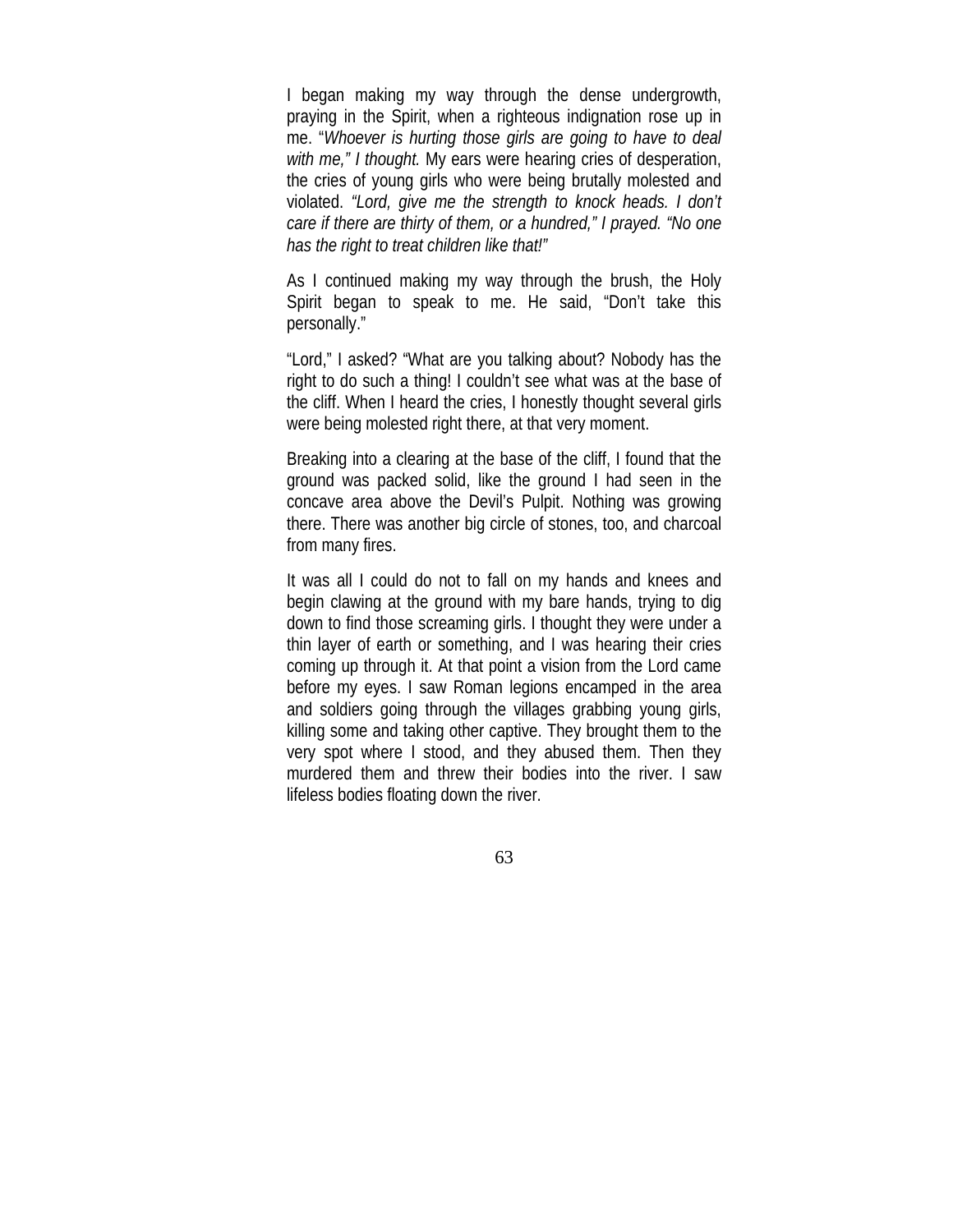I began making my way through the dense undergrowth, praying in the Spirit, when a righteous indignation rose up in me. "*Whoever is hurting those girls are going to have to deal with me," I thought.* My ears were hearing cries of desperation, the cries of young girls who were being brutally molested and violated. *"Lord, give me the strength to knock heads. I don't care if there are thirty of them, or a hundred," I prayed. "No one has the right to treat children like that!"*

As I continued making my way through the brush, the Holy Spirit began to speak to me. He said, "Don't take this personally."

"Lord," I asked? "What are you talking about? Nobody has the right to do such a thing! I couldn't see what was at the base of the cliff. When I heard the cries, I honestly thought several girls were being molested right there, at that very moment.

Breaking into a clearing at the base of the cliff, I found that the ground was packed solid, like the ground I had seen in the concave area above the Devil's Pulpit. Nothing was growing there. There was another big circle of stones, too, and charcoal from many fires.

It was all I could do not to fall on my hands and knees and begin clawing at the ground with my bare hands, trying to dig down to find those screaming girls. I thought they were under a thin layer of earth or something, and I was hearing their cries coming up through it. At that point a vision from the Lord came before my eyes. I saw Roman legions encamped in the area and soldiers going through the villages grabbing young girls, killing some and taking other captive. They brought them to the very spot where I stood, and they abused them. Then they murdered them and threw their bodies into the river. I saw lifeless bodies floating down the river.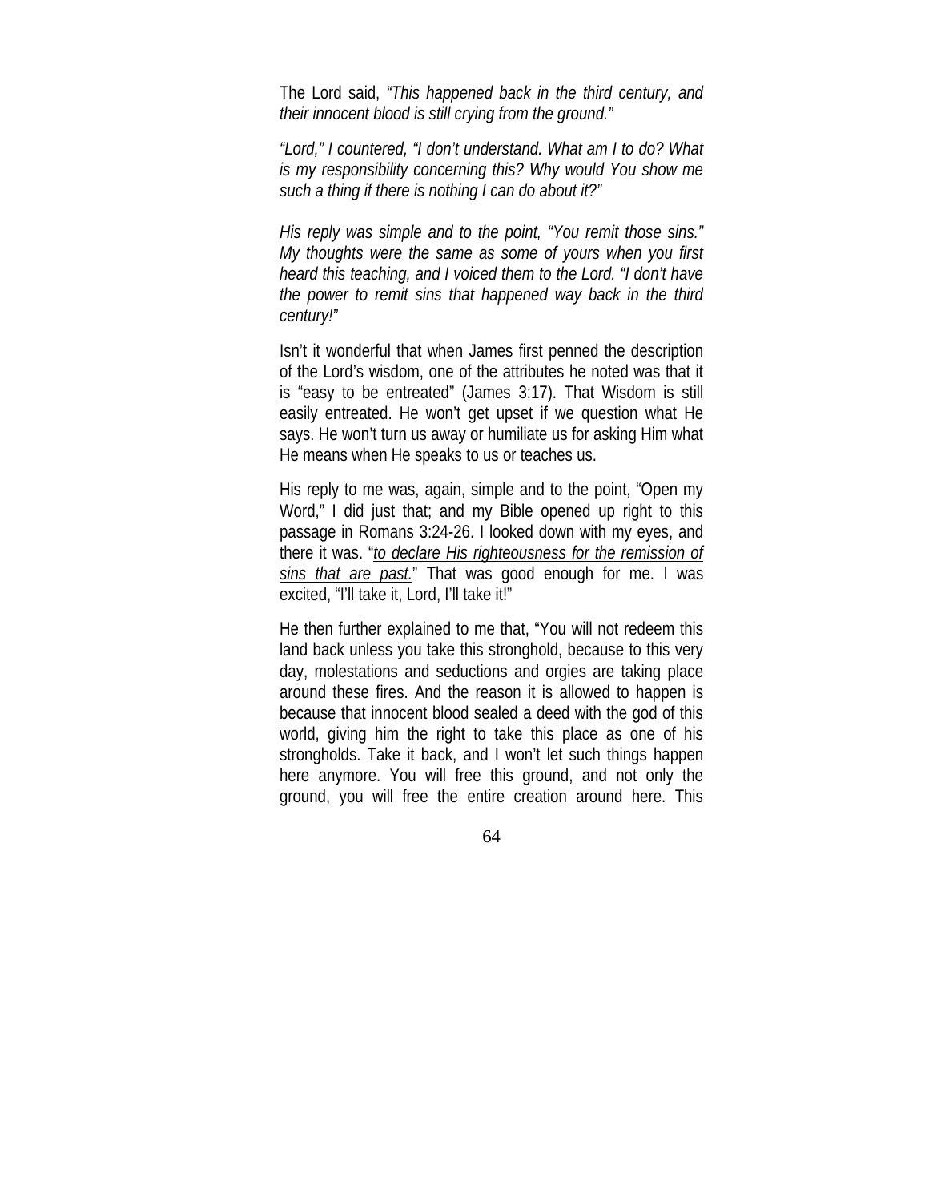The Lord said, *"This happened back in the third century, and their innocent blood is still crying from the ground."*

*"Lord," I countered, "I don't understand. What am I to do? What is my responsibility concerning this? Why would You show me such a thing if there is nothing I can do about it?"*

*His reply was simple and to the point, "You remit those sins." My thoughts were the same as some of yours when you first heard this teaching, and I voiced them to the Lord. "I don't have the power to remit sins that happened way back in the third century!"*

Isn't it wonderful that when James first penned the description of the Lord's wisdom, one of the attributes he noted was that it is "easy to be entreated" (James 3:17). That Wisdom is still easily entreated. He won't get upset if we question what He says. He won't turn us away or humiliate us for asking Him what He means when He speaks to us or teaches us.

His reply to me was, again, simple and to the point, "Open my Word," I did just that; and my Bible opened up right to this passage in Romans 3:24-26. I looked down with my eyes, and there it was. "*<u>to declare His righteousness for the remission of sins that are past.</u>*" That was good enough for me. I was excited, "I'll take it, Lord, I'll take it!"

He then further explained to me that, "You will not redeem this land back unless you take this stronghold, because to this very day, molestations and seductions and orgies are taking place around these fires. And the reason it is allowed to happen is because that innocent blood sealed a deed with the god of this world, giving him the right to take this place as one of his strongholds. Take it back, and I won't let such things happen here anymore. You will free this ground, and not only the ground, you will free the entire creation around here. This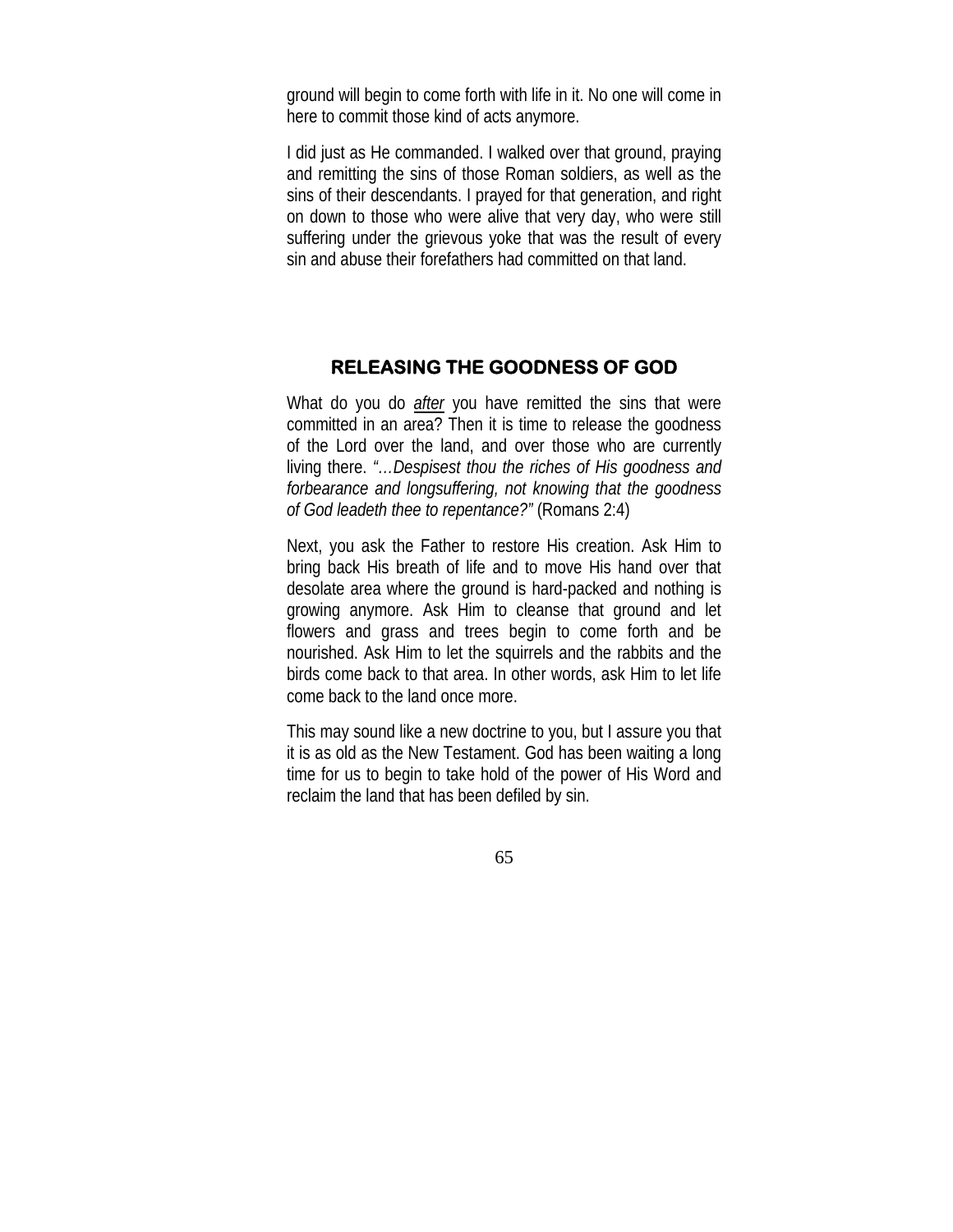ground will begin to come forth with life in it. No one will come in here to commit those kind of acts anymore.

I did just as He commanded. I walked over that ground, praying and remitting the sins of those Roman soldiers, as well as the sins of their descendants. I prayed for that generation, and right on down to those who were alive that very day, who were still suffering under the grievous yoke that was the result of every sin and abuse their forefathers had committed on that land.

## RELEASING THE GOODNESS OF GOD

What do you do *after* you have remitted the sins that were committed in an area? Then it is time to release the goodness of the Lord over the land, and over those who are currently living there. *"…Despisest thou the riches of His goodness and forbearance and longsuffering, not knowing that the goodness of God leadeth thee to repentance?"* (Romans 2:4)

Next, you ask the Father to restore His creation. Ask Him to bring back His breath of life and to move His hand over that desolate area where the ground is hard-packed and nothing is growing anymore. Ask Him to cleanse that ground and let flowers and grass and trees begin to come forth and be nourished. Ask Him to let the squirrels and the rabbits and the birds come back to that area. In other words, ask Him to let life come back to the land once more.

This may sound like a new doctrine to you, but I assure you that it is as old as the New Testament. God has been waiting a long time for us to begin to take hold of the power of His Word and reclaim the land that has been defiled by sin.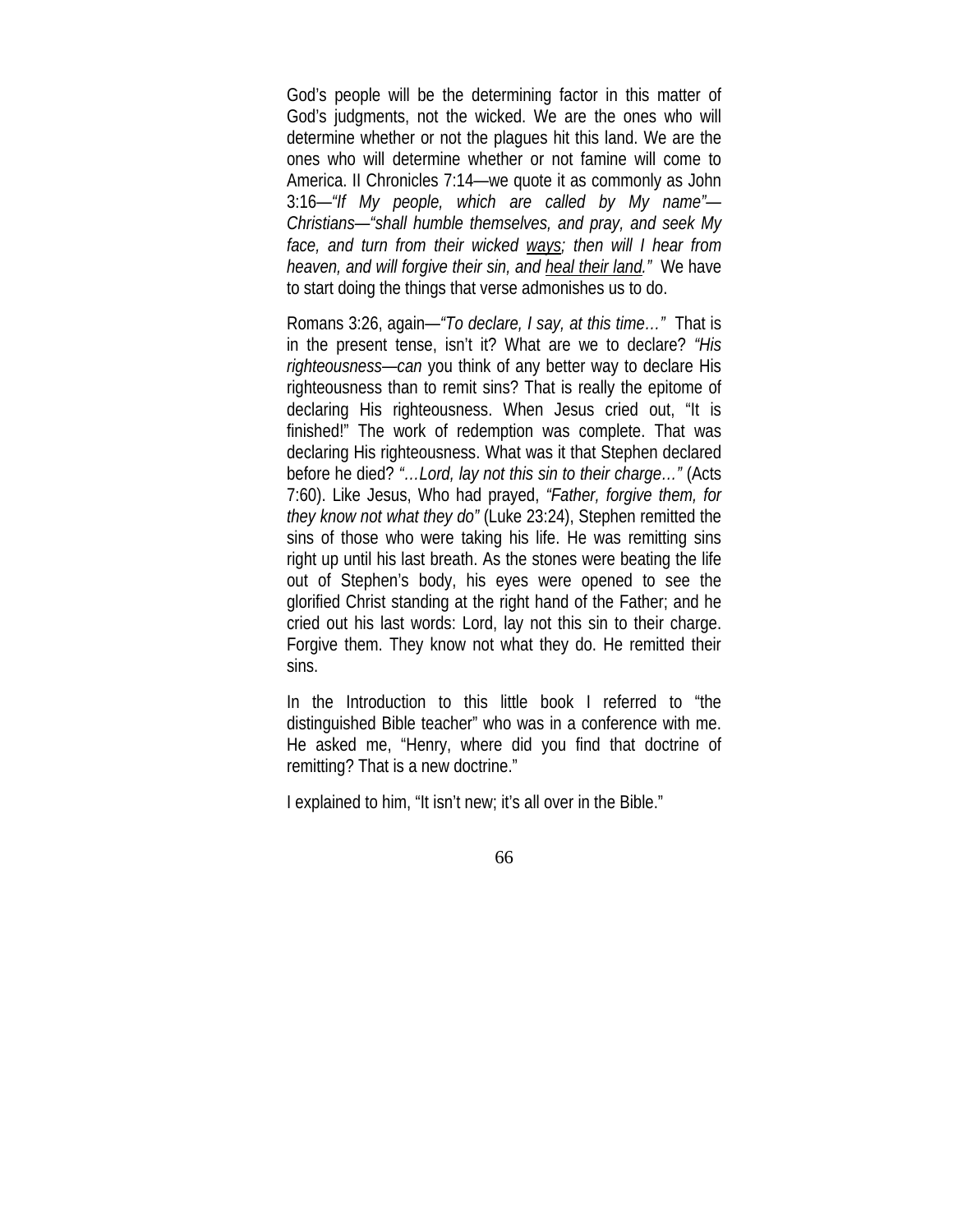God's people will be the determining factor in this matter of God's judgments, not the wicked. We are the ones who will determine whether or not the plagues hit this land. We are the ones who will determine whether or not famine will come to America. II Chronicles 7:14—we quote it as commonly as John 3:16—*"If My people, which are called by My name"—Christians—"shall humble themselves, and pray, and seek My face, and turn from their wicked <u>ways</u>; then will I hear from heaven, and will forgive their sin, and <u>heal their land</u>."* We have to start doing the things that verse admonishes us to do.

Romans 3:26, again—*"To declare, I say, at this time…"* That is in the present tense, isn't it? What are we to declare? *"His righteousness—can* you think of any better way to declare His righteousness than to remit sins? That is really the epitome of declaring His righteousness. When Jesus cried out, "It is finished!" The work of redemption was complete. That was declaring His righteousness. What was it that Stephen declared before he died? *"…Lord, lay not this sin to their charge…"* (Acts 7:60). Like Jesus, Who had prayed, *"Father, forgive them, for they know not what they do"* (Luke 23:24), Stephen remitted the sins of those who were taking his life. He was remitting sins right up until his last breath. As the stones were beating the life out of Stephen's body, his eyes were opened to see the glorified Christ standing at the right hand of the Father; and he cried out his last words: Lord, lay not this sin to their charge. Forgive them. They know not what they do. He remitted their sins.

In the Introduction to this little book I referred to "the distinguished Bible teacher" who was in a conference with me. He asked me, "Henry, where did you find that doctrine of remitting? That is a new doctrine."

I explained to him, "It isn't new; it's all over in the Bible."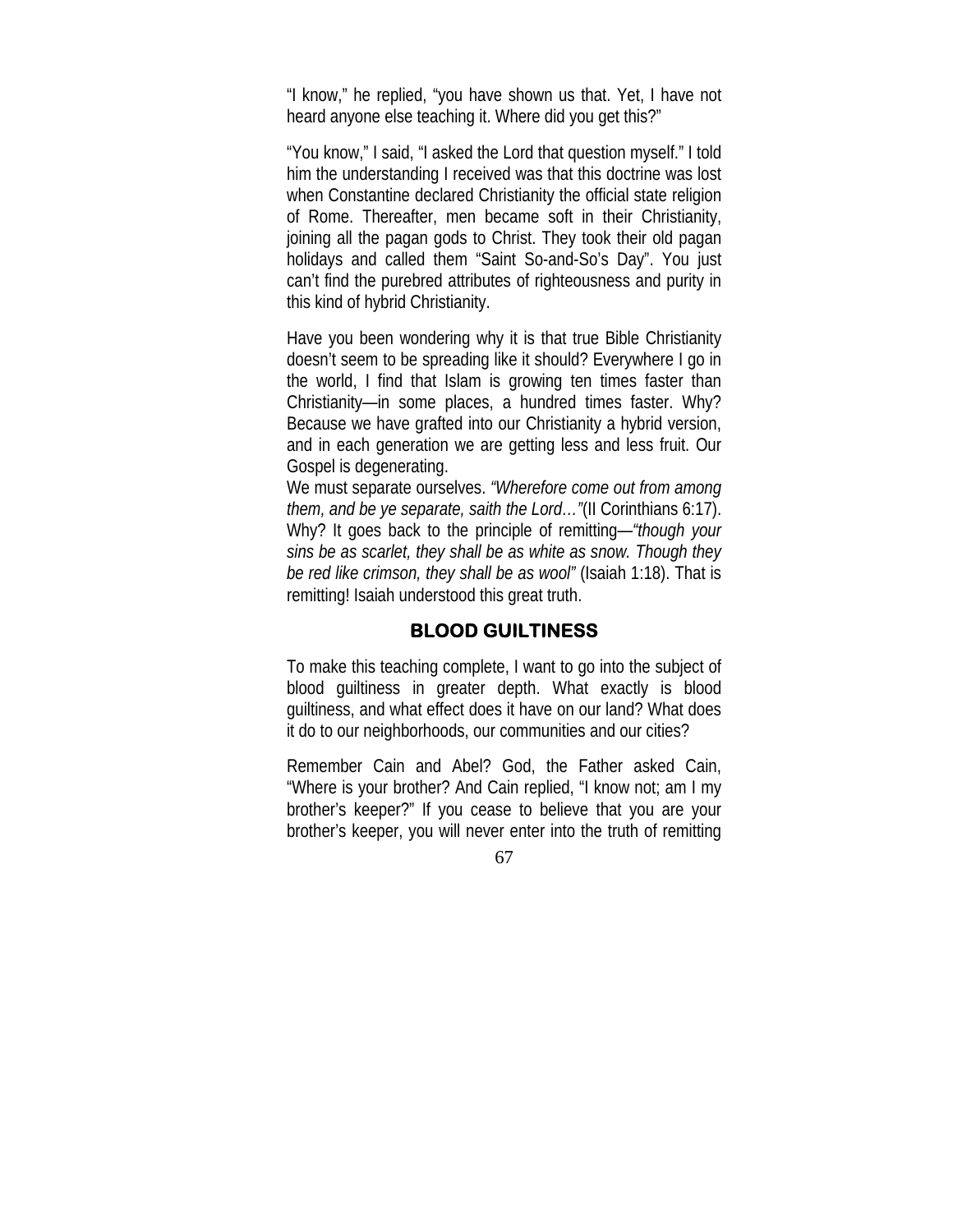"I know," he replied, "you have shown us that. Yet, I have not heard anyone else teaching it. Where did you get this?"

"You know," I said, "I asked the Lord that question myself." I told him the understanding I received was that this doctrine was lost when Constantine declared Christianity the official state religion of Rome. Thereafter, men became soft in their Christianity, joining all the pagan gods to Christ. They took their old pagan holidays and called them "Saint So-and-So's Day". You just can't find the purebred attributes of righteousness and purity in this kind of hybrid Christianity.

Have you been wondering why it is that true Bible Christianity doesn't seem to be spreading like it should? Everywhere I go in the world, I find that Islam is growing ten times faster than Christianity—in some places, a hundred times faster. Why? Because we have grafted into our Christianity a hybrid version, and in each generation we are getting less and less fruit. Our Gospel is degenerating.

We must separate ourselves. *"Wherefore come out from among them, and be ye separate, saith the Lord…"*(II Corinthians 6:17). Why? It goes back to the principle of remitting—*"though your sins be as scarlet, they shall be as white as snow. Though they be red like crimson, they shall be as wool"* (Isaiah 1:18). That is remitting! Isaiah understood this great truth.

## BLOOD GUILTINESS

To make this teaching complete, I want to go into the subject of blood guiltiness in greater depth. What exactly is blood guiltiness, and what effect does it have on our land? What does it do to our neighborhoods, our communities and our cities?

Remember Cain and Abel? God, the Father asked Cain, "Where is your brother? And Cain replied, "I know not; am I my brother's keeper?" If you cease to believe that you are your brother's keeper, you will never enter into the truth of remitting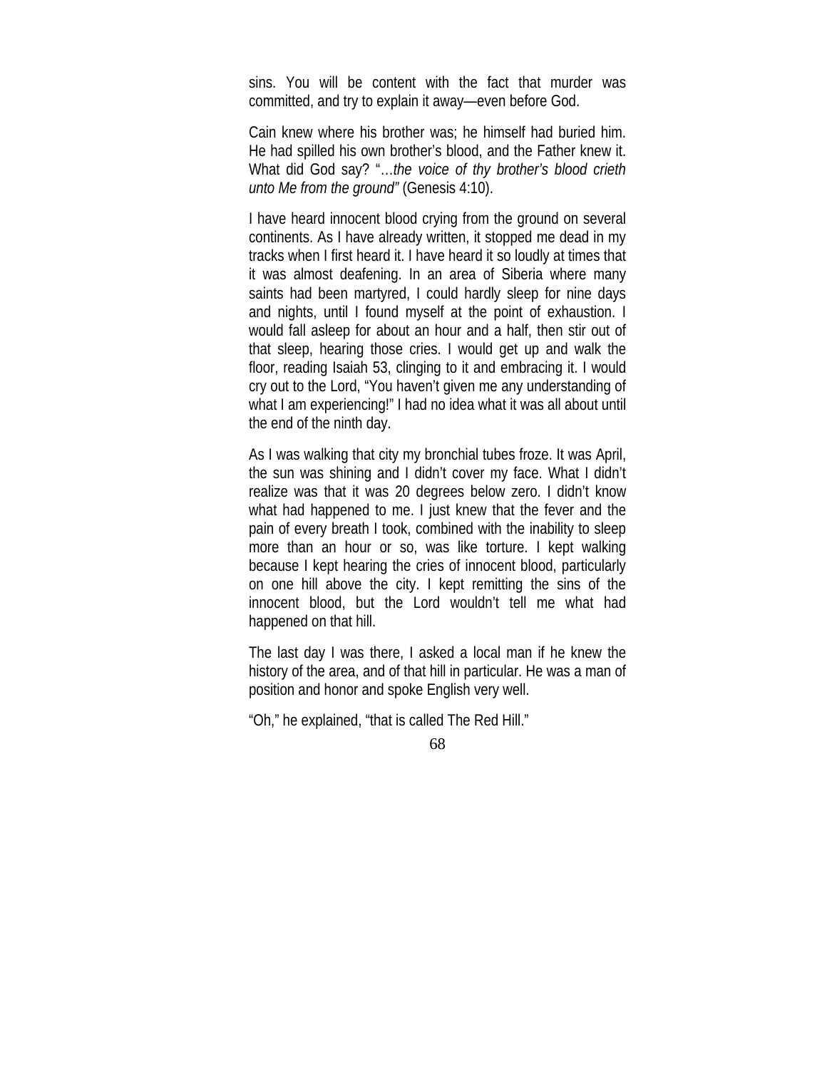sins. You will be content with the fact that murder was committed, and try to explain it away—even before God.

Cain knew where his brother was; he himself had buried him. He had spilled his own brother's blood, and the Father knew it. What did God say? "…*the voice of thy brother's blood crieth unto Me from the ground"* (Genesis 4:10).

I have heard innocent blood crying from the ground on several continents. As I have already written, it stopped me dead in my tracks when I first heard it. I have heard it so loudly at times that it was almost deafening. In an area of Siberia where many saints had been martyred, I could hardly sleep for nine days and nights, until I found myself at the point of exhaustion. I would fall asleep for about an hour and a half, then stir out of that sleep, hearing those cries. I would get up and walk the floor, reading Isaiah 53, clinging to it and embracing it. I would cry out to the Lord, "You haven't given me any understanding of what I am experiencing!" I had no idea what it was all about until the end of the ninth day.

As I was walking that city my bronchial tubes froze. It was April, the sun was shining and I didn't cover my face. What I didn't realize was that it was 20 degrees below zero. I didn't know what had happened to me. I just knew that the fever and the pain of every breath I took, combined with the inability to sleep more than an hour or so, was like torture. I kept walking because I kept hearing the cries of innocent blood, particularly on one hill above the city. I kept remitting the sins of the innocent blood, but the Lord wouldn't tell me what had happened on that hill.

The last day I was there, I asked a local man if he knew the history of the area, and of that hill in particular. He was a man of position and honor and spoke English very well.

"Oh," he explained, "that is called The Red Hill."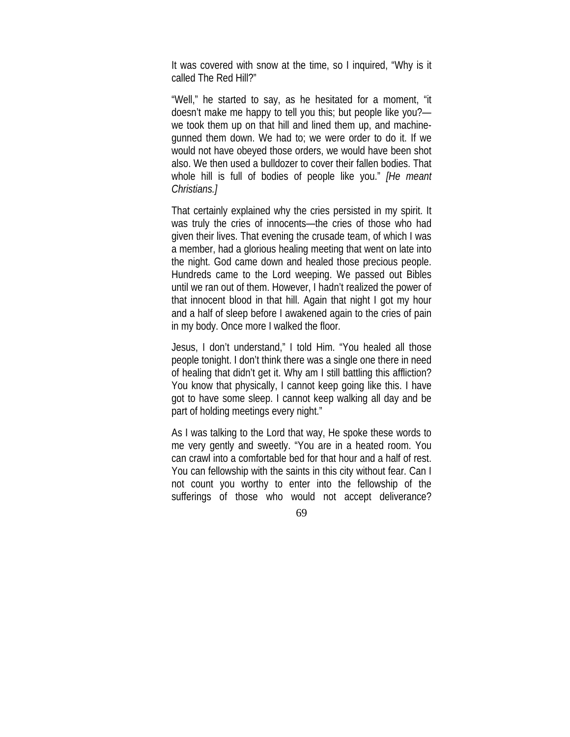It was covered with snow at the time, so I inquired, “Why is it called The Red Hill?”

“Well,” he started to say, as he hesitated for a moment, “it doesn’t make me happy to tell you this; but people like you?—we took them up on that hill and lined them up, and machine-gunned them down. We had to; we were order to do it. If we would not have obeyed those orders, we would have been shot also. We then used a bulldozer to cover their fallen bodies. That whole hill is full of bodies of people like you.” *[He meant Christians.]*

That certainly explained why the cries persisted in my spirit. It was truly the cries of innocents—the cries of those who had given their lives. That evening the crusade team, of which I was a member, had a glorious healing meeting that went on late into the night. God came down and healed those precious people. Hundreds came to the Lord weeping. We passed out Bibles until we ran out of them. However, I hadn’t realized the power of that innocent blood in that hill. Again that night I got my hour and a half of sleep before I awakened again to the cries of pain in my body. Once more I walked the floor.

Jesus, I don’t understand,” I told Him. “You healed all those people tonight. I don’t think there was a single one there in need of healing that didn’t get it. Why am I still battling this affliction? You know that physically, I cannot keep going like this. I have got to have some sleep. I cannot keep walking all day and be part of holding meetings every night.”

As I was talking to the Lord that way, He spoke these words to me very gently and sweetly. “You are in a heated room. You can crawl into a comfortable bed for that hour and a half of rest. You can fellowship with the saints in this city without fear. Can I not count you worthy to enter into the fellowship of the sufferings of those who would not accept deliverance?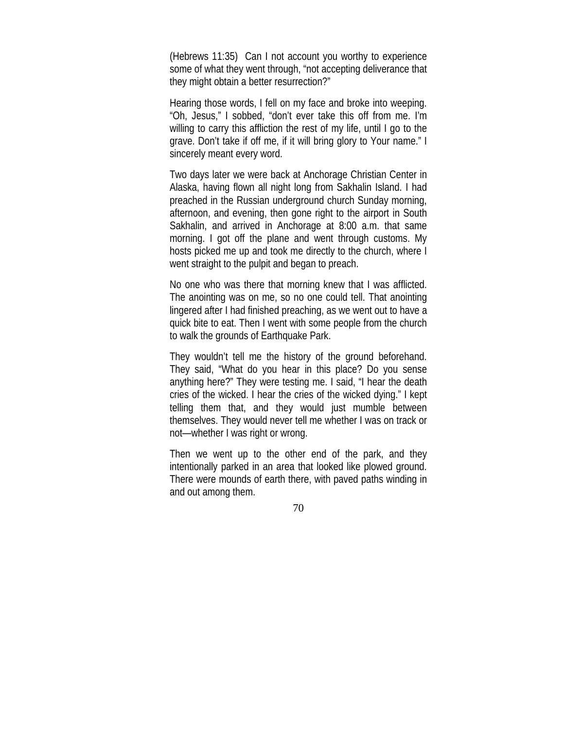(Hebrews 11:35) Can I not account you worthy to experience some of what they went through, "not accepting deliverance that they might obtain a better resurrection?"

Hearing those words, I fell on my face and broke into weeping. "Oh, Jesus," I sobbed, "don't ever take this off from me. I'm willing to carry this affliction the rest of my life, until I go to the grave. Don't take if off me, if it will bring glory to Your name." I sincerely meant every word.

Two days later we were back at Anchorage Christian Center in Alaska, having flown all night long from Sakhalin Island. I had preached in the Russian underground church Sunday morning, afternoon, and evening, then gone right to the airport in South Sakhalin, and arrived in Anchorage at 8:00 a.m. that same morning. I got off the plane and went through customs. My hosts picked me up and took me directly to the church, where I went straight to the pulpit and began to preach.

No one who was there that morning knew that I was afflicted. The anointing was on me, so no one could tell. That anointing lingered after I had finished preaching, as we went out to have a quick bite to eat. Then I went with some people from the church to walk the grounds of Earthquake Park.

They wouldn't tell me the history of the ground beforehand. They said, "What do you hear in this place? Do you sense anything here?" They were testing me. I said, "I hear the death cries of the wicked. I hear the cries of the wicked dying." I kept telling them that, and they would just mumble between themselves. They would never tell me whether I was on track or not—whether I was right or wrong.

Then we went up to the other end of the park, and they intentionally parked in an area that looked like plowed ground. There were mounds of earth there, with paved paths winding in and out among them.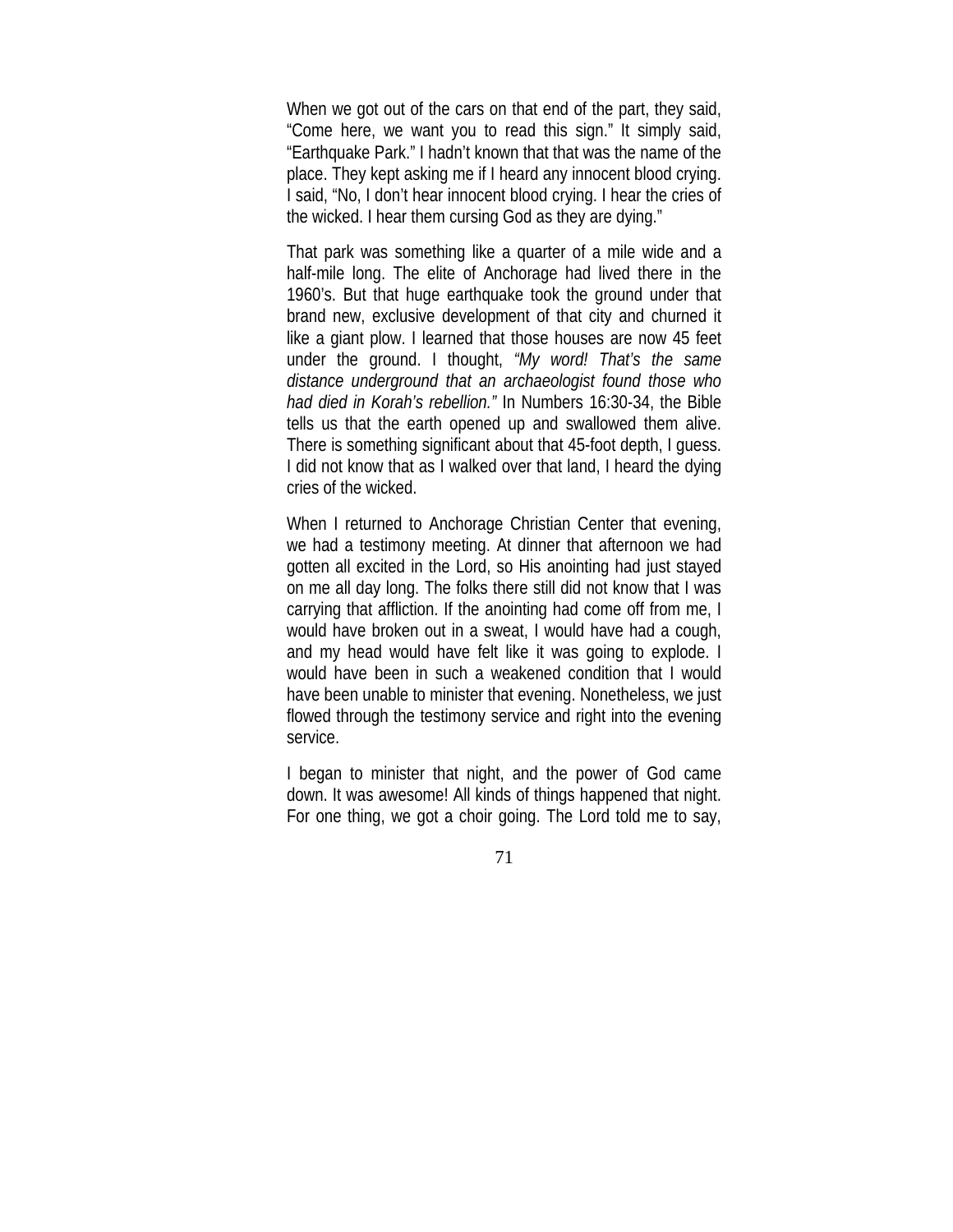When we got out of the cars on that end of the part, they said, “Come here, we want you to read this sign.” It simply said, “Earthquake Park.” I hadn’t known that that was the name of the place. They kept asking me if I heard any innocent blood crying. I said, “No, I don’t hear innocent blood crying. I hear the cries of the wicked. I hear them cursing God as they are dying.”

That park was something like a quarter of a mile wide and a half-mile long. The elite of Anchorage had lived there in the 1960’s. But that huge earthquake took the ground under that brand new, exclusive development of that city and churned it like a giant plow. I learned that those houses are now 45 feet under the ground. I thought, *“My word! That’s the same distance underground that an archaeologist found those who had died in Korah’s rebellion.”* In Numbers 16:30-34, the Bible tells us that the earth opened up and swallowed them alive. There is something significant about that 45-foot depth, I guess. I did not know that as I walked over that land, I heard the dying cries of the wicked.

When I returned to Anchorage Christian Center that evening, we had a testimony meeting. At dinner that afternoon we had gotten all excited in the Lord, so His anointing had just stayed on me all day long. The folks there still did not know that I was carrying that affliction. If the anointing had come off from me, I would have broken out in a sweat, I would have had a cough, and my head would have felt like it was going to explode. I would have been in such a weakened condition that I would have been unable to minister that evening. Nonetheless, we just flowed through the testimony service and right into the evening service.

I began to minister that night, and the power of God came down. It was awesome! All kinds of things happened that night. For one thing, we got a choir going. The Lord told me to say,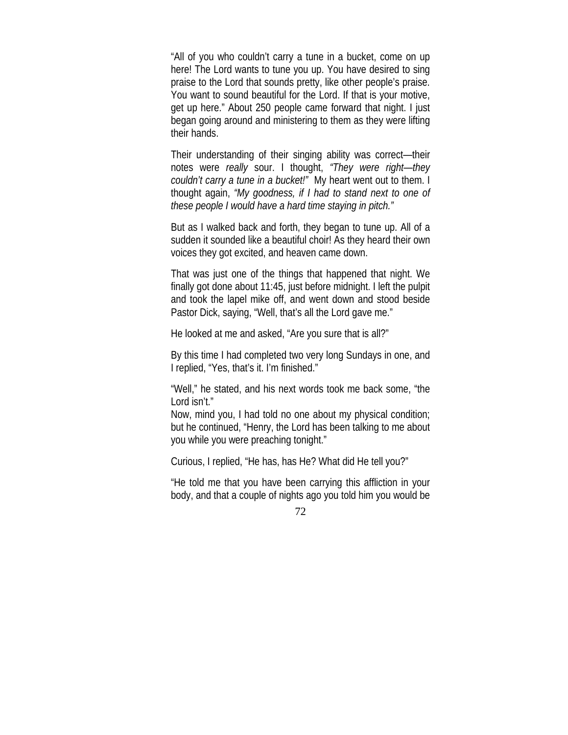"All of you who couldn't carry a tune in a bucket, come on up here! The Lord wants to tune you up. You have desired to sing praise to the Lord that sounds pretty, like other people's praise. You want to sound beautiful for the Lord. If that is your motive, get up here." About 250 people came forward that night. I just began going around and ministering to them as they were lifting their hands.

Their understanding of their singing ability was correct—their notes were *really* sour. I thought, *"They were right—they couldn't carry a tune in a bucket!"* My heart went out to them. I thought again, *"My goodness, if I had to stand next to one of these people I would have a hard time staying in pitch."*

But as I walked back and forth, they began to tune up. All of a sudden it sounded like a beautiful choir! As they heard their own voices they got excited, and heaven came down.

That was just one of the things that happened that night. We finally got done about 11:45, just before midnight. I left the pulpit and took the lapel mike off, and went down and stood beside Pastor Dick, saying, "Well, that's all the Lord gave me."

He looked at me and asked, "Are you sure that is all?"

By this time I had completed two very long Sundays in one, and I replied, "Yes, that's it. I'm finished."

"Well," he stated, and his next words took me back some, "the Lord isn't."

Now, mind you, I had told no one about my physical condition; but he continued, "Henry, the Lord has been talking to me about you while you were preaching tonight."

Curious, I replied, "He has, has He? What did He tell you?"

"He told me that you have been carrying this affliction in your body, and that a couple of nights ago you told him you would be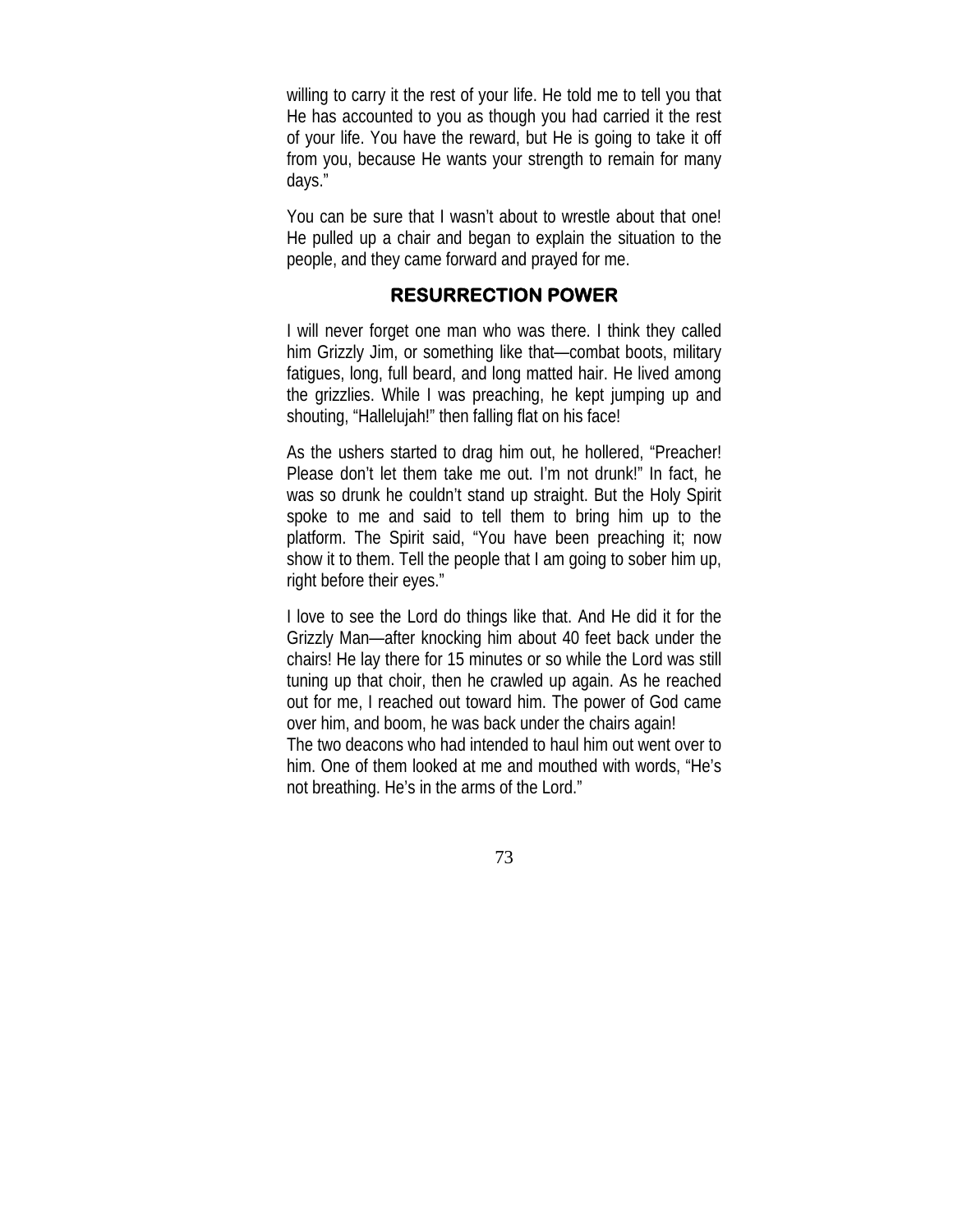willing to carry it the rest of your life. He told me to tell you that He has accounted to you as though you had carried it the rest of your life. You have the reward, but He is going to take it off from you, because He wants your strength to remain for many days."

You can be sure that I wasn't about to wrestle about that one! He pulled up a chair and began to explain the situation to the people, and they came forward and prayed for me.

## RESURRECTION POWER

I will never forget one man who was there. I think they called him Grizzly Jim, or something like that—combat boots, military fatigues, long, full beard, and long matted hair. He lived among the grizzlies. While I was preaching, he kept jumping up and shouting, "Hallelujah!" then falling flat on his face!

As the ushers started to drag him out, he hollered, "Preacher! Please don't let them take me out. I'm not drunk!" In fact, he was so drunk he couldn't stand up straight. But the Holy Spirit spoke to me and said to tell them to bring him up to the platform. The Spirit said, "You have been preaching it; now show it to them. Tell the people that I am going to sober him up, right before their eyes."

I love to see the Lord do things like that. And He did it for the Grizzly Man—after knocking him about 40 feet back under the chairs! He lay there for 15 minutes or so while the Lord was still tuning up that choir, then he crawled up again. As he reached out for me, I reached out toward him. The power of God came over him, and boom, he was back under the chairs again!
The two deacons who had intended to haul him out went over to him. One of them looked at me and mouthed with words, "He's not breathing. He's in the arms of the Lord."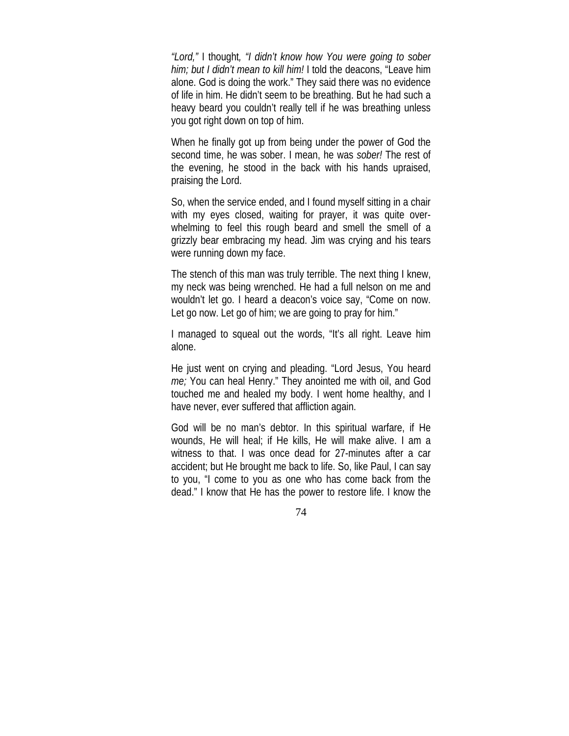*"Lord,"* I thought*, "I didn't know how You were going to sober him; but I didn't mean to kill him!* I told the deacons, "Leave him alone. God is doing the work." They said there was no evidence of life in him. He didn't seem to be breathing. But he had such a heavy beard you couldn't really tell if he was breathing unless you got right down on top of him.

When he finally got up from being under the power of God the second time, he was sober. I mean, he was *sober!* The rest of the evening, he stood in the back with his hands upraised, praising the Lord.

So, when the service ended, and I found myself sitting in a chair with my eyes closed, waiting for prayer, it was quite overwhelming to feel this rough beard and smell the smell of a grizzly bear embracing my head. Jim was crying and his tears were running down my face.

The stench of this man was truly terrible. The next thing I knew, my neck was being wrenched. He had a full nelson on me and wouldn't let go. I heard a deacon's voice say, "Come on now. Let go now. Let go of him; we are going to pray for him."

I managed to squeal out the words, "It's all right. Leave him alone.

He just went on crying and pleading. "Lord Jesus, You heard *me;* You can heal Henry." They anointed me with oil, and God touched me and healed my body. I went home healthy, and I have never, ever suffered that affliction again.

God will be no man's debtor. In this spiritual warfare, if He wounds, He will heal; if He kills, He will make alive. I am a witness to that. I was once dead for 27-minutes after a car accident; but He brought me back to life. So, like Paul, I can say to you, "I come to you as one who has come back from the dead." I know that He has the power to restore life. I know the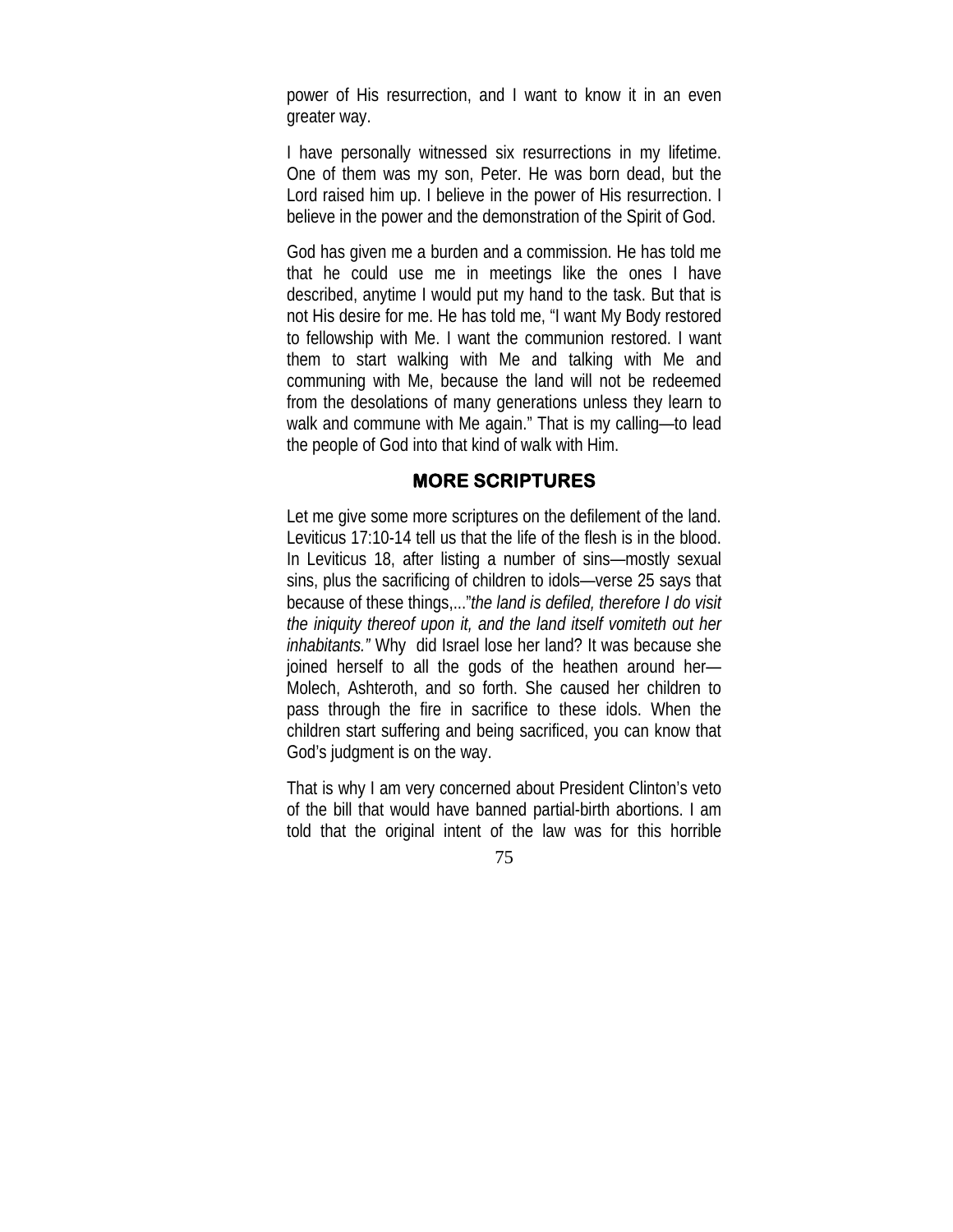power of His resurrection, and I want to know it in an even greater way.

I have personally witnessed six resurrections in my lifetime. One of them was my son, Peter. He was born dead, but the Lord raised him up. I believe in the power of His resurrection. I believe in the power and the demonstration of the Spirit of God.

God has given me a burden and a commission. He has told me that he could use me in meetings like the ones I have described, anytime I would put my hand to the task. But that is not His desire for me. He has told me, "I want My Body restored to fellowship with Me. I want the communion restored. I want them to start walking with Me and talking with Me and communing with Me, because the land will not be redeemed from the desolations of many generations unless they learn to walk and commune with Me again." That is my calling—to lead the people of God into that kind of walk with Him.

## MORE SCRIPTURES

Let me give some more scriptures on the defilement of the land. Leviticus 17:10-14 tell us that the life of the flesh is in the blood. In Leviticus 18, after listing a number of sins—mostly sexual sins, plus the sacrificing of children to idols—verse 25 says that because of these things,..."*the land is defiled, therefore I do visit the iniquity thereof upon it, and the land itself vomiteth out her inhabitants."* Why did Israel lose her land? It was because she joined herself to all the gods of the heathen around her—Molech, Ashteroth, and so forth. She caused her children to pass through the fire in sacrifice to these idols. When the children start suffering and being sacrificed, you can know that God's judgment is on the way.

That is why I am very concerned about President Clinton's veto of the bill that would have banned partial-birth abortions. I am told that the original intent of the law was for this horrible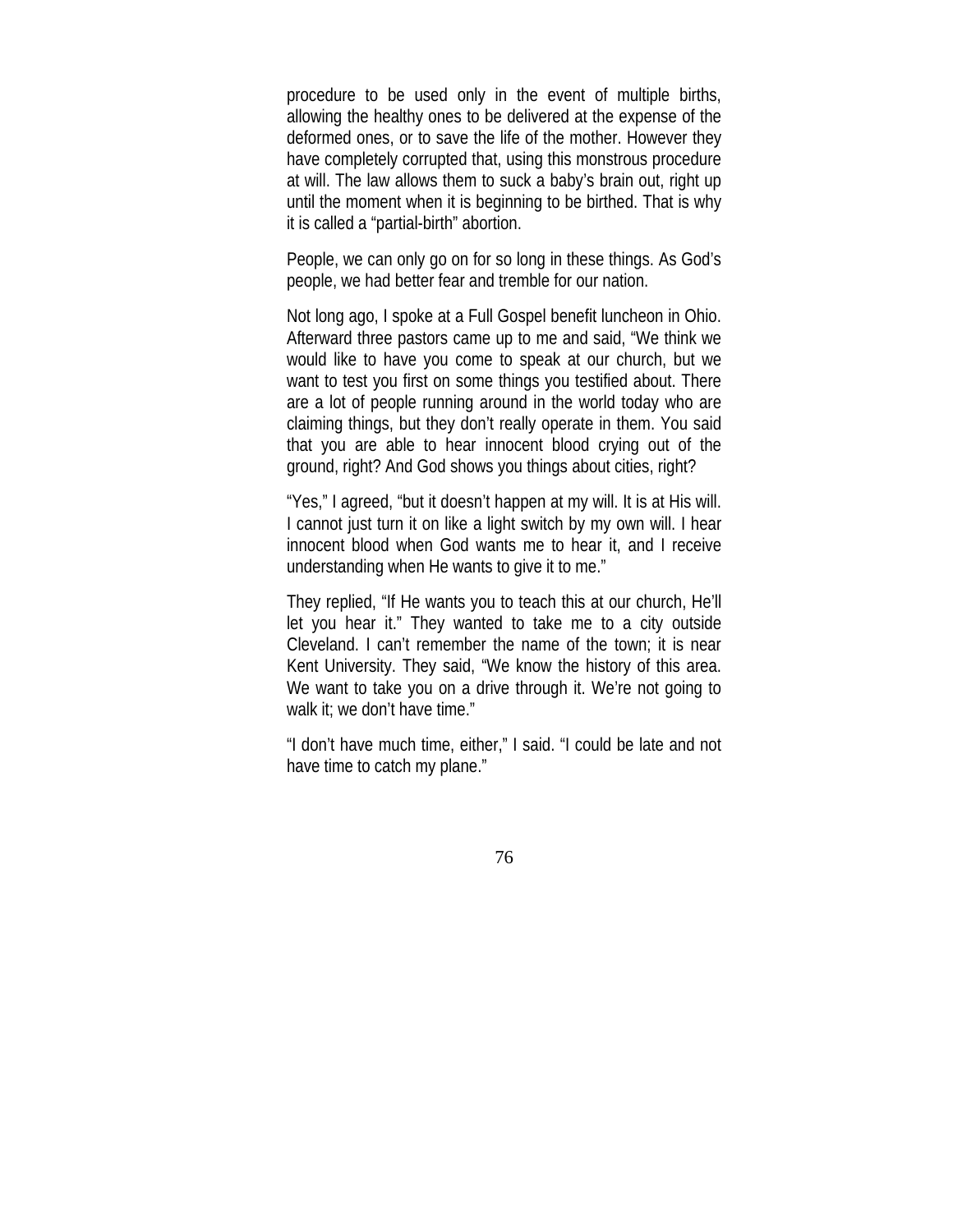procedure to be used only in the event of multiple births, allowing the healthy ones to be delivered at the expense of the deformed ones, or to save the life of the mother. However they have completely corrupted that, using this monstrous procedure at will. The law allows them to suck a baby's brain out, right up until the moment when it is beginning to be birthed. That is why it is called a "partial-birth" abortion.

People, we can only go on for so long in these things. As God's people, we had better fear and tremble for our nation.

Not long ago, I spoke at a Full Gospel benefit luncheon in Ohio. Afterward three pastors came up to me and said, "We think we would like to have you come to speak at our church, but we want to test you first on some things you testified about. There are a lot of people running around in the world today who are claiming things, but they don't really operate in them. You said that you are able to hear innocent blood crying out of the ground, right? And God shows you things about cities, right?

"Yes," I agreed, "but it doesn't happen at my will. It is at His will. I cannot just turn it on like a light switch by my own will. I hear innocent blood when God wants me to hear it, and I receive understanding when He wants to give it to me."

They replied, "If He wants you to teach this at our church, He'll let you hear it." They wanted to take me to a city outside Cleveland. I can't remember the name of the town; it is near Kent University. They said, "We know the history of this area. We want to take you on a drive through it. We're not going to walk it; we don't have time."

"I don't have much time, either," I said. "I could be late and not have time to catch my plane."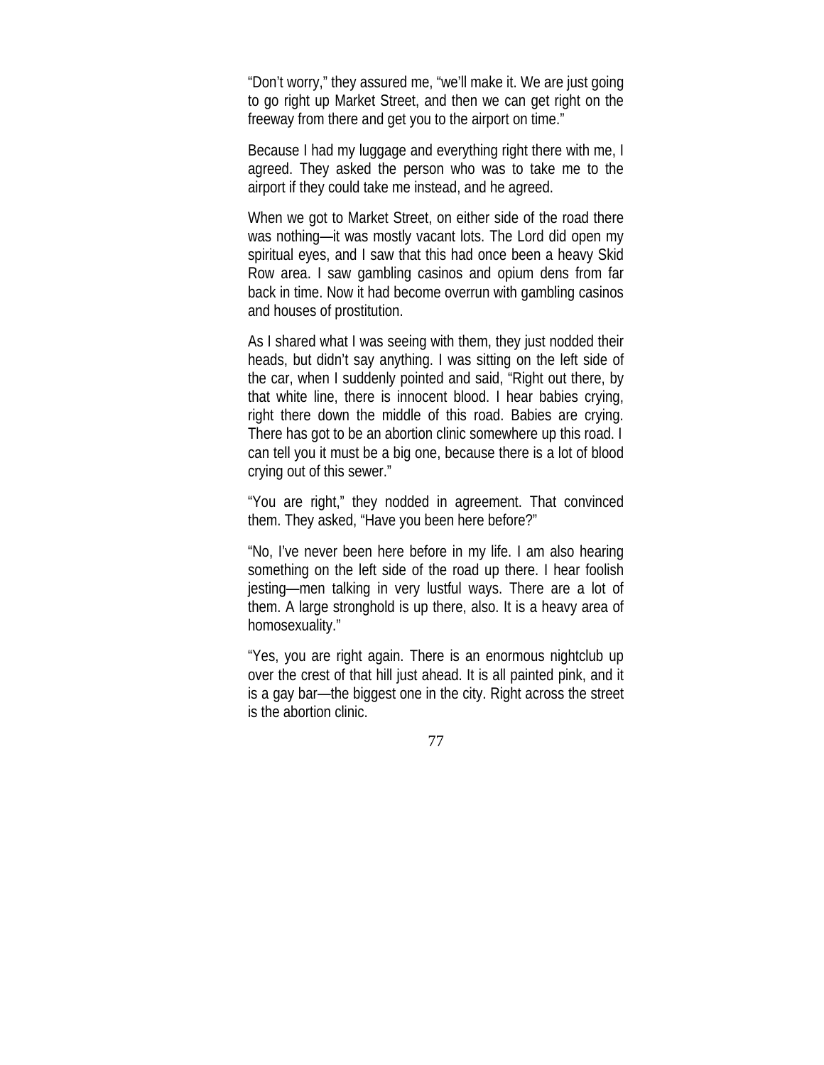"Don't worry," they assured me, "we'll make it. We are just going to go right up Market Street, and then we can get right on the freeway from there and get you to the airport on time."

Because I had my luggage and everything right there with me, I agreed. They asked the person who was to take me to the airport if they could take me instead, and he agreed.

When we got to Market Street, on either side of the road there was nothing—it was mostly vacant lots. The Lord did open my spiritual eyes, and I saw that this had once been a heavy Skid Row area. I saw gambling casinos and opium dens from far back in time. Now it had become overrun with gambling casinos and houses of prostitution.

As I shared what I was seeing with them, they just nodded their heads, but didn't say anything. I was sitting on the left side of the car, when I suddenly pointed and said, "Right out there, by that white line, there is innocent blood. I hear babies crying, right there down the middle of this road. Babies are crying. There has got to be an abortion clinic somewhere up this road. I can tell you it must be a big one, because there is a lot of blood crying out of this sewer."

"You are right," they nodded in agreement. That convinced them. They asked, "Have you been here before?"

"No, I've never been here before in my life. I am also hearing something on the left side of the road up there. I hear foolish jesting—men talking in very lustful ways. There are a lot of them. A large stronghold is up there, also. It is a heavy area of homosexuality."

"Yes, you are right again. There is an enormous nightclub up over the crest of that hill just ahead. It is all painted pink, and it is a gay bar—the biggest one in the city. Right across the street is the abortion clinic.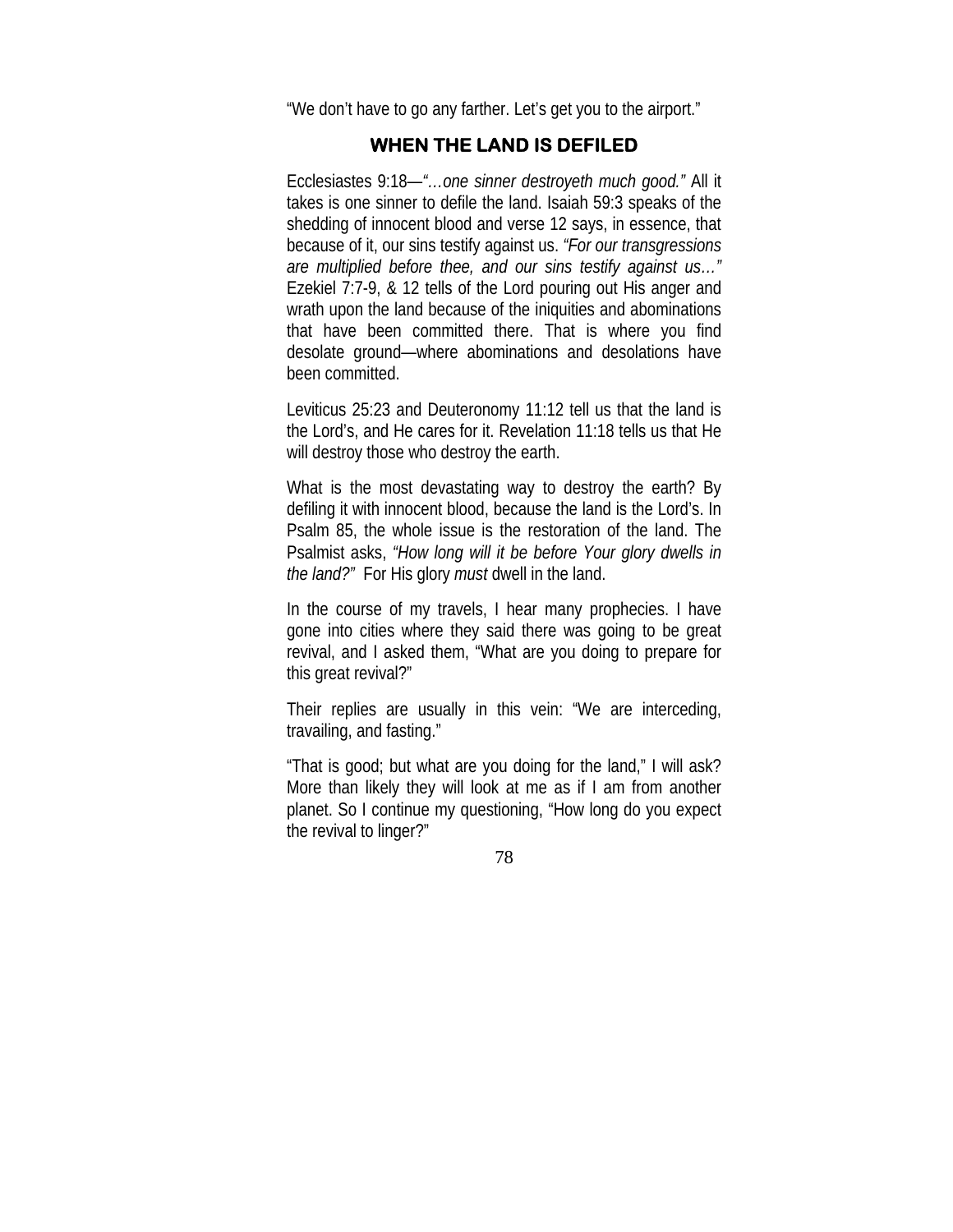"We don't have to go any farther. Let's get you to the airport."

## WHEN THE LAND IS DEFILED

Ecclesiastes 9:18—*"…one sinner destroyeth much good."* All it takes is one sinner to defile the land. Isaiah 59:3 speaks of the shedding of innocent blood and verse 12 says, in essence, that because of it, our sins testify against us. *"For our transgressions are multiplied before thee, and our sins testify against us…"* Ezekiel 7:7-9, & 12 tells of the Lord pouring out His anger and wrath upon the land because of the iniquities and abominations that have been committed there. That is where you find desolate ground—where abominations and desolations have been committed.

Leviticus 25:23 and Deuteronomy 11:12 tell us that the land is the Lord's, and He cares for it. Revelation 11:18 tells us that He will destroy those who destroy the earth.

What is the most devastating way to destroy the earth? By defiling it with innocent blood, because the land is the Lord's. In Psalm 85, the whole issue is the restoration of the land. The Psalmist asks, *"How long will it be before Your glory dwells in the land?"* For His glory *must* dwell in the land.

In the course of my travels, I hear many prophecies. I have gone into cities where they said there was going to be great revival, and I asked them, "What are you doing to prepare for this great revival?"

Their replies are usually in this vein: "We are interceding, travailing, and fasting."

"That is good; but what are you doing for the land," I will ask? More than likely they will look at me as if I am from another planet. So I continue my questioning, "How long do you expect the revival to linger?"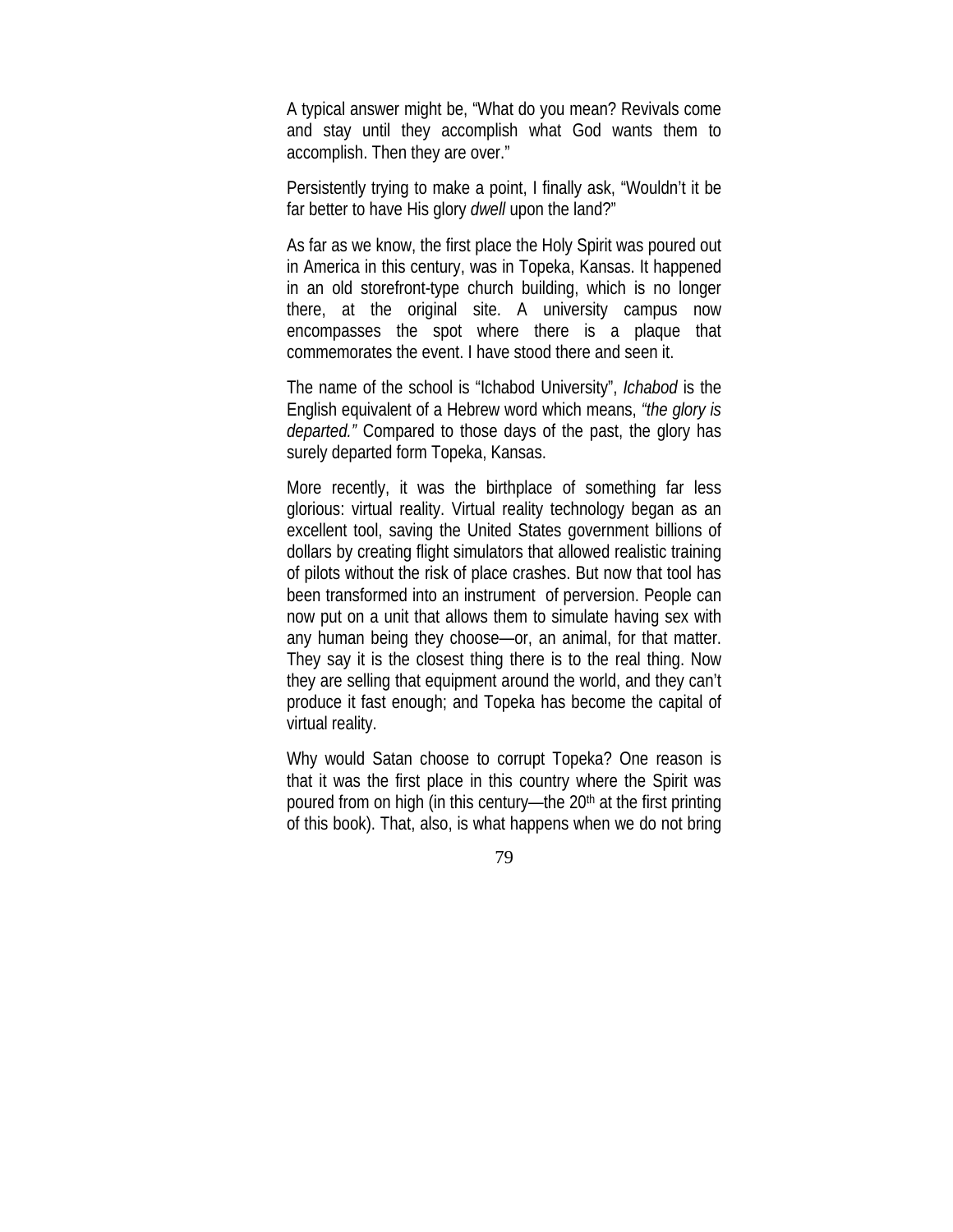A typical answer might be, "What do you mean? Revivals come and stay until they accomplish what God wants them to accomplish. Then they are over."

Persistently trying to make a point, I finally ask, "Wouldn't it be far better to have His glory *dwell* upon the land?"

As far as we know, the first place the Holy Spirit was poured out in America in this century, was in Topeka, Kansas. It happened in an old storefront-type church building, which is no longer there, at the original site. A university campus now encompasses the spot where there is a plaque that commemorates the event. I have stood there and seen it.

The name of the school is "Ichabod University", *Ichabod* is the English equivalent of a Hebrew word which means, *"the glory is departed."* Compared to those days of the past, the glory has surely departed form Topeka, Kansas.

More recently, it was the birthplace of something far less glorious: virtual reality. Virtual reality technology began as an excellent tool, saving the United States government billions of dollars by creating flight simulators that allowed realistic training of pilots without the risk of place crashes. But now that tool has been transformed into an instrument of perversion. People can now put on a unit that allows them to simulate having sex with any human being they choose—or, an animal, for that matter. They say it is the closest thing there is to the real thing. Now they are selling that equipment around the world, and they can't produce it fast enough; and Topeka has become the capital of virtual reality.

Why would Satan choose to corrupt Topeka? One reason is that it was the first place in this country where the Spirit was poured from on high (in this century—the 20th at the first printing of this book). That, also, is what happens when we do not bring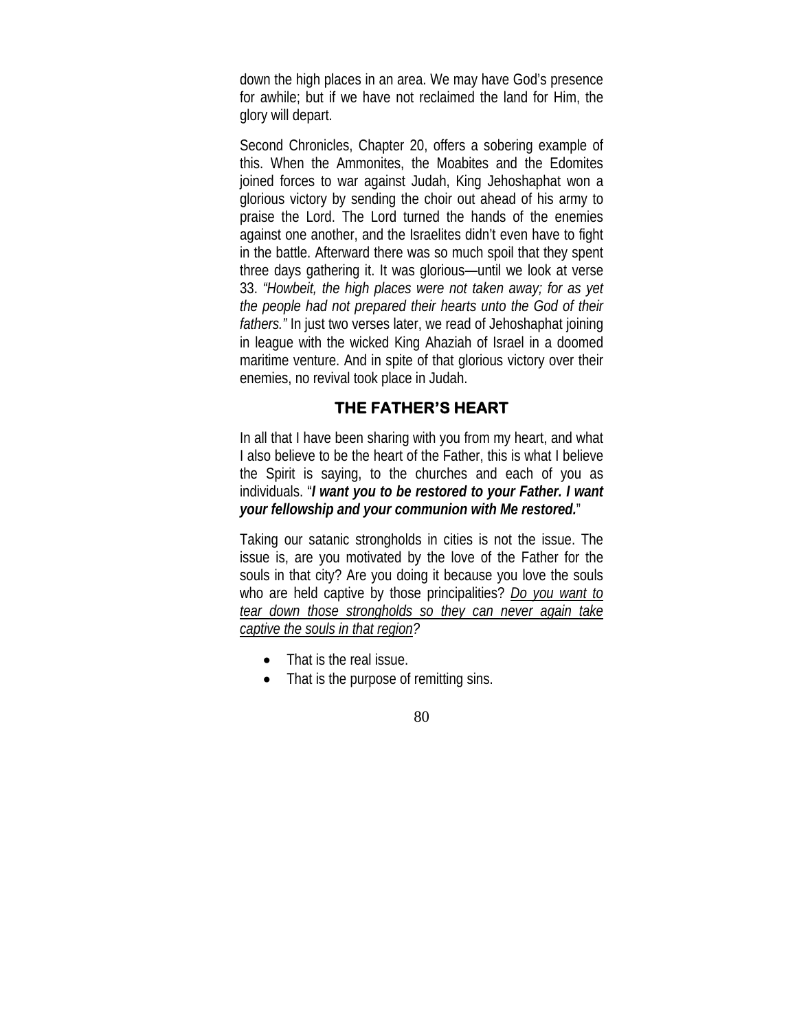down the high places in an area. We may have God's presence for awhile; but if we have not reclaimed the land for Him, the glory will depart.

Second Chronicles, Chapter 20, offers a sobering example of this. When the Ammonites, the Moabites and the Edomites joined forces to war against Judah, King Jehoshaphat won a glorious victory by sending the choir out ahead of his army to praise the Lord. The Lord turned the hands of the enemies against one another, and the Israelites didn't even have to fight in the battle. Afterward there was so much spoil that they spent three days gathering it. It was glorious—until we look at verse 33. *"Howbeit, the high places were not taken away; for as yet the people had not prepared their hearts unto the God of their fathers."* In just two verses later, we read of Jehoshaphat joining in league with the wicked King Ahaziah of Israel in a doomed maritime venture. And in spite of that glorious victory over their enemies, no revival took place in Judah.

## THE FATHER'S HEART

In all that I have been sharing with you from my heart, and what I also believe to be the heart of the Father, this is what I believe the Spirit is saying, to the churches and each of you as individuals. "***I want you to be restored to your Father. I want your fellowship and your communion with Me restored.***"

Taking our satanic strongholds in cities is not the issue. The issue is, are you motivated by the love of the Father for the souls in that city? Are you doing it because you love the souls who are held captive by those principalities? *Do you want to tear down those strongholds so they can never again take captive the souls in that region?*

- That is the real issue.
- That is the purpose of remitting sins.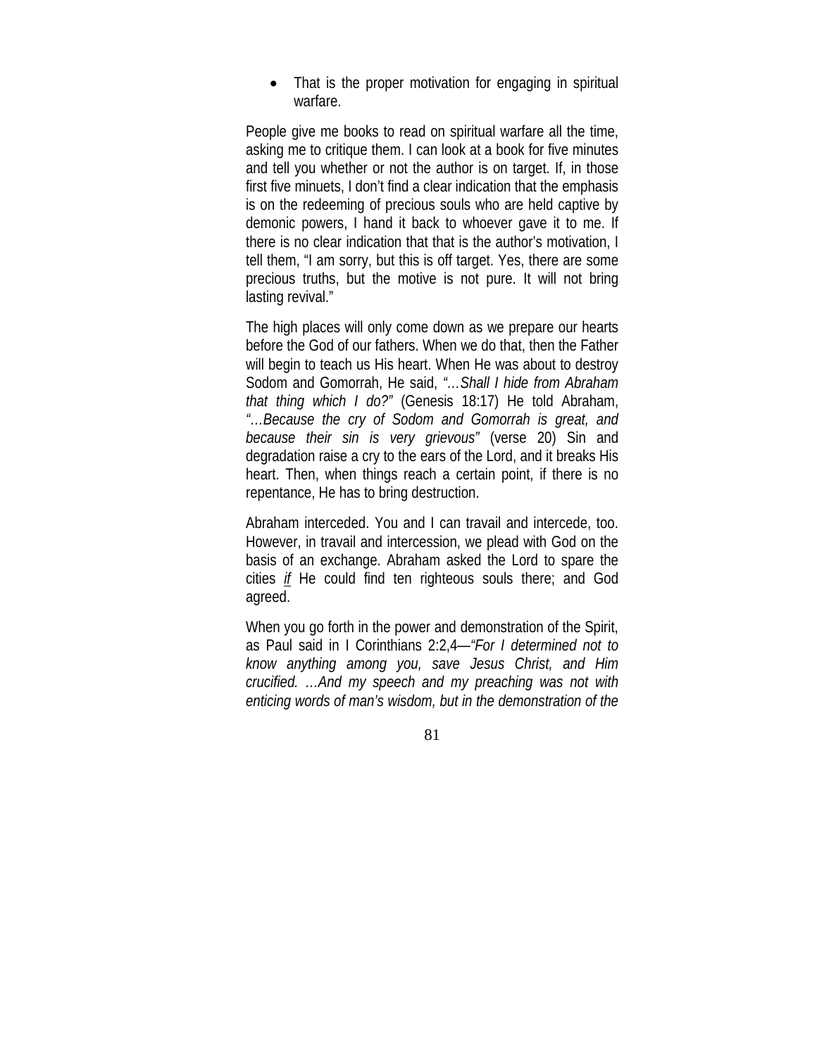- That is the proper motivation for engaging in spiritual warfare.

People give me books to read on spiritual warfare all the time, asking me to critique them. I can look at a book for five minutes and tell you whether or not the author is on target. If, in those first five minuets, I don't find a clear indication that the emphasis is on the redeeming of precious souls who are held captive by demonic powers, I hand it back to whoever gave it to me. If there is no clear indication that that is the author's motivation, I tell them, "I am sorry, but this is off target. Yes, there are some precious truths, but the motive is not pure. It will not bring lasting revival."

The high places will only come down as we prepare our hearts before the God of our fathers. When we do that, then the Father will begin to teach us His heart. When He was about to destroy Sodom and Gomorrah, He said, *"…Shall I hide from Abraham that thing which I do?"* (Genesis 18:17) He told Abraham, *"…Because the cry of Sodom and Gomorrah is great, and because their sin is very grievous"* (verse 20) Sin and degradation raise a cry to the ears of the Lord, and it breaks His heart. Then, when things reach a certain point, if there is no repentance, He has to bring destruction.

Abraham interceded. You and I can travail and intercede, too. However, in travail and intercession, we plead with God on the basis of an exchange. Abraham asked the Lord to spare the cities <u>*if*</u> He could find ten righteous souls there; and God agreed.

When you go forth in the power and demonstration of the Spirit, as Paul said in I Corinthians 2:2,4—*"For I determined not to know anything among you, save Jesus Christ, and Him crucified. …And my speech and my preaching was not with enticing words of man's wisdom, but in the demonstration of the*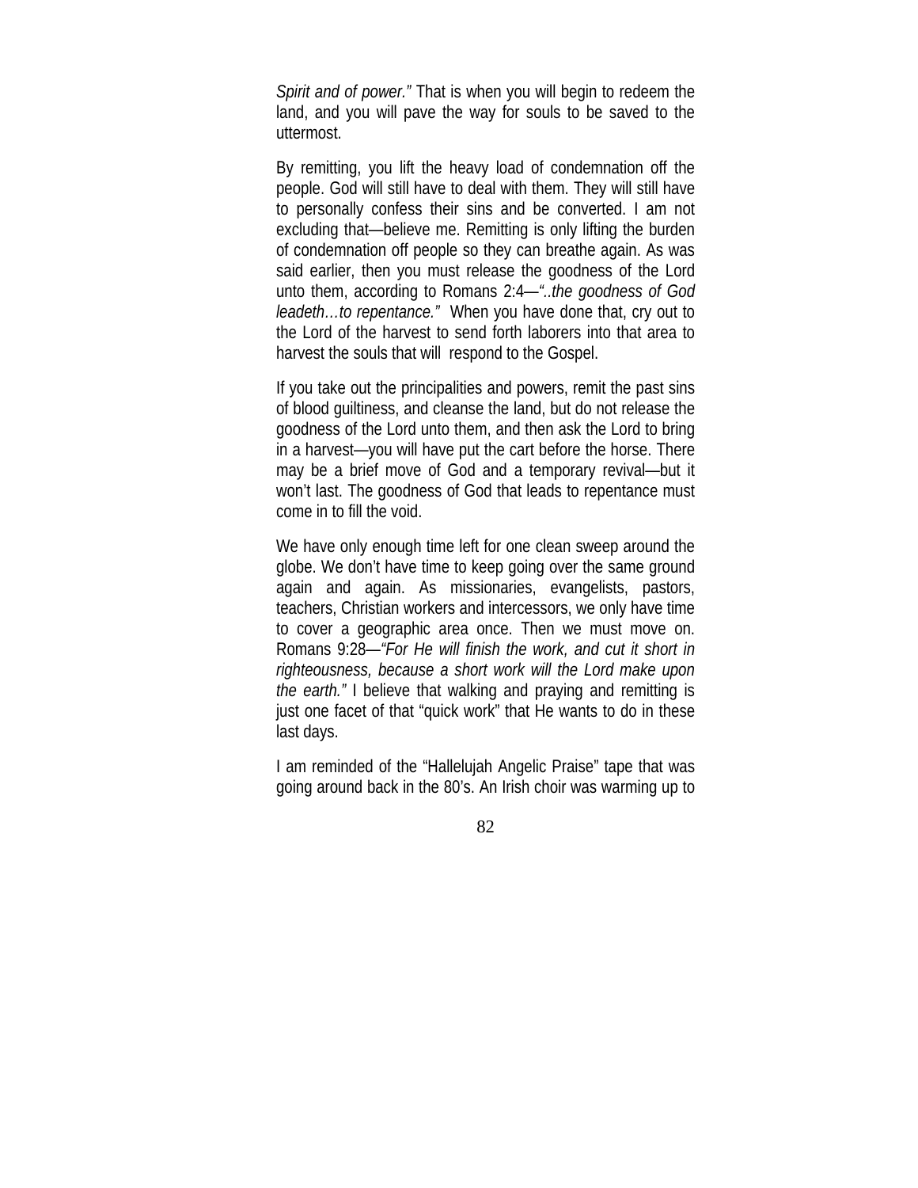*Spirit and of power."* That is when you will begin to redeem the land, and you will pave the way for souls to be saved to the uttermost.

By remitting, you lift the heavy load of condemnation off the people. God will still have to deal with them. They will still have to personally confess their sins and be converted. I am not excluding that—believe me. Remitting is only lifting the burden of condemnation off people so they can breathe again. As was said earlier, then you must release the goodness of the Lord unto them, according to Romans 2:4—*"..the goodness of God leadeth…to repentance."* When you have done that, cry out to the Lord of the harvest to send forth laborers into that area to harvest the souls that will respond to the Gospel.

If you take out the principalities and powers, remit the past sins of blood guiltiness, and cleanse the land, but do not release the goodness of the Lord unto them, and then ask the Lord to bring in a harvest—you will have put the cart before the horse. There may be a brief move of God and a temporary revival—but it won't last. The goodness of God that leads to repentance must come in to fill the void.

We have only enough time left for one clean sweep around the globe. We don't have time to keep going over the same ground again and again. As missionaries, evangelists, pastors, teachers, Christian workers and intercessors, we only have time to cover a geographic area once. Then we must move on. Romans 9:28—*"For He will finish the work, and cut it short in righteousness, because a short work will the Lord make upon the earth."* I believe that walking and praying and remitting is just one facet of that "quick work" that He wants to do in these last days.

I am reminded of the "Hallelujah Angelic Praise" tape that was going around back in the 80's. An Irish choir was warming up to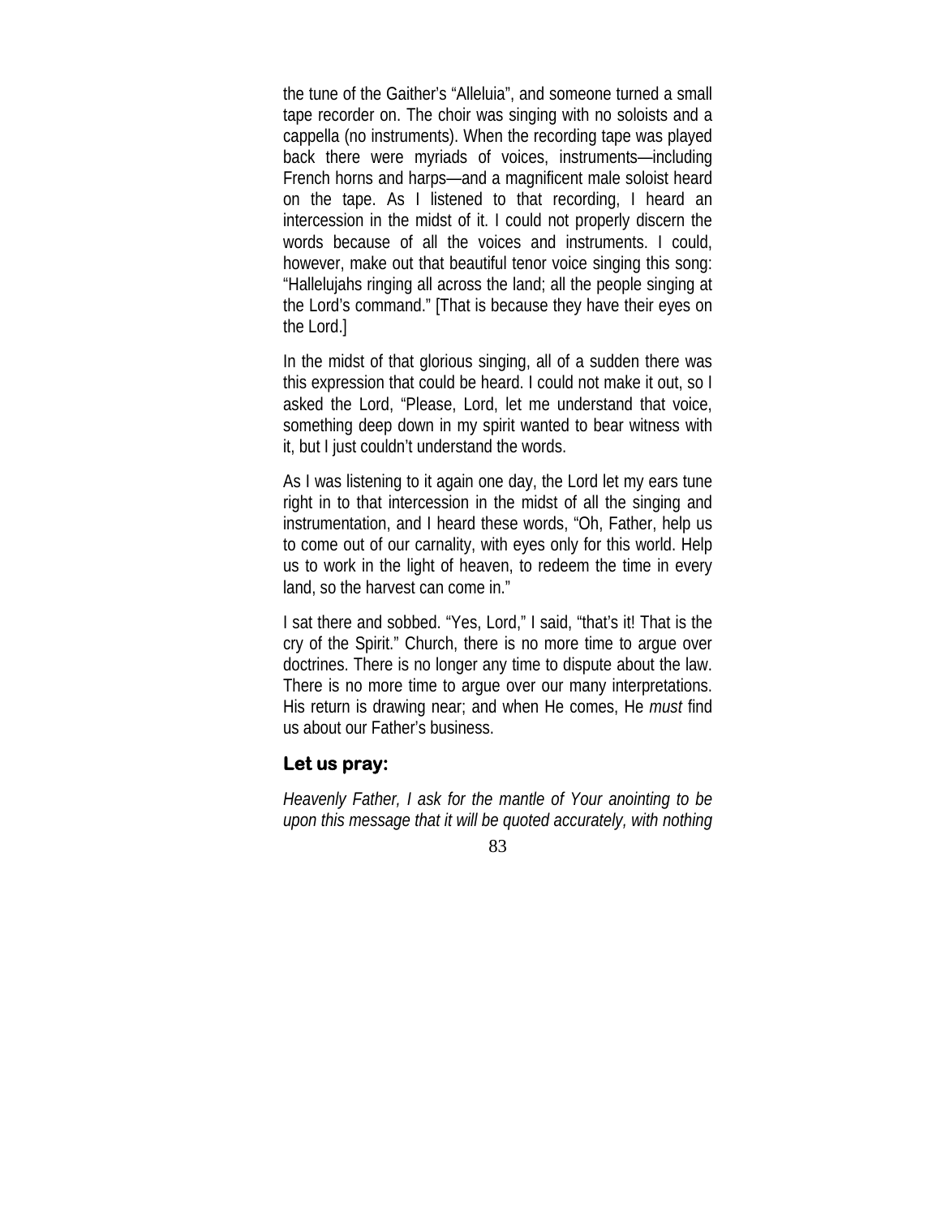the tune of the Gaither's "Alleluia", and someone turned a small tape recorder on. The choir was singing with no soloists and a cappella (no instruments). When the recording tape was played back there were myriads of voices, instruments—including French horns and harps—and a magnificent male soloist heard on the tape. As I listened to that recording, I heard an intercession in the midst of it. I could not properly discern the words because of all the voices and instruments. I could, however, make out that beautiful tenor voice singing this song: "Hallelujahs ringing all across the land; all the people singing at the Lord's command." [That is because they have their eyes on the Lord.]

In the midst of that glorious singing, all of a sudden there was this expression that could be heard. I could not make it out, so I asked the Lord, "Please, Lord, let me understand that voice, something deep down in my spirit wanted to bear witness with it, but I just couldn't understand the words.

As I was listening to it again one day, the Lord let my ears tune right in to that intercession in the midst of all the singing and instrumentation, and I heard these words, "Oh, Father, help us to come out of our carnality, with eyes only for this world. Help us to work in the light of heaven, to redeem the time in every land, so the harvest can come in."

I sat there and sobbed. "Yes, Lord," I said, "that's it! That is the cry of the Spirit." Church, there is no more time to argue over doctrines. There is no longer any time to dispute about the law. There is no more time to argue over our many interpretations. His return is drawing near; and when He comes, He *must* find us about our Father's business.

### Let us pray:

*Heavenly Father, I ask for the mantle of Your anointing to be upon this message that it will be quoted accurately, with nothing*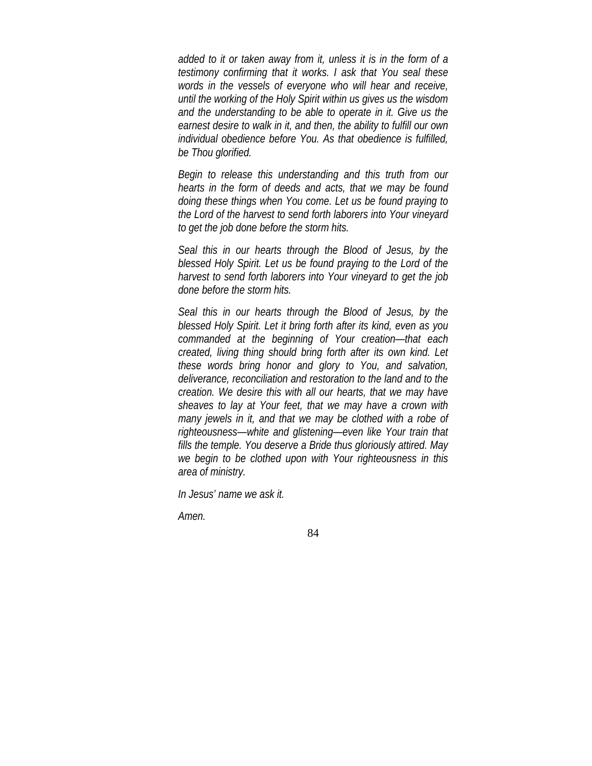*added to it or taken away from it, unless it is in the form of a testimony confirming that it works. I ask that You seal these words in the vessels of everyone who will hear and receive, until the working of the Holy Spirit within us gives us the wisdom and the understanding to be able to operate in it. Give us the earnest desire to walk in it, and then, the ability to fulfill our own individual obedience before You. As that obedience is fulfilled, be Thou glorified.*

*Begin to release this understanding and this truth from our hearts in the form of deeds and acts, that we may be found doing these things when You come. Let us be found praying to the Lord of the harvest to send forth laborers into Your vineyard to get the job done before the storm hits.*

*Seal this in our hearts through the Blood of Jesus, by the blessed Holy Spirit. Let us be found praying to the Lord of the harvest to send forth laborers into Your vineyard to get the job done before the storm hits.*

*Seal this in our hearts through the Blood of Jesus, by the blessed Holy Spirit. Let it bring forth after its kind, even as you commanded at the beginning of Your creation—that each created, living thing should bring forth after its own kind. Let these words bring honor and glory to You, and salvation, deliverance, reconciliation and restoration to the land and to the creation. We desire this with all our hearts, that we may have sheaves to lay at Your feet, that we may have a crown with many jewels in it, and that we may be clothed with a robe of righteousness—white and glistening—even like Your train that fills the temple. You deserve a Bride thus gloriously attired. May we begin to be clothed upon with Your righteousness in this area of ministry.*

*In Jesus' name we ask it.*

*Amen.*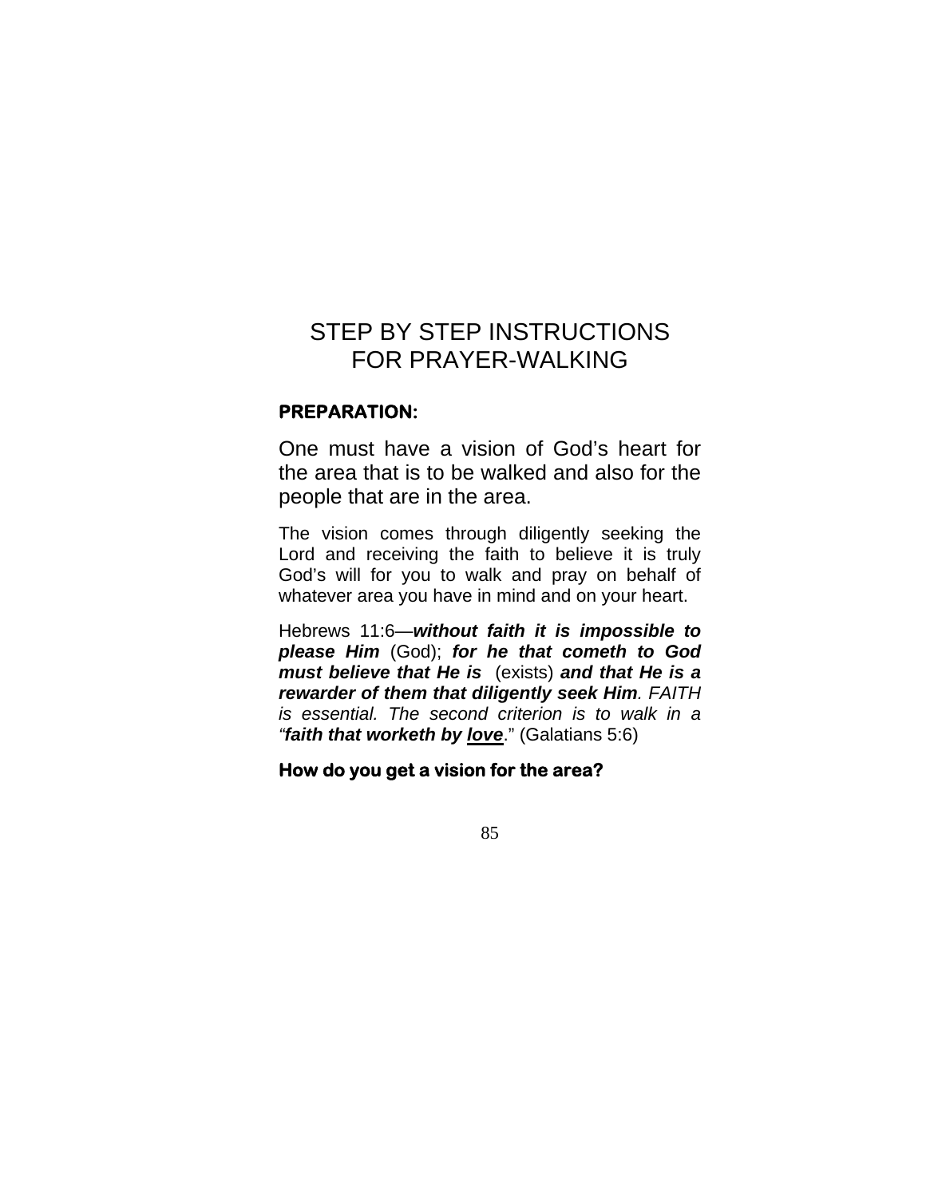# STEP BY STEP INSTRUCTIONS FOR PRAYER-WALKING

**PREPARATION:**

One must have a vision of God's heart for the area that is to be walked and also for the people that are in the area.

The vision comes through diligently seeking the Lord and receiving the faith to believe it is truly God's will for you to walk and pray on behalf of whatever area you have in mind and on your heart.

Hebrews 11:6—***without faith it is impossible to please Him*** (God); ***for he that cometh to God must believe that He is*** (exists) ***and that He is a rewarder of them that diligently seek Him****. FAITH is essential. The second criterion is to walk in a "****faith that worketh by*** ***<u>love</u>***." (Galatians 5:6)

**How do you get a vision for the area?**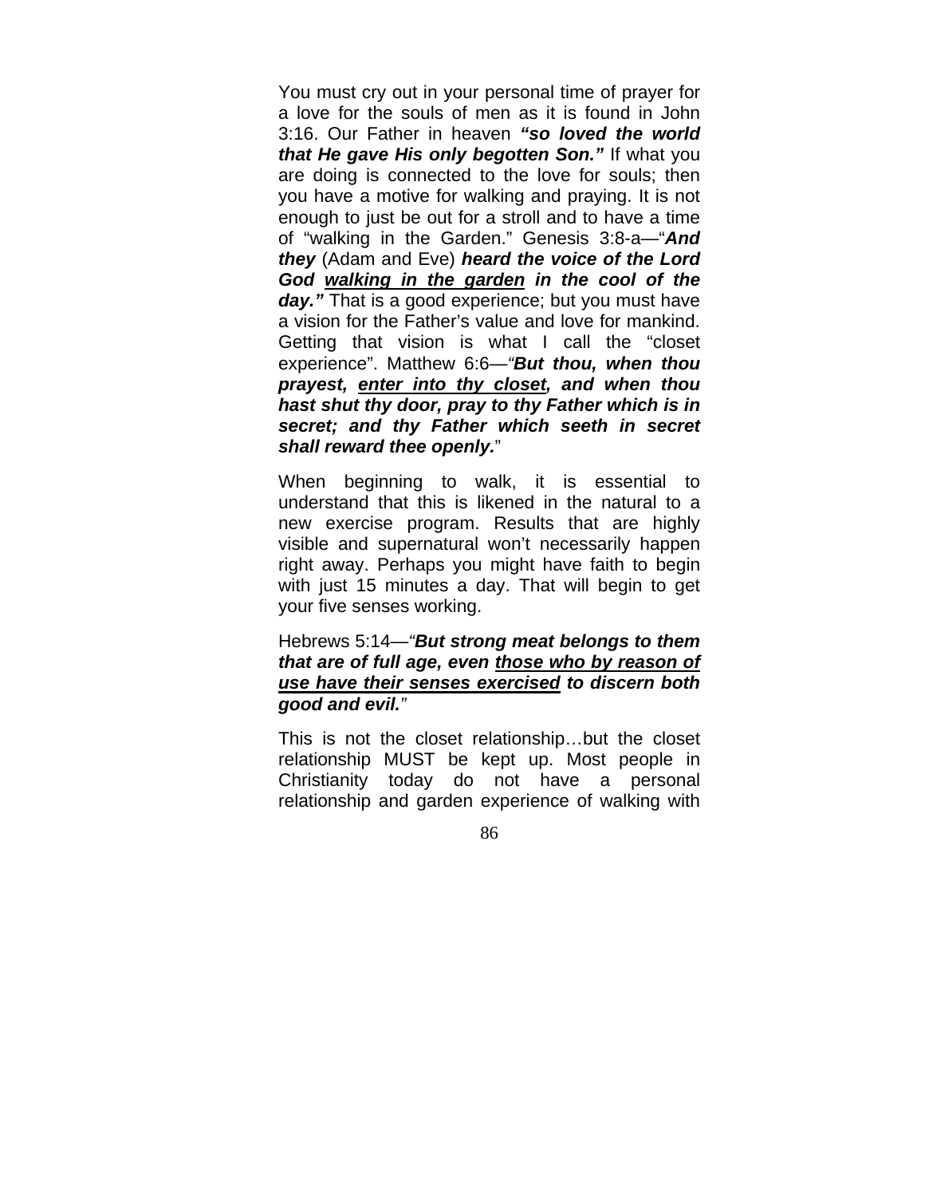You must cry out in your personal time of prayer for a love for the souls of men as it is found in John 3:16. Our Father in heaven ***"so loved the world that He gave His only begotten Son."*** If what you are doing is connected to the love for souls; then you have a motive for walking and praying. It is not enough to just be out for a stroll and to have a time of "walking in the Garden." Genesis 3:8-a—"***And they*** (Adam and Eve) ***heard the voice of the Lord God <u>walking in the garden</u> in the cool of the day."*** That is a good experience; but you must have a vision for the Father's value and love for mankind. Getting that vision is what I call the "closet experience". Matthew 6:6—*"**But thou, when thou prayest, <u>enter into thy closet</u>, and when thou hast shut thy door, pray to thy Father which is in secret; and thy Father which seeth in secret shall reward thee openly.**"*

When beginning to walk, it is essential to understand that this is likened in the natural to a new exercise program. Results that are highly visible and supernatural won't necessarily happen right away. Perhaps you might have faith to begin with just 15 minutes a day. That will begin to get your five senses working.

Hebrews 5:14—*"**But strong meat belongs to them that are of full age, even <u>those who by reason of use have their senses exercised</u> to discern both good and evil.**"*

This is not the closet relationship…but the closet relationship MUST be kept up. Most people in Christianity today do not have a personal relationship and garden experience of walking with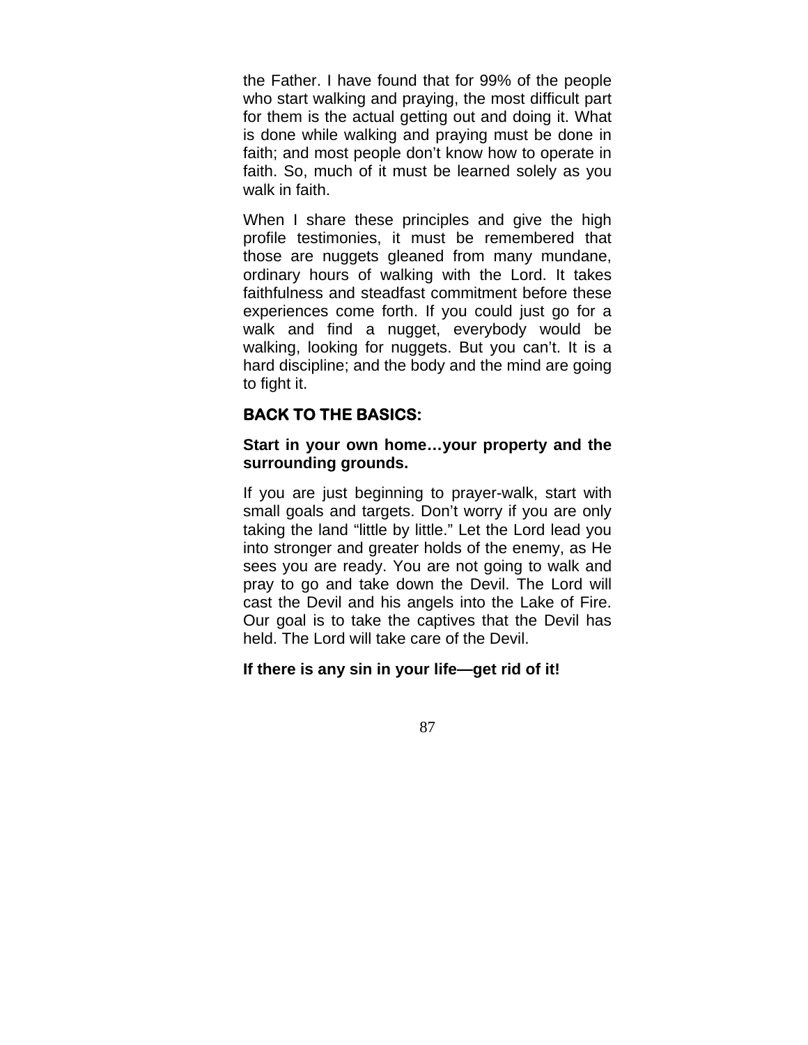the Father. I have found that for 99% of the people who start walking and praying, the most difficult part for them is the actual getting out and doing it. What is done while walking and praying must be done in faith; and most people don't know how to operate in faith. So, much of it must be learned solely as you walk in faith.

When I share these principles and give the high profile testimonies, it must be remembered that those are nuggets gleaned from many mundane, ordinary hours of walking with the Lord. It takes faithfulness and steadfast commitment before these experiences come forth. If you could just go for a walk and find a nugget, everybody would be walking, looking for nuggets. But you can't. It is a hard discipline; and the body and the mind are going to fight it.

## BACK TO THE BASICS:

**Start in your own home…your property and the surrounding grounds.**

If you are just beginning to prayer-walk, start with small goals and targets. Don't worry if you are only taking the land "little by little." Let the Lord lead you into stronger and greater holds of the enemy, as He sees you are ready. You are not going to walk and pray to go and take down the Devil. The Lord will cast the Devil and his angels into the Lake of Fire. Our goal is to take the captives that the Devil has held. The Lord will take care of the Devil.

**If there is any sin in your life—get rid of it!**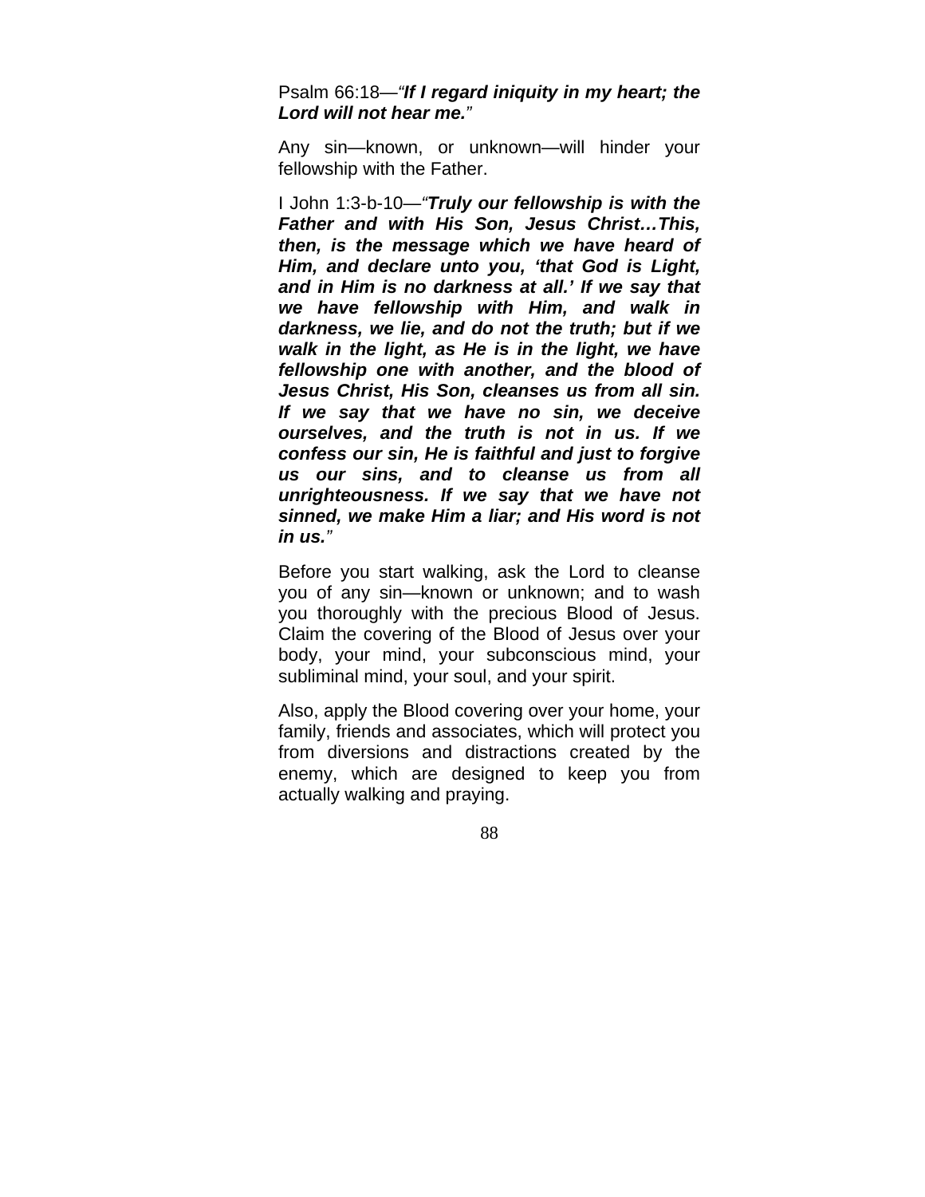Psalm 66:18—*"**If I regard iniquity in my heart; the Lord will not hear me.**"*

Any sin—known, or unknown—will hinder your fellowship with the Father.

I John 1:3-b-10—*"**Truly our fellowship is with the Father and with His Son, Jesus Christ…This, then, is the message which we have heard of Him, and declare unto you, 'that God is Light, and in Him is no darkness at all.' If we say that we have fellowship with Him, and walk in darkness, we lie, and do not the truth; but if we walk in the light, as He is in the light, we have fellowship one with another, and the blood of Jesus Christ, His Son, cleanses us from all sin. If we say that we have no sin, we deceive ourselves, and the truth is not in us. If we confess our sin, He is faithful and just to forgive us our sins, and to cleanse us from all unrighteousness. If we say that we have not sinned, we make Him a liar; and His word is not in us.**"*

Before you start walking, ask the Lord to cleanse you of any sin—known or unknown; and to wash you thoroughly with the precious Blood of Jesus. Claim the covering of the Blood of Jesus over your body, your mind, your subconscious mind, your subliminal mind, your soul, and your spirit.

Also, apply the Blood covering over your home, your family, friends and associates, which will protect you from diversions and distractions created by the enemy, which are designed to keep you from actually walking and praying.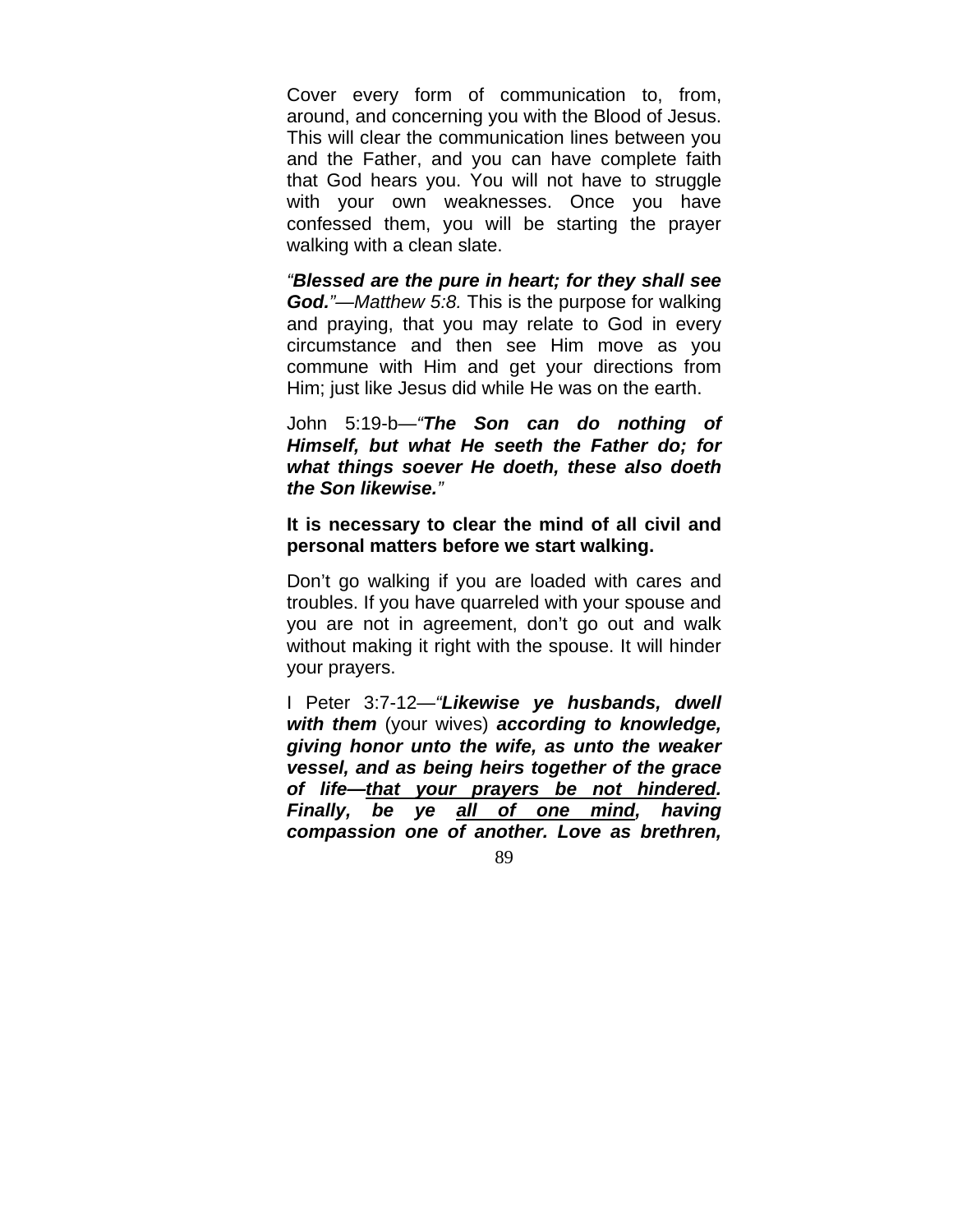Cover every form of communication to, from, around, and concerning you with the Blood of Jesus. This will clear the communication lines between you and the Father, and you can have complete faith that God hears you. You will not have to struggle with your own weaknesses. Once you have confessed them, you will be starting the prayer walking with a clean slate.

*"**Blessed are the pure in heart; for they shall see God.**"—Matthew 5:8.* This is the purpose for walking and praying, that you may relate to God in every circumstance and then see Him move as you commune with Him and get your directions from Him; just like Jesus did while He was on the earth.

John 5:19-b—*"**The Son can do nothing of Himself, but what He seeth the Father do; for what things soever He doeth, these also doeth the Son likewise.**"*

**It is necessary to clear the mind of all civil and personal matters before we start walking.**

Don't go walking if you are loaded with cares and troubles. If you have quarreled with your spouse and you are not in agreement, don't go out and walk without making it right with the spouse. It will hinder your prayers.

I Peter 3:7-12—*"**Likewise ye husbands, dwell with them** (your wives) **according to knowledge, giving honor unto the wife, as unto the weaker vessel, and as being heirs together of the grace of life—<u>that your prayers be not hindered</u>. Finally, be ye <u>all of one mind</u>, having compassion one of another. Love as brethren,***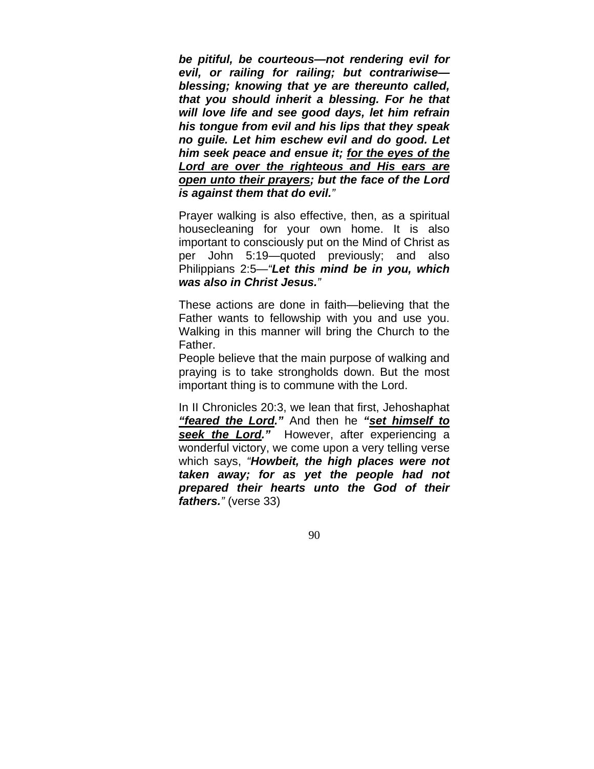***be pitiful, be courteous—not rendering evil for evil, or railing for railing; but contrariwise—blessing; knowing that ye are thereunto called, that you should inherit a blessing. For he that will love life and see good days, let him refrain his tongue from evil and his lips that they speak no guile. Let him eschew evil and do good. Let him seek peace and ensue it; <u>for the eyes of the Lord are over the righteous and His ears are open unto their prayers</u>; but the face of the Lord is against them that do evil.***"

Prayer walking is also effective, then, as a spiritual housecleaning for your own home. It is also important to consciously put on the Mind of Christ as per John 5:19—quoted previously; and also Philippians 2:5—*"**Let this mind be in you, which was also in Christ Jesus.**"*

These actions are done in faith—believing that the Father wants to fellowship with you and use you. Walking in this manner will bring the Church to the Father.

People believe that the main purpose of walking and praying is to take strongholds down. But the most important thing is to commune with the Lord.

In II Chronicles 20:3, we lean that first, Jehoshaphat ***"<u>feared the Lord</u>."*** And then he ***"<u>set himself to seek the Lord</u>."*** However, after experiencing a wonderful victory, we come upon a very telling verse which says, *"**Howbeit, the high places were not taken away; for as yet the people had not prepared their hearts unto the God of their fathers.**"* (verse 33)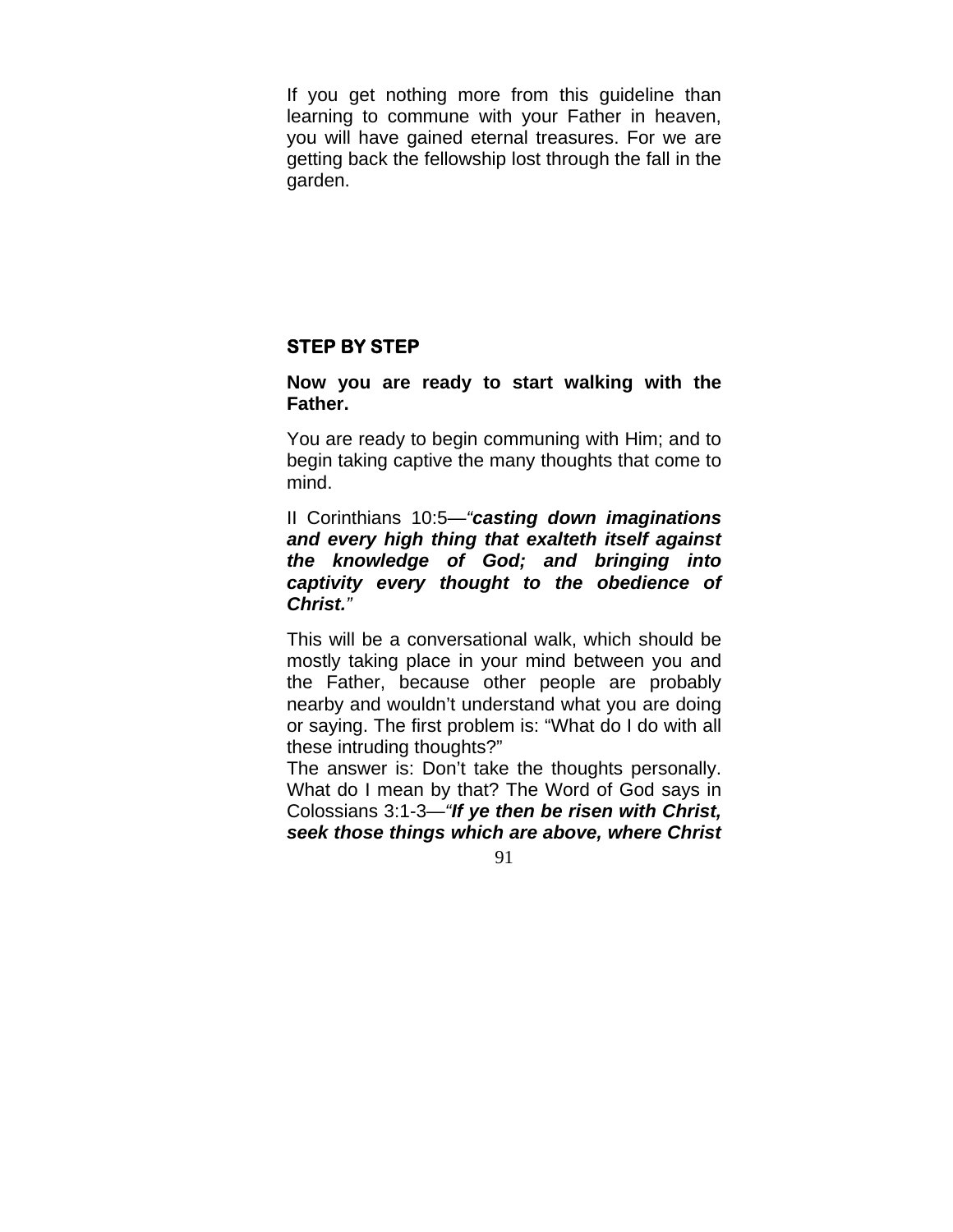If you get nothing more from this guideline than learning to commune with your Father in heaven, you will have gained eternal treasures. For we are getting back the fellowship lost through the fall in the garden.

## STEP BY STEP

**Now you are ready to start walking with the Father.**

You are ready to begin communing with Him; and to begin taking captive the many thoughts that come to mind.

II Corinthians 10:5—*"**casting down imaginations and every high thing that exalteth itself against the knowledge of God; and bringing into captivity every thought to the obedience of Christ.**"*

This will be a conversational walk, which should be mostly taking place in your mind between you and the Father, because other people are probably nearby and wouldn't understand what you are doing or saying. The first problem is: "What do I do with all these intruding thoughts?"

The answer is: Don't take the thoughts personally. What do I mean by that? The Word of God says in Colossians 3:1-3—*"**If ye then be risen with Christ, seek those things which are above, where Christ**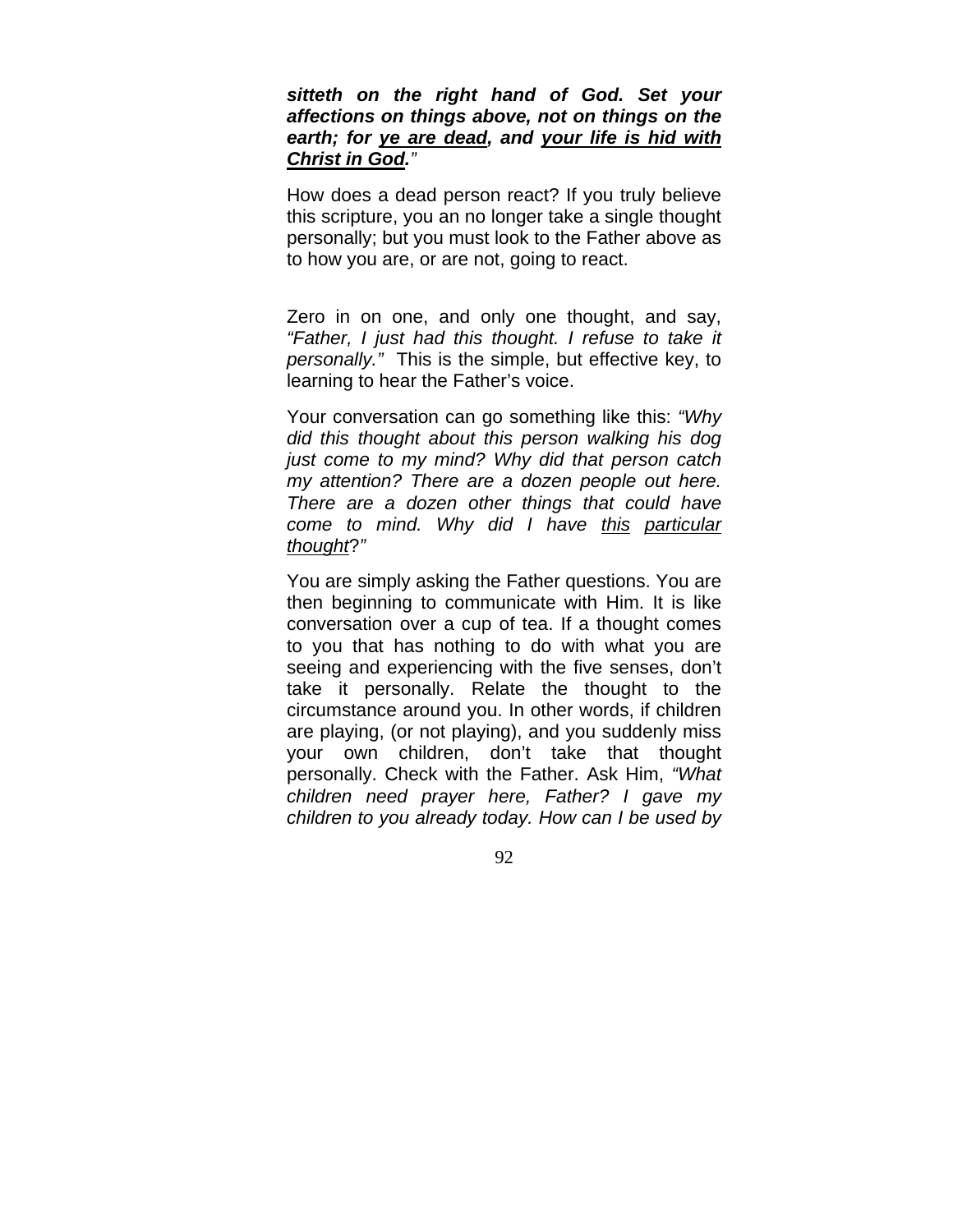***sitteth on the right hand of God. Set your affections on things above, not on things on the earth; for <u>ye are dead</u>, and <u>your life is hid with Christ in God</u>.***"

How does a dead person react? If you truly believe this scripture, you an no longer take a single thought personally; but you must look to the Father above as to how you are, or are not, going to react.

Zero in on one, and only one thought, and say, *"Father, I just had this thought. I refuse to take it personally."* This is the simple, but effective key, to learning to hear the Father's voice.

Your conversation can go something like this: *"Why did this thought about this person walking his dog just come to my mind? Why did that person catch my attention? There are a dozen people out here. There are a dozen other things that could have come to mind. Why did I have <u>this</u> <u>particular</u> <u>thought</u>?"*

You are simply asking the Father questions. You are then beginning to communicate with Him. It is like conversation over a cup of tea. If a thought comes to you that has nothing to do with what you are seeing and experiencing with the five senses, don't take it personally. Relate the thought to the circumstance around you. In other words, if children are playing, (or not playing), and you suddenly miss your own children, don't take that thought personally. Check with the Father. Ask Him, *"What children need prayer here, Father? I gave my children to you already today. How can I be used by*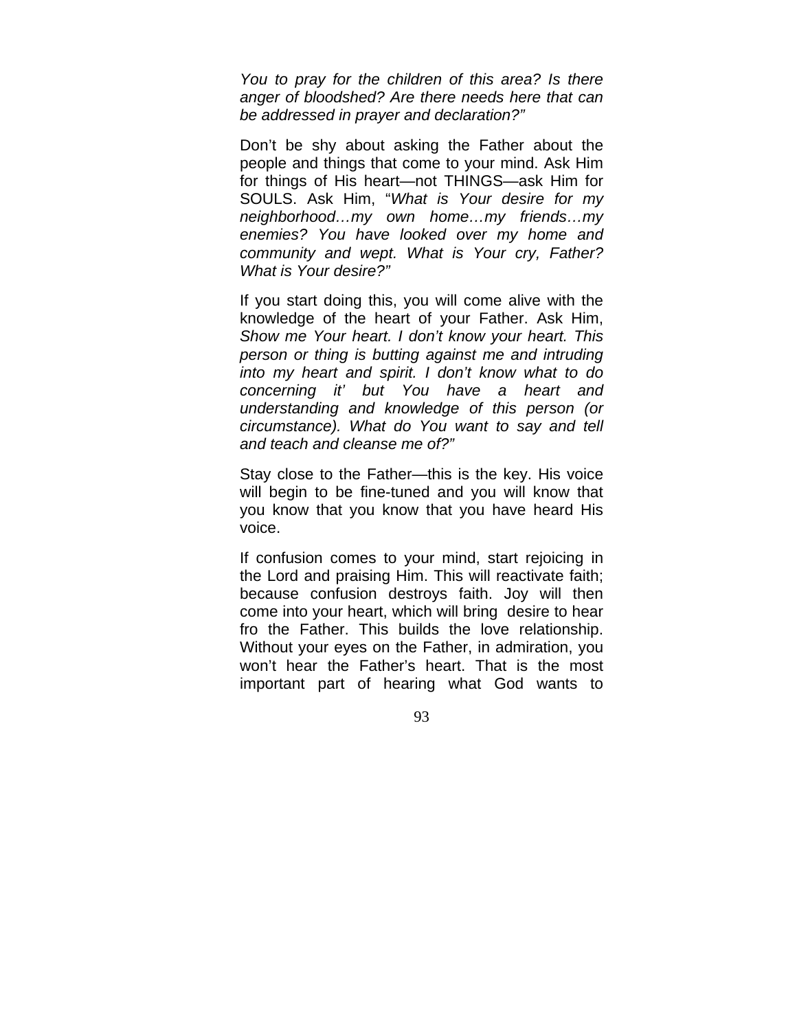*You to pray for the children of this area? Is there anger of bloodshed? Are there needs here that can be addressed in prayer and declaration?"*

Don't be shy about asking the Father about the people and things that come to your mind. Ask Him for things of His heart—not THINGS—ask Him for SOULS. Ask Him, "*What is Your desire for my neighborhood…my own home…my friends…my enemies? You have looked over my home and community and wept. What is Your cry, Father? What is Your desire?"*

If you start doing this, you will come alive with the knowledge of the heart of your Father. Ask Him, *Show me Your heart. I don't know your heart. This person or thing is butting against me and intruding into my heart and spirit. I don't know what to do concerning it' but You have a heart and understanding and knowledge of this person (or circumstance). What do You want to say and tell and teach and cleanse me of?"*

Stay close to the Father—this is the key. His voice will begin to be fine-tuned and you will know that you know that you know that you have heard His voice.

If confusion comes to your mind, start rejoicing in the Lord and praising Him. This will reactivate faith; because confusion destroys faith. Joy will then come into your heart, which will bring desire to hear fro the Father. This builds the love relationship. Without your eyes on the Father, in admiration, you won't hear the Father's heart. That is the most important part of hearing what God wants to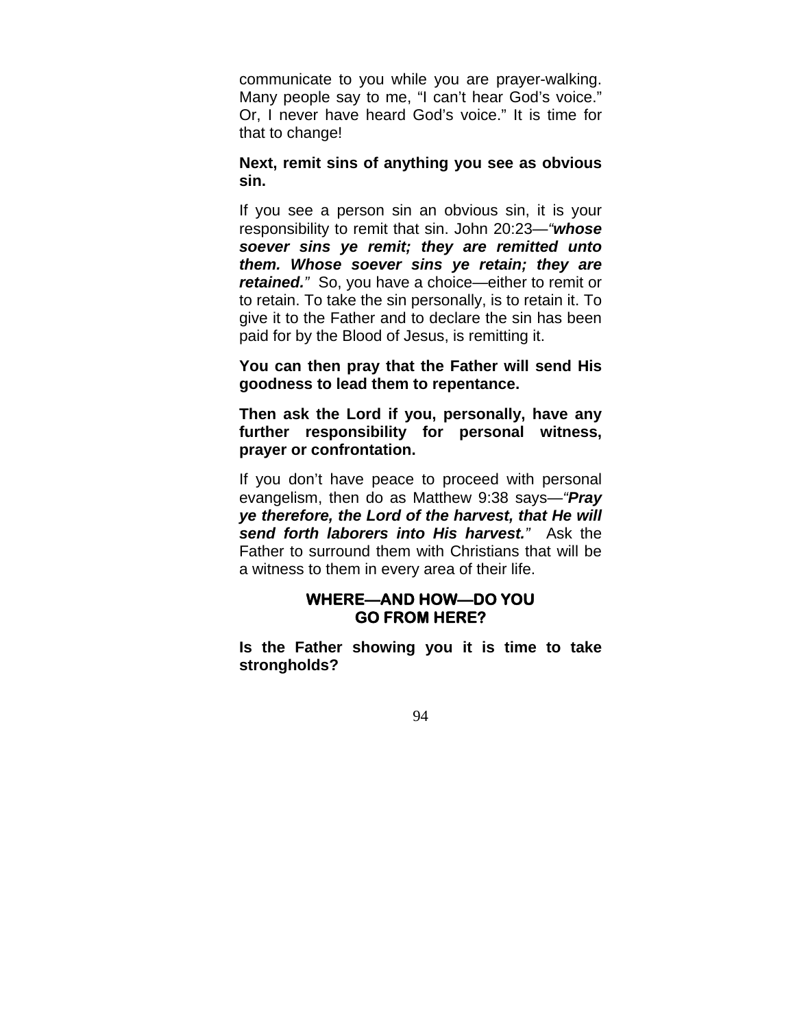communicate to you while you are prayer-walking. Many people say to me, “I can’t hear God’s voice.” Or, I never have heard God’s voice.” It is time for that to change!

**Next, remit sins of anything you see as obvious sin.**

If you see a person sin an obvious sin, it is your responsibility to remit that sin. John 20:23—*“**whose soever sins ye remit; they are remitted unto them. Whose soever sins ye retain; they are retained.**”* So, you have a choice—either to remit or to retain. To take the sin personally, is to retain it. To give it to the Father and to declare the sin has been paid for by the Blood of Jesus, is remitting it.

**You can then pray that the Father will send His goodness to lead them to repentance.**

**Then ask the Lord if you, personally, have any further responsibility for personal witness, prayer or confrontation.**

If you don’t have peace to proceed with personal evangelism, then do as Matthew 9:38 says—*“**Pray ye therefore, the Lord of the harvest, that He will send forth laborers into His harvest.**”* Ask the Father to surround them with Christians that will be a witness to them in every area of their life.

## WHERE—AND HOW—DO YOU GO FROM HERE?

**Is the Father showing you it is time to take strongholds?**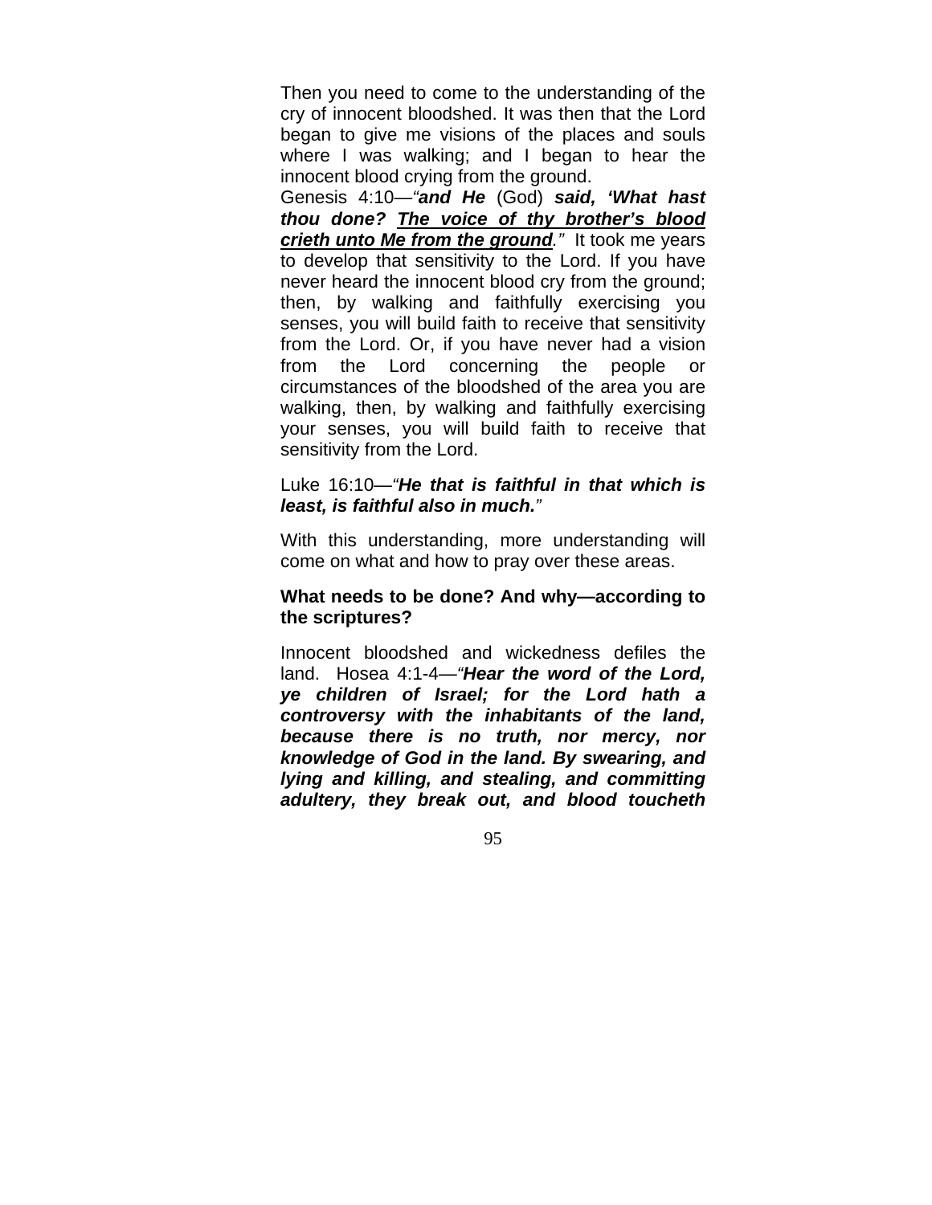Then you need to come to the understanding of the cry of innocent bloodshed. It was then that the Lord began to give me visions of the places and souls where I was walking; and I began to hear the innocent blood crying from the ground.

Genesis 4:10—*"**and He*** (God) ***said, 'What hast thou done? <u>The voice of thy brother's blood crieth unto Me from the ground</u>.**"* It took me years to develop that sensitivity to the Lord. If you have never heard the innocent blood cry from the ground; then, by walking and faithfully exercising you senses, you will build faith to receive that sensitivity from the Lord. Or, if you have never had a vision from the Lord concerning the people or circumstances of the bloodshed of the area you are walking, then, by walking and faithfully exercising your senses, you will build faith to receive that sensitivity from the Lord.

Luke 16:10—*"**He that is faithful in that which is least, is faithful also in much.**"*

With this understanding, more understanding will come on what and how to pray over these areas.

**What needs to be done? And why—according to the scriptures?**

Innocent bloodshed and wickedness defiles the land. Hosea 4:1-4—*"**Hear the word of the Lord, ye children of Israel; for the Lord hath a controversy with the inhabitants of the land, because there is no truth, nor mercy, nor knowledge of God in the land. By swearing, and lying and killing, and stealing, and committing adultery, they break out, and blood toucheth***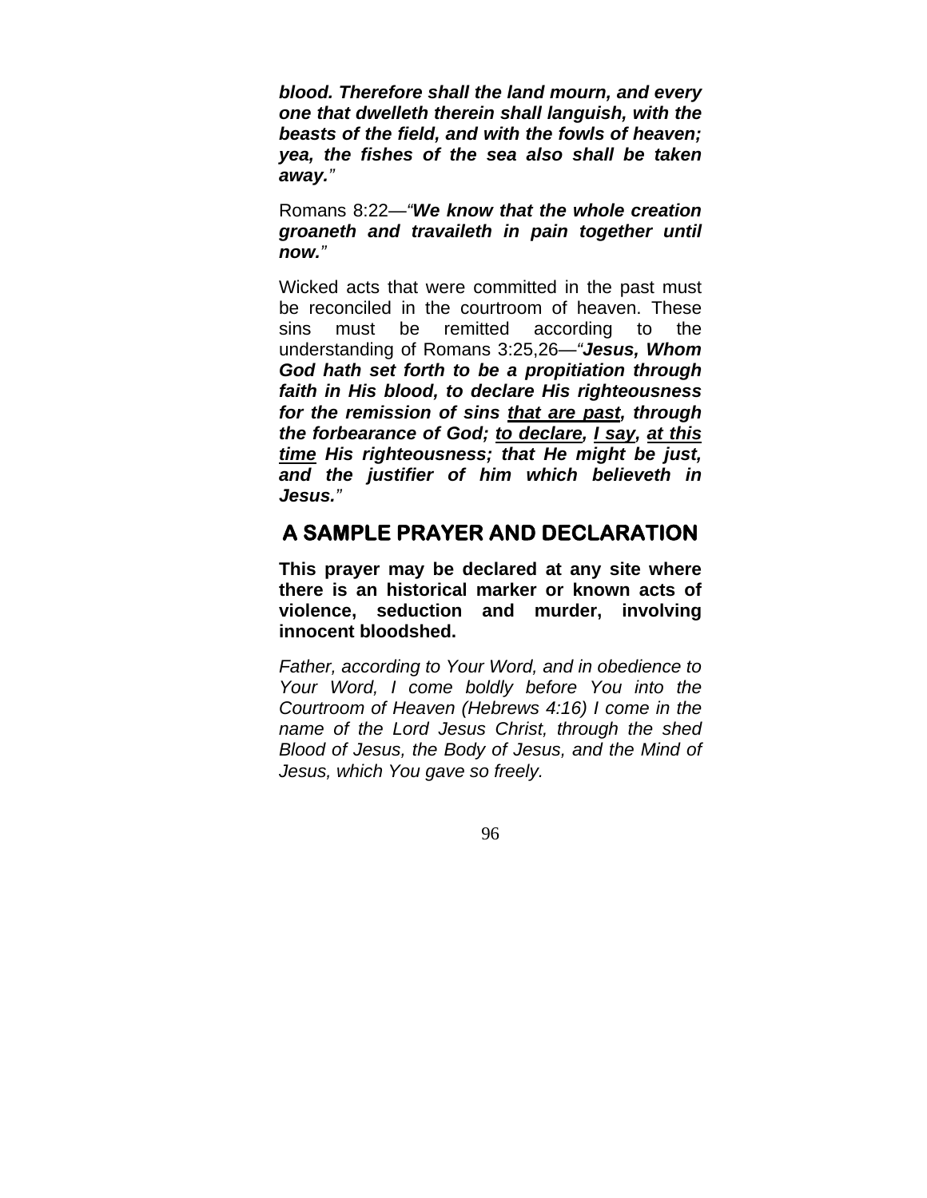***blood. Therefore shall the land mourn, and every one that dwelleth therein shall languish, with the beasts of the field, and with the fowls of heaven; yea, the fishes of the sea also shall be taken away.***"

Romans 8:22—"***We know that the whole creation groaneth and travaileth in pain together until now.***"

Wicked acts that were committed in the past must be reconciled in the courtroom of heaven. These sins must be remitted according to the understanding of Romans 3:25,26—"***Jesus, Whom God hath set forth to be a propitiation through faith in His blood, to declare His righteousness for the remission of sins <u>that are past</u>, through the forbearance of God; <u>to declare</u>, <u>I say</u>, <u>at this time</u> His righteousness; that He might be just, and the justifier of him which believeth in Jesus.***"

## A SAMPLE PRAYER AND DECLARATION

**This prayer may be declared at any site where there is an historical marker or known acts of violence, seduction and murder, involving innocent bloodshed.**

*Father, according to Your Word, and in obedience to Your Word, I come boldly before You into the Courtroom of Heaven (Hebrews 4:16) I come in the name of the Lord Jesus Christ, through the shed Blood of Jesus, the Body of Jesus, and the Mind of Jesus, which You gave so freely.*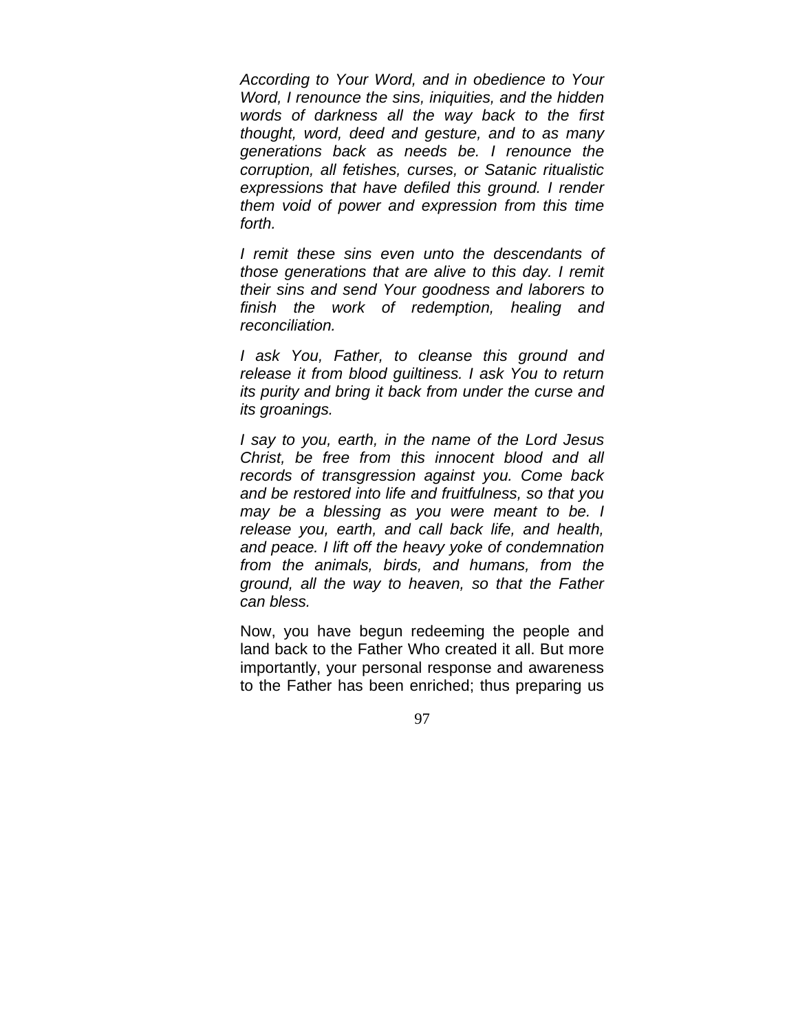*According to Your Word, and in obedience to Your Word, I renounce the sins, iniquities, and the hidden words of darkness all the way back to the first thought, word, deed and gesture, and to as many generations back as needs be. I renounce the corruption, all fetishes, curses, or Satanic ritualistic expressions that have defiled this ground. I render them void of power and expression from this time forth.*

*I remit these sins even unto the descendants of those generations that are alive to this day. I remit their sins and send Your goodness and laborers to finish the work of redemption, healing and reconciliation.*

*I ask You, Father, to cleanse this ground and release it from blood guiltiness. I ask You to return its purity and bring it back from under the curse and its groanings.*

*I say to you, earth, in the name of the Lord Jesus Christ, be free from this innocent blood and all records of transgression against you. Come back and be restored into life and fruitfulness, so that you may be a blessing as you were meant to be. I release you, earth, and call back life, and health, and peace. I lift off the heavy yoke of condemnation from the animals, birds, and humans, from the ground, all the way to heaven, so that the Father can bless.*

Now, you have begun redeeming the people and land back to the Father Who created it all. But more importantly, your personal response and awareness to the Father has been enriched; thus preparing us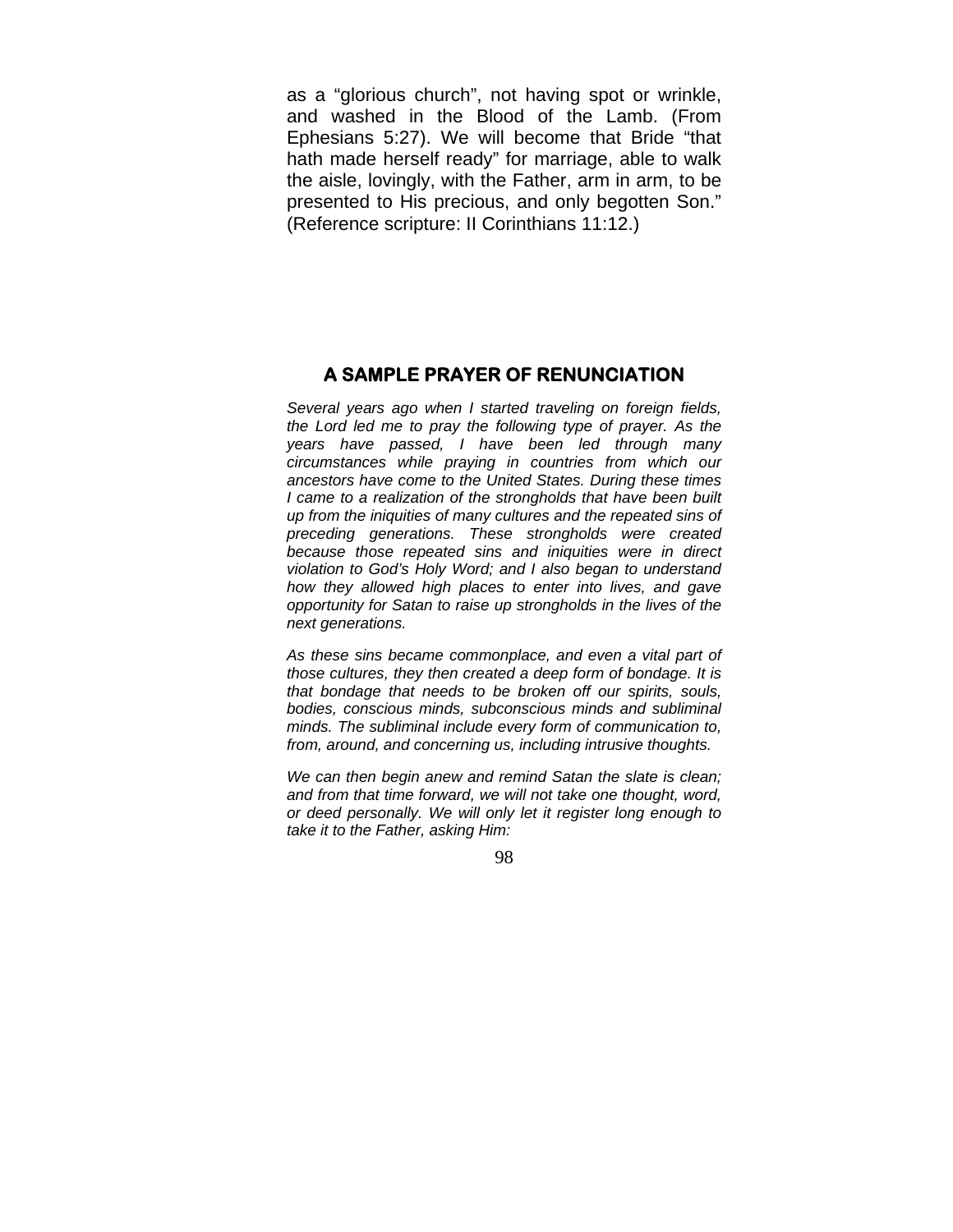as a "glorious church", not having spot or wrinkle, and washed in the Blood of the Lamb. (From Ephesians 5:27). We will become that Bride "that hath made herself ready" for marriage, able to walk the aisle, lovingly, with the Father, arm in arm, to be presented to His precious, and only begotten Son." (Reference scripture: II Corinthians 11:12.)

## A SAMPLE PRAYER OF RENUNCIATION

*Several years ago when I started traveling on foreign fields, the Lord led me to pray the following type of prayer. As the years have passed, I have been led through many circumstances while praying in countries from which our ancestors have come to the United States. During these times I came to a realization of the strongholds that have been built up from the iniquities of many cultures and the repeated sins of preceding generations. These strongholds were created because those repeated sins and iniquities were in direct violation to God's Holy Word; and I also began to understand how they allowed high places to enter into lives, and gave opportunity for Satan to raise up strongholds in the lives of the next generations.*

*As these sins became commonplace, and even a vital part of those cultures, they then created a deep form of bondage. It is that bondage that needs to be broken off our spirits, souls, bodies, conscious minds, subconscious minds and subliminal minds. The subliminal include every form of communication to, from, around, and concerning us, including intrusive thoughts.*

*We can then begin anew and remind Satan the slate is clean; and from that time forward, we will not take one thought, word, or deed personally. We will only let it register long enough to take it to the Father, asking Him:*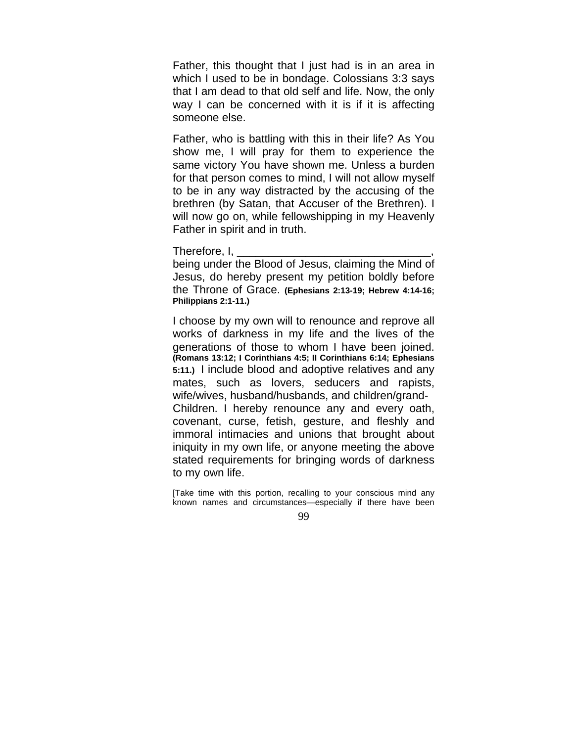Father, this thought that I just had is in an area in which I used to be in bondage. Colossians 3:3 says that I am dead to that old self and life. Now, the only way I can be concerned with it is if it is affecting someone else.

Father, who is battling with this in their life? As You show me, I will pray for them to experience the same victory You have shown me. Unless a burden for that person comes to mind, I will not allow myself to be in any way distracted by the accusing of the brethren (by Satan, that Accuser of the Brethren). I will now go on, while fellowshipping in my Heavenly Father in spirit and in truth.

Therefore, I, _______________________________, being under the Blood of Jesus, claiming the Mind of Jesus, do hereby present my petition boldly before the Throne of Grace. **(Ephesians 2:13-19; Hebrew 4:14-16; Philippians 2:1-11.)**

I choose by my own will to renounce and reprove all works of darkness in my life and the lives of the generations of those to whom I have been joined. **(Romans 13:12; I Corinthians 4:5; II Corinthians 6:14; Ephesians 5:11.)** I include blood and adoptive relatives and any mates, such as lovers, seducers and rapists, wife/wives, husband/husbands, and children/grand-Children. I hereby renounce any and every oath, covenant, curse, fetish, gesture, and fleshly and immoral intimacies and unions that brought about iniquity in my own life, or anyone meeting the above stated requirements for bringing words of darkness to my own life.

[Take time with this portion, recalling to your conscious mind any known names and circumstances—especially if there have been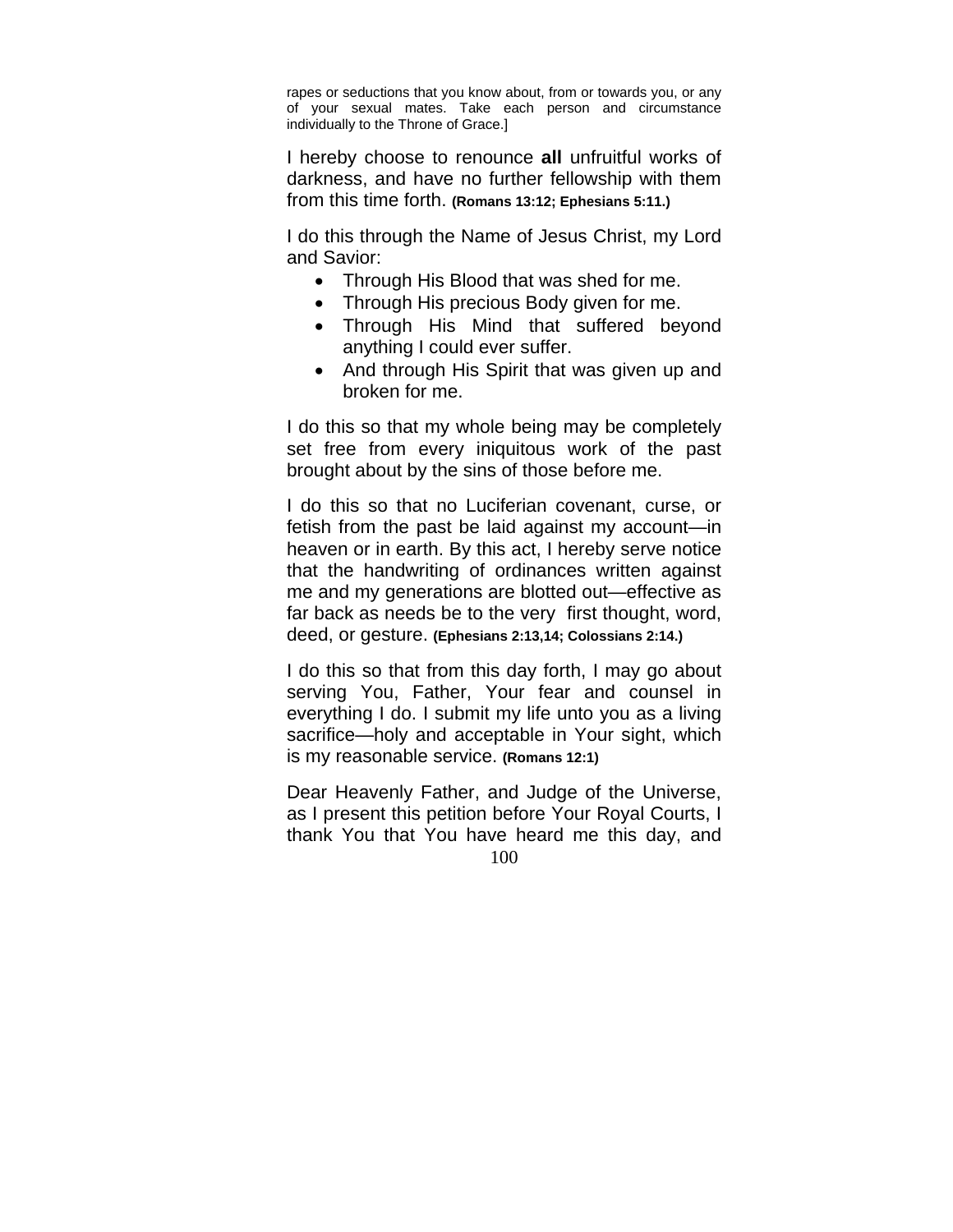rapes or seductions that you know about, from or towards you, or any of your sexual mates. Take each person and circumstance individually to the Throne of Grace.]

I hereby choose to renounce **all** unfruitful works of darkness, and have no further fellowship with them from this time forth. **(Romans 13:12; Ephesians 5:11.)**

I do this through the Name of Jesus Christ, my Lord and Savior:

- Through His Blood that was shed for me.
- Through His precious Body given for me.
- Through His Mind that suffered beyond anything I could ever suffer.
- And through His Spirit that was given up and broken for me.

I do this so that my whole being may be completely set free from every iniquitous work of the past brought about by the sins of those before me.

I do this so that no Luciferian covenant, curse, or fetish from the past be laid against my account—in heaven or in earth. By this act, I hereby serve notice that the handwriting of ordinances written against me and my generations are blotted out—effective as far back as needs be to the very first thought, word, deed, or gesture. **(Ephesians 2:13,14; Colossians 2:14.)**

I do this so that from this day forth, I may go about serving You, Father, Your fear and counsel in everything I do. I submit my life unto you as a living sacrifice—holy and acceptable in Your sight, which is my reasonable service. **(Romans 12:1)**

Dear Heavenly Father, and Judge of the Universe, as I present this petition before Your Royal Courts, I thank You that You have heard me this day, and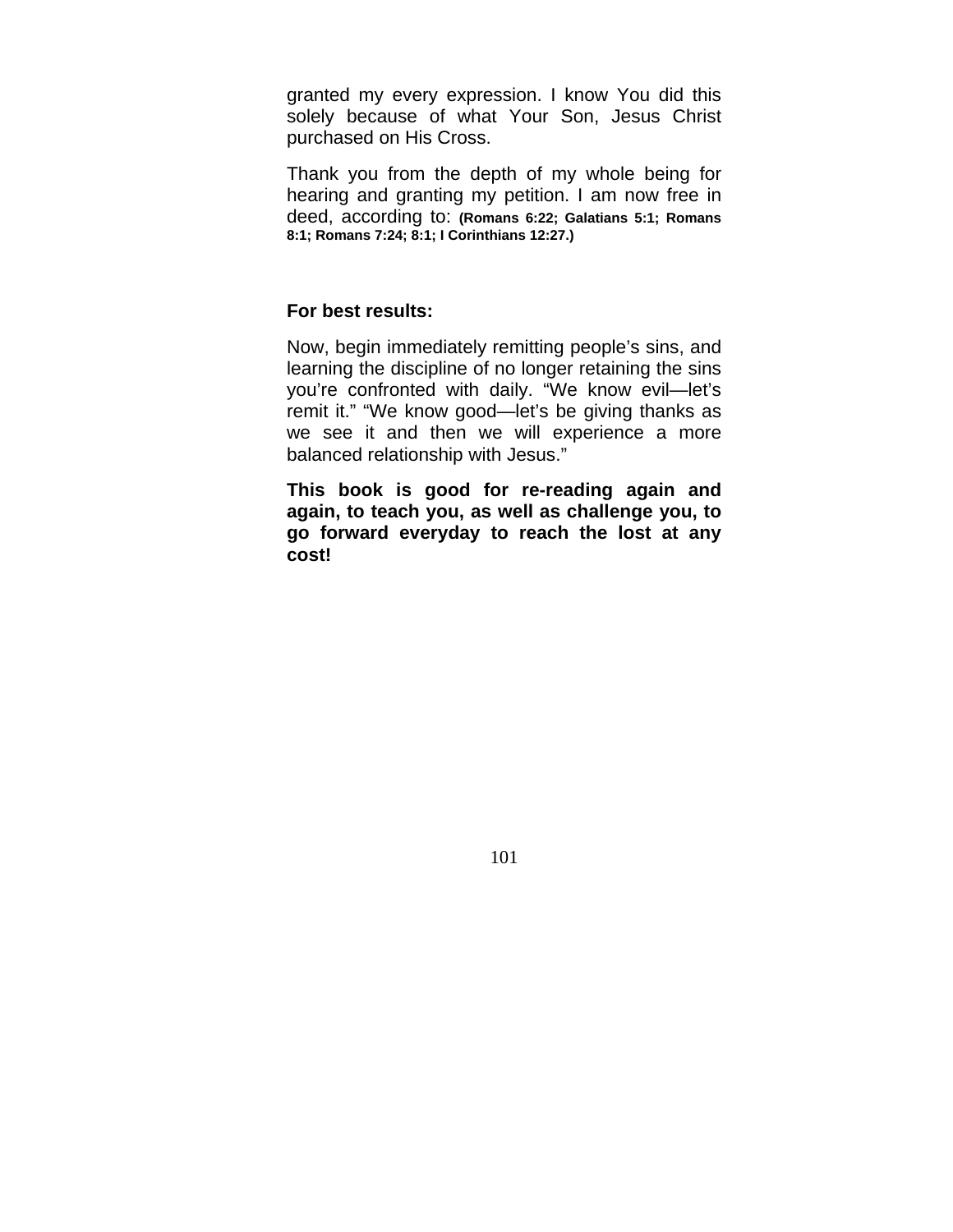granted my every expression. I know You did this solely because of what Your Son, Jesus Christ purchased on His Cross.

Thank you from the depth of my whole being for hearing and granting my petition. I am now free in deed, according to: **(Romans 6:22; Galatians 5:1; Romans 8:1; Romans 7:24; 8:1; I Corinthians 12:27.)**

**For best results:**

Now, begin immediately remitting people's sins, and learning the discipline of no longer retaining the sins you're confronted with daily. "We know evil—let's remit it." "We know good—let's be giving thanks as we see it and then we will experience a more balanced relationship with Jesus."

**This book is good for re-reading again and again, to teach you, as well as challenge you, to go forward everyday to reach the lost at any cost!**